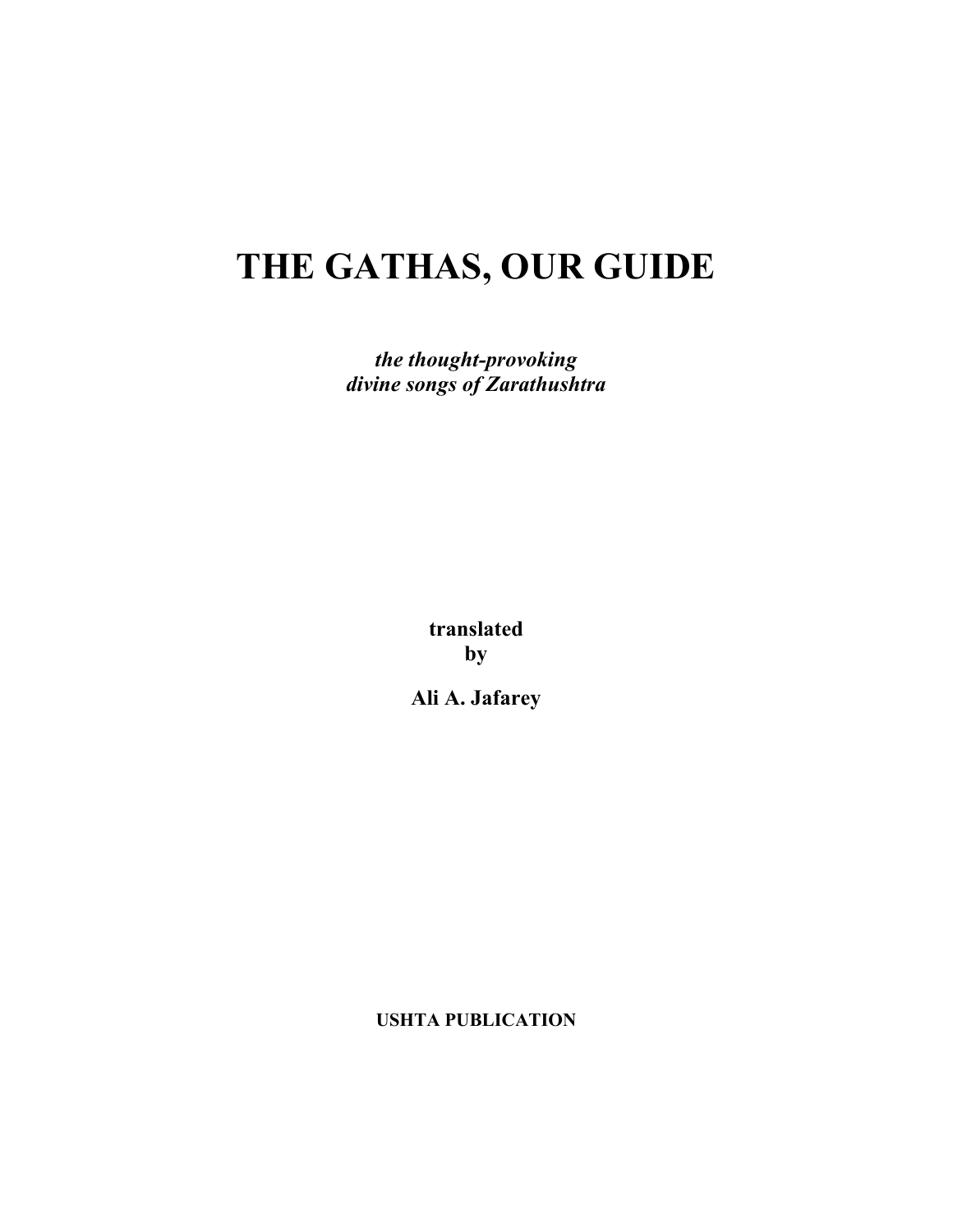# THE GATHAS, OUR GUIDE

***the thought-provoking***
***divine songs of Zarathushtra***

**translated**
**by**

**Ali A. Jafarey**

**USHTA PUBLICATION**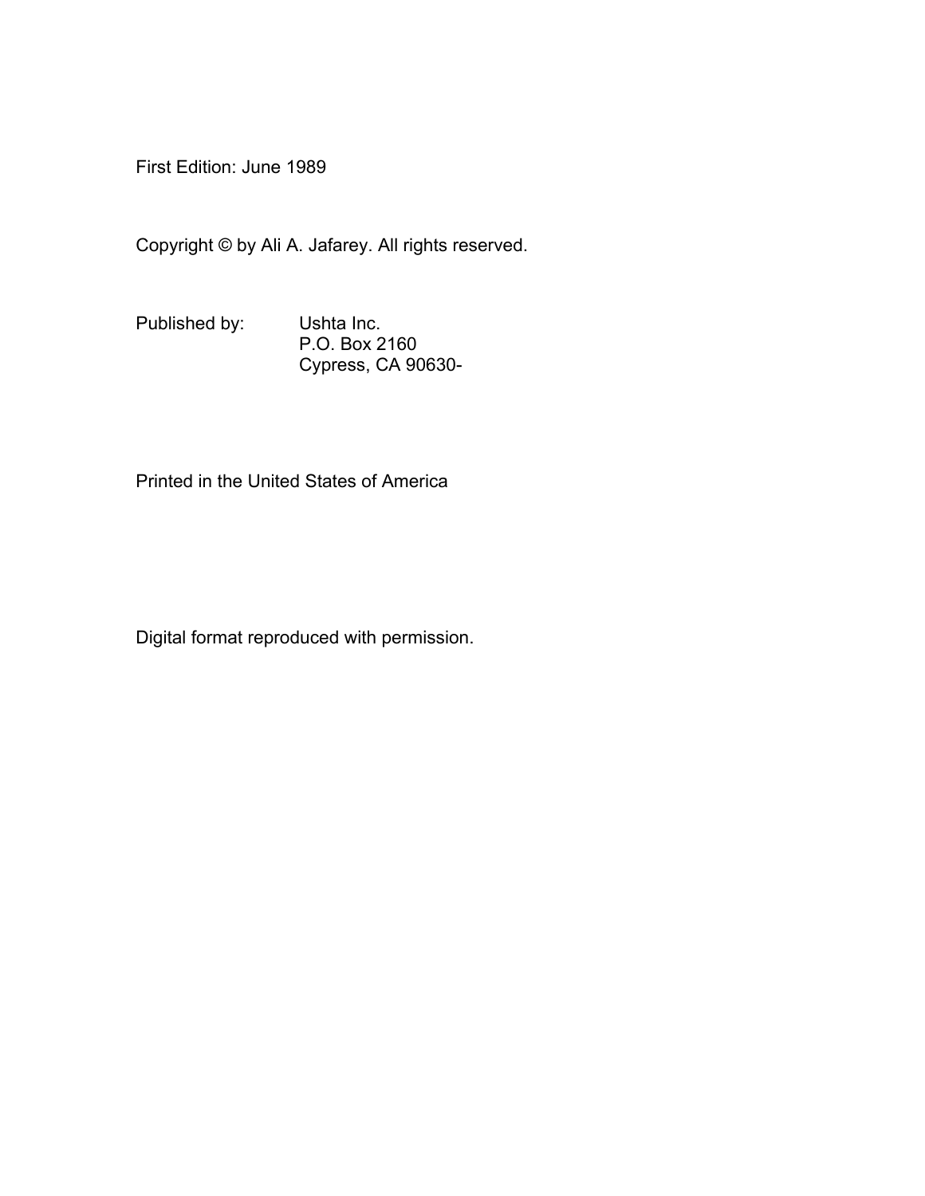First Edition: June 1989

Copyright © by Ali A. Jafarey. All rights reserved.

Published by: Ushta Inc.  
P.O. Box 2160  
Cypress, CA 90630-

Printed in the United States of America

Digital format reproduced with permission.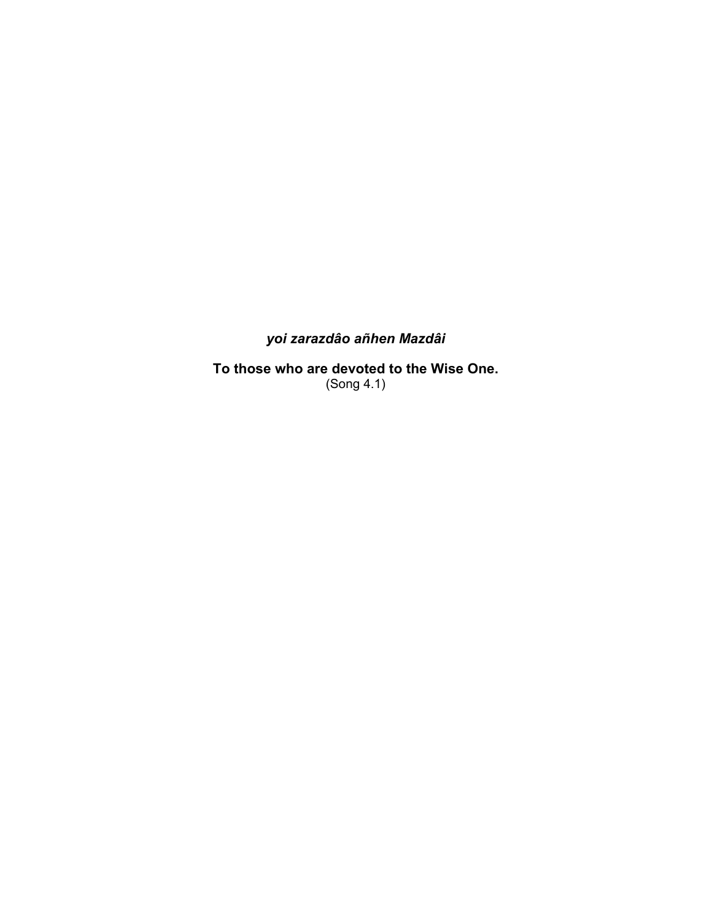***yoi zarazdâo añhen Mazdâi***

**To those who are devoted to the Wise One.**

(Song 4.1)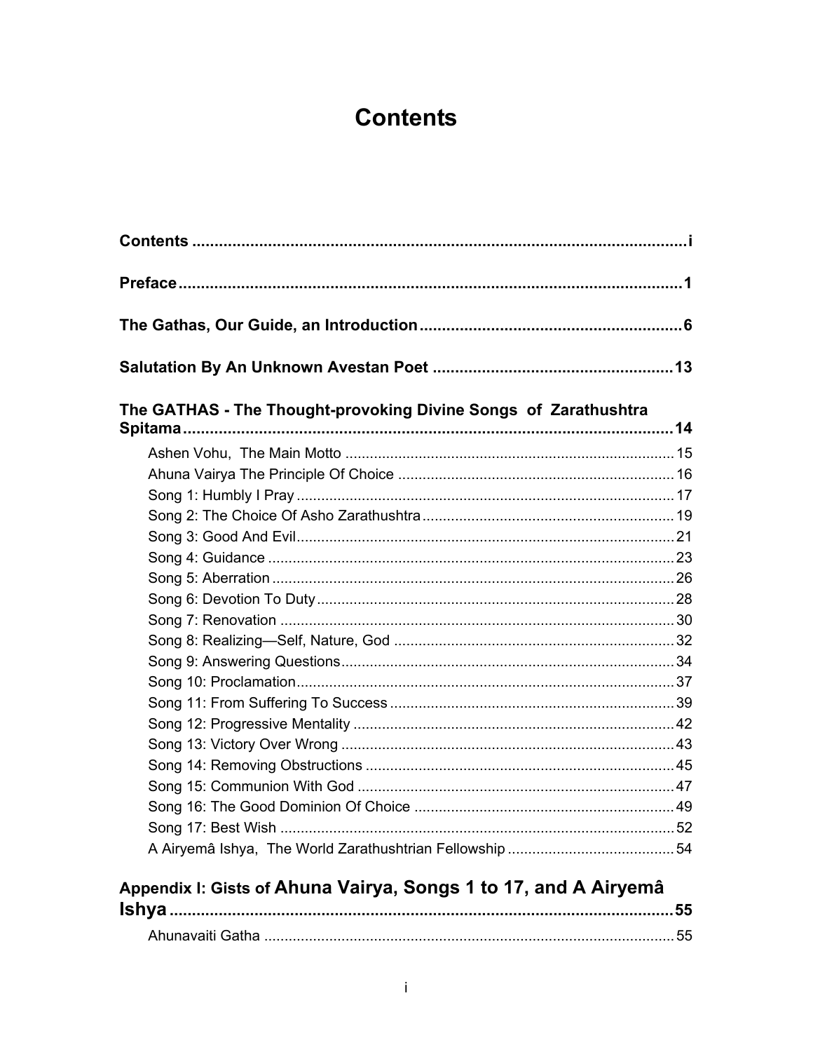# Contents

**Contents ................................................................................................................ i**

**Preface ................................................................................................................ 1**

**The Gathas, Our Guide, an Introduction ........................................................... 6**

**Salutation By An Unknown Avestan Poet ......................................................... 13**

**The GATHAS - The Thought-provoking Divine Songs of Zarathushtra Spitama ................................................................................................................ 14**

- Ashen Vohu, The Main Motto ................................................................................ 15
- Ahuna Vairya The Principle Of Choice ................................................................... 16
- Song 1: Humbly I Pray ............................................................................................ 17
- Song 2: The Choice Of Asho Zarathushtra ............................................................. 19
- Song 3: Good And Evil ............................................................................................ 21
- Song 4: Guidance ................................................................................................... 23
- Song 5: Aberration .................................................................................................. 26
- Song 6: Devotion To Duty ....................................................................................... 28
- Song 7: Renovation ................................................................................................ 30
- Song 8: Realizing—Self, Nature, God ..................................................................... 32
- Song 9: Answering Questions ................................................................................. 34
- Song 10: Proclamation ............................................................................................ 37
- Song 11: From Suffering To Success ...................................................................... 39
- Song 12: Progressive Mentality .............................................................................. 42
- Song 13: Victory Over Wrong ................................................................................. 43
- Song 14: Removing Obstructions ........................................................................... 45
- Song 15: Communion With God ............................................................................. 47
- Song 16: The Good Dominion Of Choice ............................................................... 49
- Song 17: Best Wish ................................................................................................ 52
- A Airyemâ Ishya, The World Zarathushtrian Fellowship ......................................... 54

**Appendix I: Gists of Ahuna Vairya, Songs 1 to 17, and A Airyemâ Ishya ................................................................................................................ 55**

- Ahunavaiti Gatha .................................................................................................... 55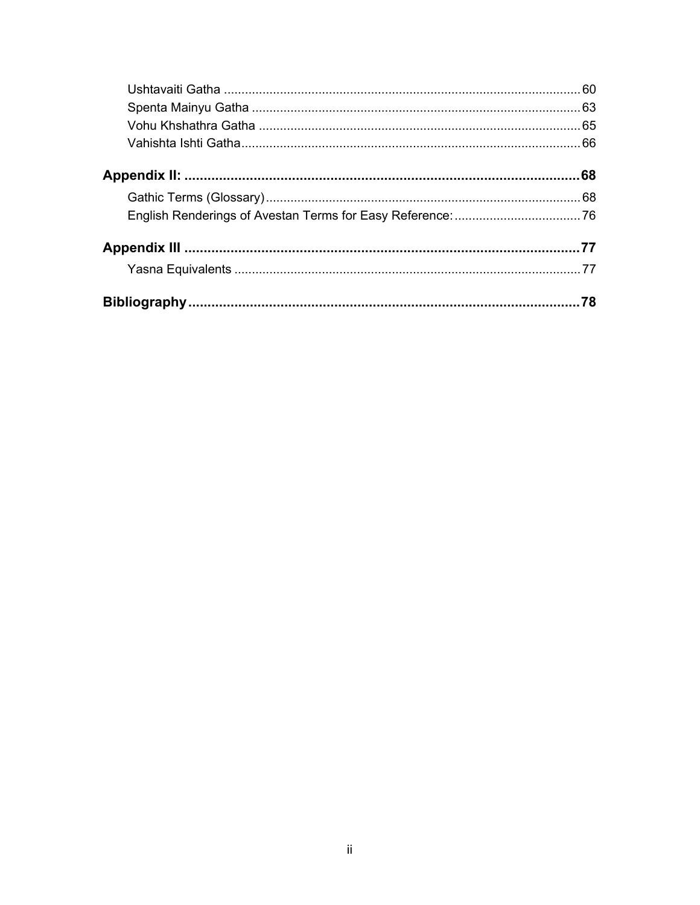Ushtavaiti Gatha .......... 60
Spenta Mainyu Gatha .......... 63
Vohu Khshathra Gatha .......... 65
Vahishta Ishti Gatha .......... 66

**Appendix II: .......... 68**

Gathic Terms (Glossary) .......... 68
English Renderings of Avestan Terms for Easy Reference: .......... 76

**Appendix III .......... 77**

Yasna Equivalents .......... 77

**Bibliography .......... 78**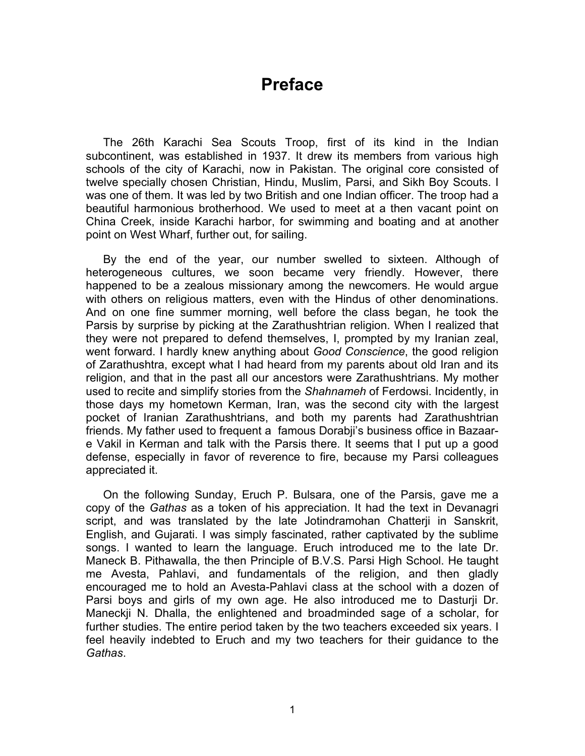# Preface

The 26th Karachi Sea Scouts Troop, first of its kind in the Indian subcontinent, was established in 1937. It drew its members from various high schools of the city of Karachi, now in Pakistan. The original core consisted of twelve specially chosen Christian, Hindu, Muslim, Parsi, and Sikh Boy Scouts. I was one of them. It was led by two British and one Indian officer. The troop had a beautiful harmonious brotherhood. We used to meet at a then vacant point on China Creek, inside Karachi harbor, for swimming and boating and at another point on West Wharf, further out, for sailing.

By the end of the year, our number swelled to sixteen. Although of heterogeneous cultures, we soon became very friendly. However, there happened to be a zealous missionary among the newcomers. He would argue with others on religious matters, even with the Hindus of other denominations. And on one fine summer morning, well before the class began, he took the Parsis by surprise by picking at the Zarathushtrian religion. When I realized that they were not prepared to defend themselves, I, prompted by my Iranian zeal, went forward. I hardly knew anything about *Good Conscience*, the good religion of Zarathushtra, except what I had heard from my parents about old Iran and its religion, and that in the past all our ancestors were Zarathushtrians. My mother used to recite and simplify stories from the *Shahnameh* of Ferdowsi. Incidently, in those days my hometown Kerman, Iran, was the second city with the largest pocket of Iranian Zarathushtrians, and both my parents had Zarathushtrian friends. My father used to frequent a famous Dorabji's business office in Bazaar-e Vakil in Kerman and talk with the Parsis there. It seems that I put up a good defense, especially in favor of reverence to fire, because my Parsi colleagues appreciated it.

On the following Sunday, Eruch P. Bulsara, one of the Parsis, gave me a copy of the *Gathas* as a token of his appreciation. It had the text in Devanagri script, and was translated by the late Jotindramohan Chatterji in Sanskrit, English, and Gujarati. I was simply fascinated, rather captivated by the sublime songs. I wanted to learn the language. Eruch introduced me to the late Dr. Maneck B. Pithawalla, the then Principle of B.V.S. Parsi High School. He taught me Avesta, Pahlavi, and fundamentals of the religion, and then gladly encouraged me to hold an Avesta-Pahlavi class at the school with a dozen of Parsi boys and girls of my own age. He also introduced me to Dasturji Dr. Maneckji N. Dhalla, the enlightened and broadminded sage of a scholar, for further studies. The entire period taken by the two teachers exceeded six years. I feel heavily indebted to Eruch and my two teachers for their guidance to the *Gathas*.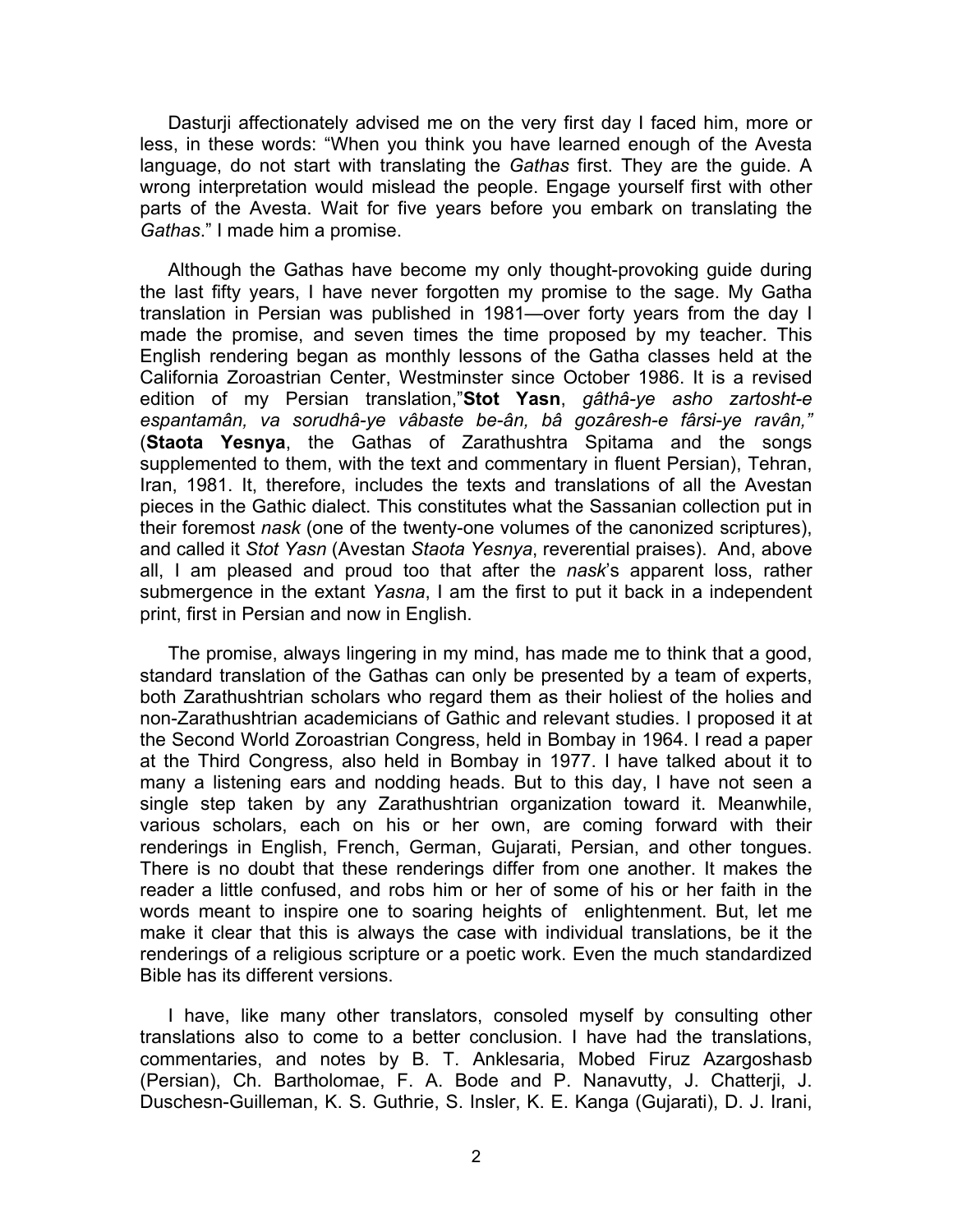Dasturji affectionately advised me on the very first day I faced him, more or less, in these words: “When you think you have learned enough of the Avesta language, do not start with translating the *Gathas* first. They are the guide. A wrong interpretation would mislead the people. Engage yourself first with other parts of the Avesta. Wait for five years before you embark on translating the *Gathas*.” I made him a promise.

Although the Gathas have become my only thought-provoking guide during the last fifty years, I have never forgotten my promise to the sage. My Gatha translation in Persian was published in 1981—over forty years from the day I made the promise, and seven times the time proposed by my teacher. This English rendering began as monthly lessons of the Gatha classes held at the California Zoroastrian Center, Westminster since October 1986. It is a revised edition of my Persian translation,”**Stot Yasn**, *gâthâ-ye asho zartosht-e espantamân, va sorudhâ-ye vâbaste be-ân, bâ gozâresh-e fârsi-ye ravân,”* (**Staota Yesnya**, the Gathas of Zarathushtra Spitama and the songs supplemented to them, with the text and commentary in fluent Persian), Tehran, Iran, 1981. It, therefore, includes the texts and translations of all the Avestan pieces in the Gathic dialect. This constitutes what the Sassanian collection put in their foremost *nask* (one of the twenty-one volumes of the canonized scriptures), and called it *Stot Yasn* (Avestan *Staota Yesnya*, reverential praises). And, above all, I am pleased and proud too that after the *nask*’s apparent loss, rather submergence in the extant *Yasna*, I am the first to put it back in a independent print, first in Persian and now in English.

The promise, always lingering in my mind, has made me to think that a good, standard translation of the Gathas can only be presented by a team of experts, both Zarathushtrian scholars who regard them as their holiest of the holies and non-Zarathushtrian academicians of Gathic and relevant studies. I proposed it at the Second World Zoroastrian Congress, held in Bombay in 1964. I read a paper at the Third Congress, also held in Bombay in 1977. I have talked about it to many a listening ears and nodding heads. But to this day, I have not seen a single step taken by any Zarathushtrian organization toward it. Meanwhile, various scholars, each on his or her own, are coming forward with their renderings in English, French, German, Gujarati, Persian, and other tongues. There is no doubt that these renderings differ from one another. It makes the reader a little confused, and robs him or her of some of his or her faith in the words meant to inspire one to soaring heights of enlightenment. But, let me make it clear that this is always the case with individual translations, be it the renderings of a religious scripture or a poetic work. Even the much standardized Bible has its different versions.

I have, like many other translators, consoled myself by consulting other translations also to come to a better conclusion. I have had the translations, commentaries, and notes by B. T. Anklesaria, Mobed Firuz Azargoshasb (Persian), Ch. Bartholomae, F. A. Bode and P. Nanavutty, J. Chatterji, J. Duschesn-Guilleman, K. S. Guthrie, S. Insler, K. E. Kanga (Gujarati), D. J. Irani,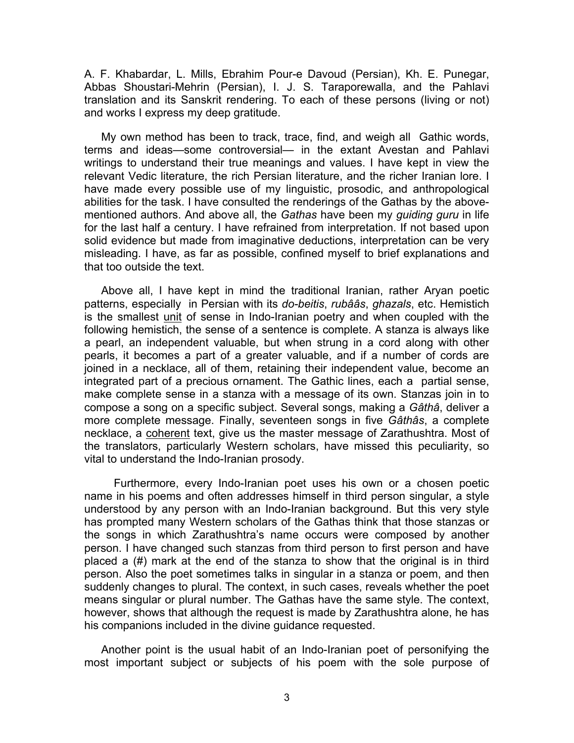A. F. Khabardar, L. Mills, Ebrahim Pour-e Davoud (Persian), Kh. E. Punegar, Abbas Shoustari-Mehrin (Persian), I. J. S. Taraporewalla, and the Pahlavi translation and its Sanskrit rendering. To each of these persons (living or not) and works I express my deep gratitude.

My own method has been to track, trace, find, and weigh all Gathic words, terms and ideas—some controversial— in the extant Avestan and Pahlavi writings to understand their true meanings and values. I have kept in view the relevant Vedic literature, the rich Persian literature, and the richer Iranian lore. I have made every possible use of my linguistic, prosodic, and anthropological abilities for the task. I have consulted the renderings of the Gathas by the above-mentioned authors. And above all, the *Gathas* have been my *guiding guru* in life for the last half a century. I have refrained from interpretation. If not based upon solid evidence but made from imaginative deductions, interpretation can be very misleading. I have, as far as possible, confined myself to brief explanations and that too outside the text.

Above all, I have kept in mind the traditional Iranian, rather Aryan poetic patterns, especially in Persian with its *do-beitis*, *rubââs*, *ghazals*, etc. Hemistich is the smallest <u>unit</u> of sense in Indo-Iranian poetry and when coupled with the following hemistich, the sense of a sentence is complete. A stanza is always like a pearl, an independent valuable, but when strung in a cord along with other pearls, it becomes a part of a greater valuable, and if a number of cords are joined in a necklace, all of them, retaining their independent value, become an integrated part of a precious ornament. The Gathic lines, each a partial sense, make complete sense in a stanza with a message of its own. Stanzas join in to compose a song on a specific subject. Several songs, making a *Gâthâ*, deliver a more complete message. Finally, seventeen songs in five *Gâthâs*, a complete necklace, a <u>coherent</u> text, give us the master message of Zarathushtra. Most of the translators, particularly Western scholars, have missed this peculiarity, so vital to understand the Indo-Iranian prosody.

Furthermore, every Indo-Iranian poet uses his own or a chosen poetic name in his poems and often addresses himself in third person singular, a style understood by any person with an Indo-Iranian background. But this very style has prompted many Western scholars of the Gathas think that those stanzas or the songs in which Zarathushtra's name occurs were composed by another person. I have changed such stanzas from third person to first person and have placed a (#) mark at the end of the stanza to show that the original is in third person. Also the poet sometimes talks in singular in a stanza or poem, and then suddenly changes to plural. The context, in such cases, reveals whether the poet means singular or plural number. The Gathas have the same style. The context, however, shows that although the request is made by Zarathushtra alone, he has his companions included in the divine guidance requested.

Another point is the usual habit of an Indo-Iranian poet of personifying the most important subject or subjects of his poem with the sole purpose of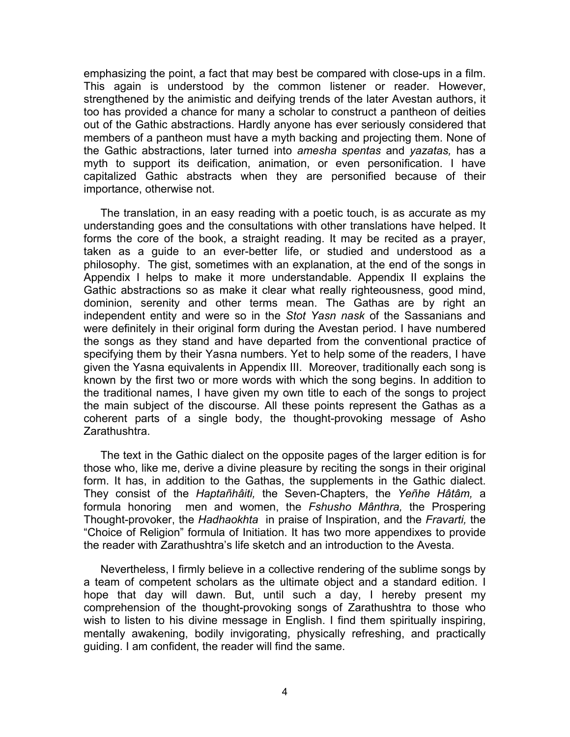emphasizing the point, a fact that may best be compared with close-ups in a film. This again is understood by the common listener or reader. However, strengthened by the animistic and deifying trends of the later Avestan authors, it too has provided a chance for many a scholar to construct a pantheon of deities out of the Gathic abstractions. Hardly anyone has ever seriously considered that members of a pantheon must have a myth backing and projecting them. None of the Gathic abstractions, later turned into *amesha spentas* and *yazatas,* has a myth to support its deification, animation, or even personification. I have capitalized Gathic abstracts when they are personified because of their importance, otherwise not.

The translation, in an easy reading with a poetic touch, is as accurate as my understanding goes and the consultations with other translations have helped. It forms the core of the book, a straight reading. It may be recited as a prayer, taken as a guide to an ever-better life, or studied and understood as a philosophy. The gist, sometimes with an explanation, at the end of the songs in Appendix I helps to make it more understandable. Appendix II explains the Gathic abstractions so as make it clear what really righteousness, good mind, dominion, serenity and other terms mean. The Gathas are by right an independent entity and were so in the *Stot Yasn nask* of the Sassanians and were definitely in their original form during the Avestan period. I have numbered the songs as they stand and have departed from the conventional practice of specifying them by their Yasna numbers. Yet to help some of the readers, I have given the Yasna equivalents in Appendix III. Moreover, traditionally each song is known by the first two or more words with which the song begins. In addition to the traditional names, I have given my own title to each of the songs to project the main subject of the discourse. All these points represent the Gathas as a coherent parts of a single body, the thought-provoking message of Asho Zarathushtra.

The text in the Gathic dialect on the opposite pages of the larger edition is for those who, like me, derive a divine pleasure by reciting the songs in their original form. It has, in addition to the Gathas, the supplements in the Gathic dialect. They consist of the *Haptañhâiti,* the Seven-Chapters, the *Yeñhe Hâtâm,* a formula honoring men and women, the *Fshusho Mânthra,* the Prospering Thought-provoker, the *Hadhaokhta* in praise of Inspiration, and the *Fravarti,* the "Choice of Religion" formula of Initiation. It has two more appendixes to provide the reader with Zarathushtra's life sketch and an introduction to the Avesta.

Nevertheless, I firmly believe in a collective rendering of the sublime songs by a team of competent scholars as the ultimate object and a standard edition. I hope that day will dawn. But, until such a day, I hereby present my comprehension of the thought-provoking songs of Zarathushtra to those who wish to listen to his divine message in English. I find them spiritually inspiring, mentally awakening, bodily invigorating, physically refreshing, and practically guiding. I am confident, the reader will find the same.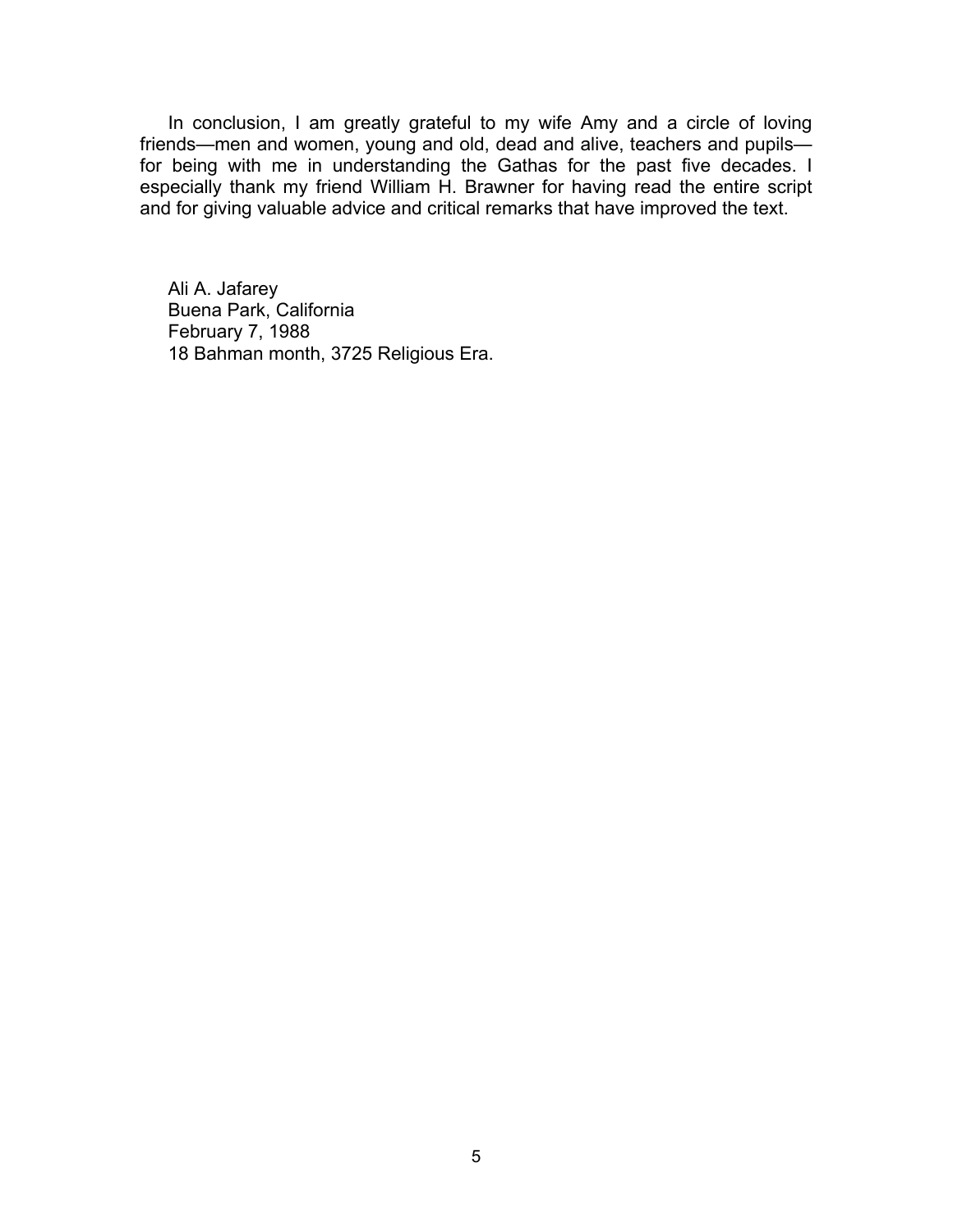In conclusion, I am greatly grateful to my wife Amy and a circle of loving friends—men and women, young and old, dead and alive, teachers and pupils—for being with me in understanding the Gathas for the past five decades. I especially thank my friend William H. Brawner for having read the entire script and for giving valuable advice and critical remarks that have improved the text.

Ali A. Jafarey
Buena Park, California
February 7, 1988
18 Bahman month, 3725 Religious Era.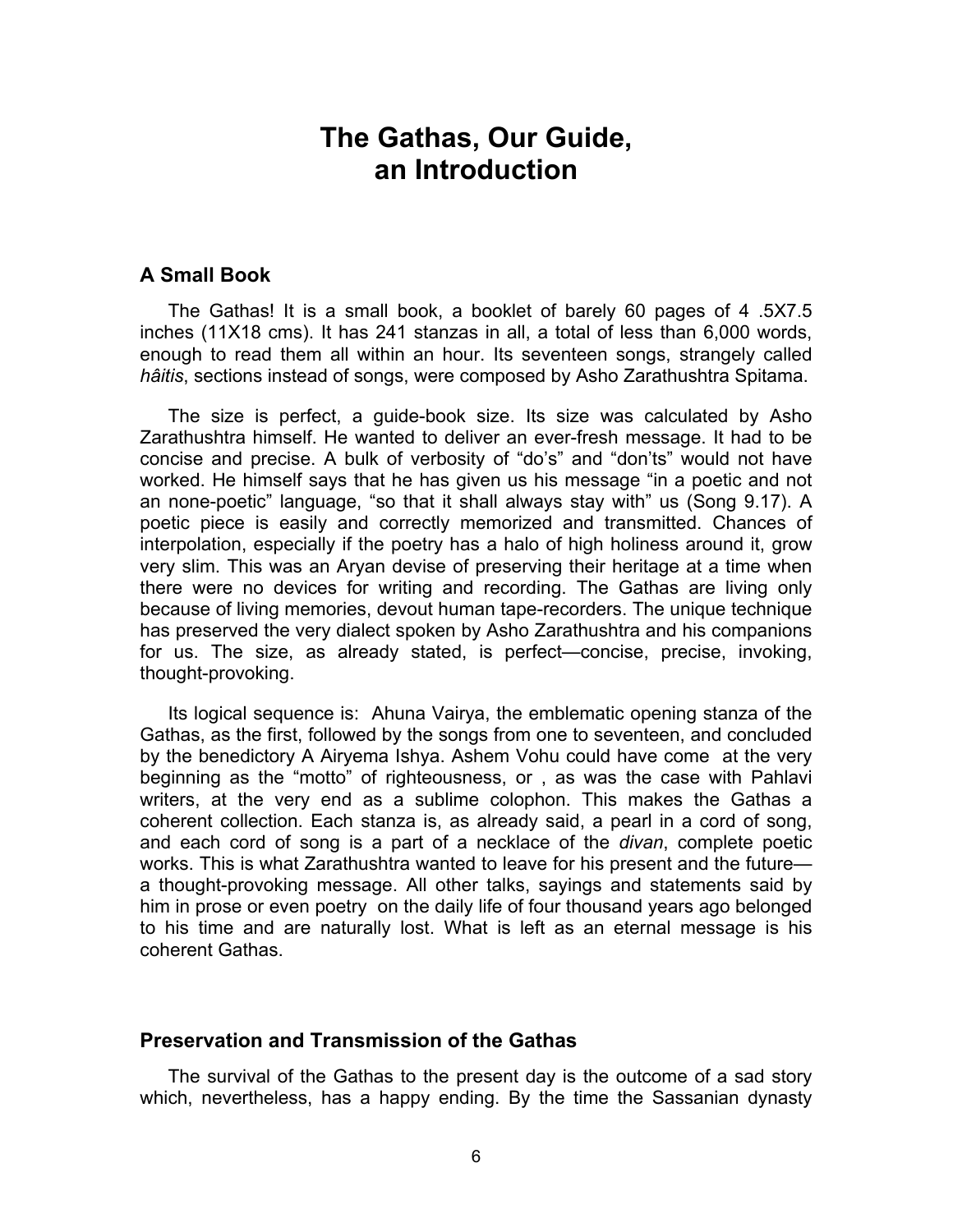# The Gathas, Our Guide, an Introduction

## A Small Book

The Gathas! It is a small book, a booklet of barely 60 pages of 4 .5X7.5 inches (11X18 cms). It has 241 stanzas in all, a total of less than 6,000 words, enough to read them all within an hour. Its seventeen songs, strangely called *hâitis*, sections instead of songs, were composed by Asho Zarathushtra Spitama.

The size is perfect, a guide-book size. Its size was calculated by Asho Zarathushtra himself. He wanted to deliver an ever-fresh message. It had to be concise and precise. A bulk of verbosity of "do's" and "don'ts" would not have worked. He himself says that he has given us his message "in a poetic and not an none-poetic" language, "so that it shall always stay with" us (Song 9.17). A poetic piece is easily and correctly memorized and transmitted. Chances of interpolation, especially if the poetry has a halo of high holiness around it, grow very slim. This was an Aryan devise of preserving their heritage at a time when there were no devices for writing and recording. The Gathas are living only because of living memories, devout human tape-recorders. The unique technique has preserved the very dialect spoken by Asho Zarathushtra and his companions for us. The size, as already stated, is perfect—concise, precise, invoking, thought-provoking.

Its logical sequence is: Ahuna Vairya, the emblematic opening stanza of the Gathas, as the first, followed by the songs from one to seventeen, and concluded by the benedictory A Airyema Ishya. Ashem Vohu could have come at the very beginning as the "motto" of righteousness, or , as was the case with Pahlavi writers, at the very end as a sublime colophon. This makes the Gathas a coherent collection. Each stanza is, as already said, a pearl in a cord of song, and each cord of song is a part of a necklace of the *divan*, complete poetic works. This is what Zarathushtra wanted to leave for his present and the future—a thought-provoking message. All other talks, sayings and statements said by him in prose or even poetry on the daily life of four thousand years ago belonged to his time and are naturally lost. What is left as an eternal message is his coherent Gathas.

## Preservation and Transmission of the Gathas

The survival of the Gathas to the present day is the outcome of a sad story which, nevertheless, has a happy ending. By the time the Sassanian dynasty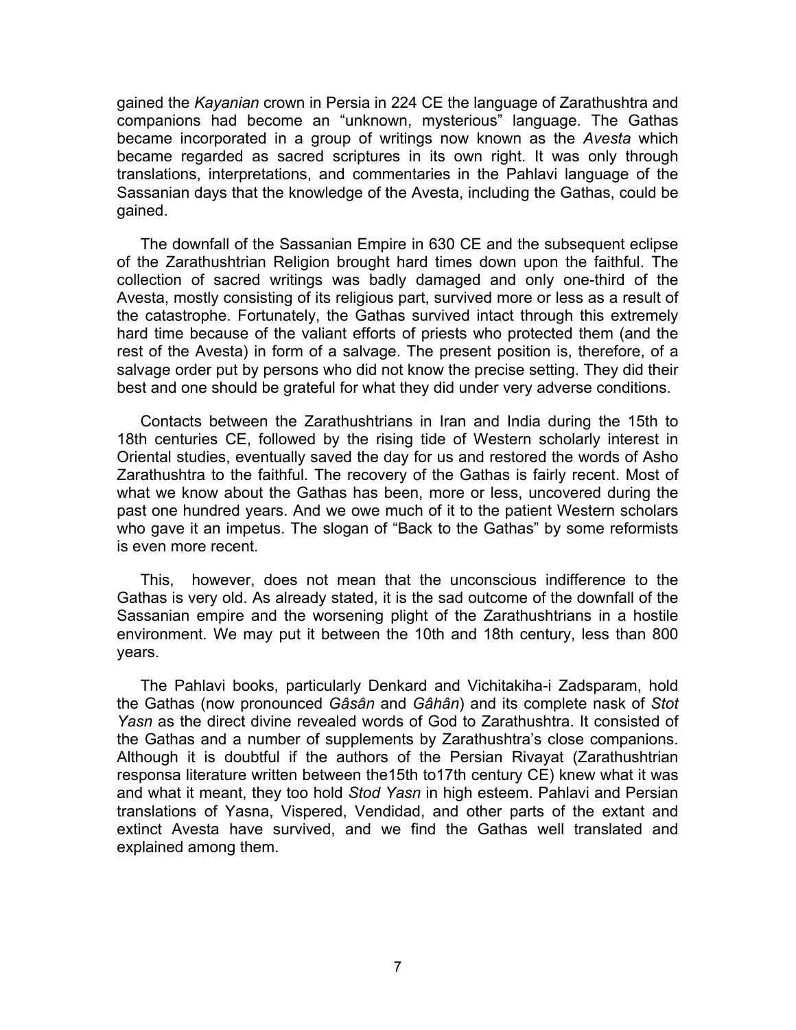gained the *Kayanian* crown in Persia in 224 CE the language of Zarathushtra and companions had become an "unknown, mysterious" language. The Gathas became incorporated in a group of writings now known as the *Avesta* which became regarded as sacred scriptures in its own right. It was only through translations, interpretations, and commentaries in the Pahlavi language of the Sassanian days that the knowledge of the Avesta, including the Gathas, could be gained.

The downfall of the Sassanian Empire in 630 CE and the subsequent eclipse of the Zarathushtrian Religion brought hard times down upon the faithful. The collection of sacred writings was badly damaged and only one-third of the Avesta, mostly consisting of its religious part, survived more or less as a result of the catastrophe. Fortunately, the Gathas survived intact through this extremely hard time because of the valiant efforts of priests who protected them (and the rest of the Avesta) in form of a salvage. The present position is, therefore, of a salvage order put by persons who did not know the precise setting. They did their best and one should be grateful for what they did under very adverse conditions.

Contacts between the Zarathushtrians in Iran and India during the 15th to 18th centuries CE, followed by the rising tide of Western scholarly interest in Oriental studies, eventually saved the day for us and restored the words of Asho Zarathushtra to the faithful. The recovery of the Gathas is fairly recent. Most of what we know about the Gathas has been, more or less, uncovered during the past one hundred years. And we owe much of it to the patient Western scholars who gave it an impetus. The slogan of "Back to the Gathas" by some reformists is even more recent.

This, however, does not mean that the unconscious indifference to the Gathas is very old. As already stated, it is the sad outcome of the downfall of the Sassanian empire and the worsening plight of the Zarathushtrians in a hostile environment. We may put it between the 10th and 18th century, less than 800 years.

The Pahlavi books, particularly Denkard and Vichitakiha-i Zadsparam, hold the Gathas (now pronounced *Gâsân* and *Gâhân*) and its complete nask of *Stot Yasn* as the direct divine revealed words of God to Zarathushtra. It consisted of the Gathas and a number of supplements by Zarathushtra's close companions. Although it is doubtful if the authors of the Persian Rivayat (Zarathushtrian responsa literature written between the15th to17th century CE) knew what it was and what it meant, they too hold *Stod Yasn* in high esteem. Pahlavi and Persian translations of Yasna, Vispered, Vendidad, and other parts of the extant and extinct Avesta have survived, and we find the Gathas well translated and explained among them.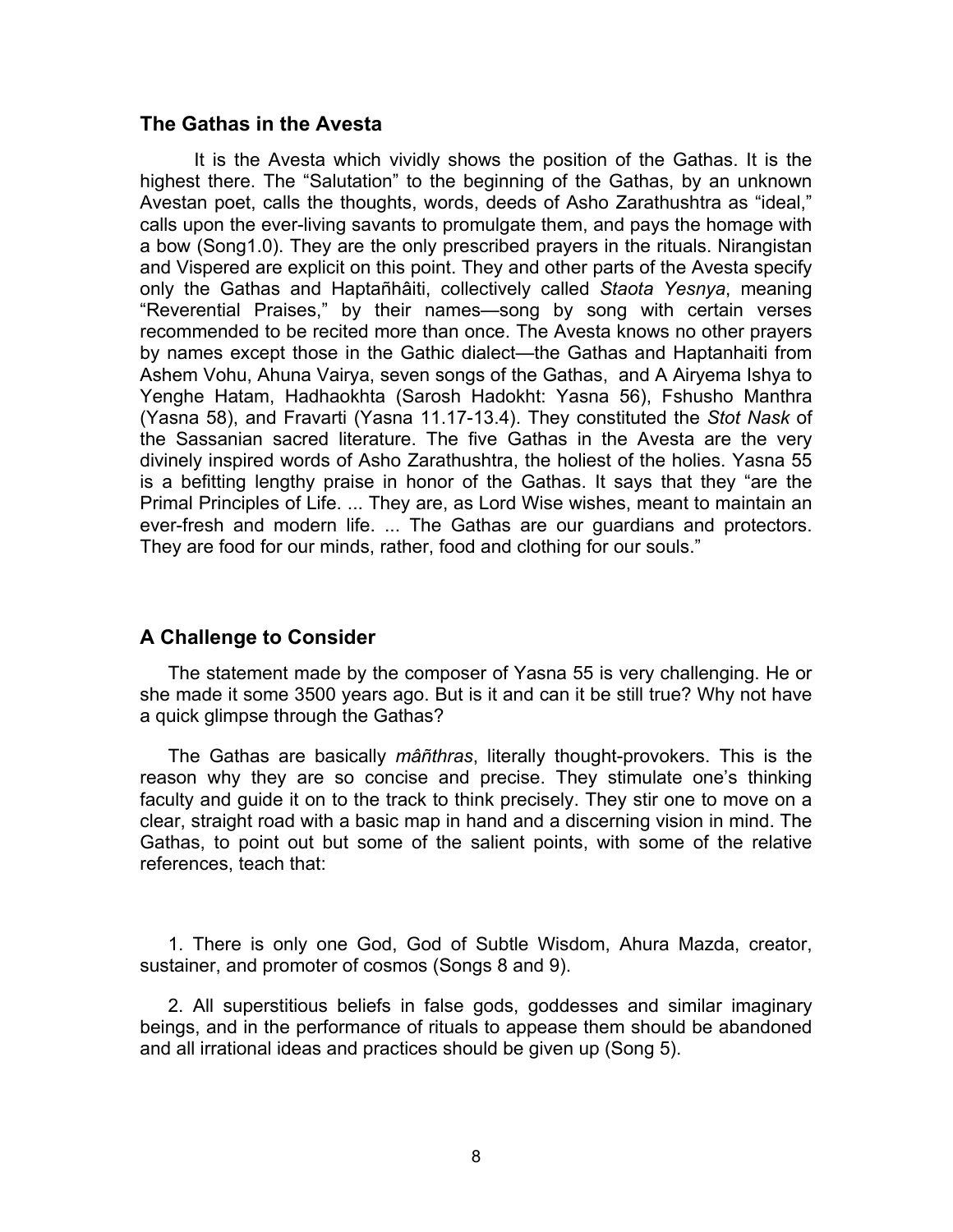## The Gathas in the Avesta

It is the Avesta which vividly shows the position of the Gathas. It is the highest there. The "Salutation" to the beginning of the Gathas, by an unknown Avestan poet, calls the thoughts, words, deeds of Asho Zarathushtra as "ideal," calls upon the ever-living savants to promulgate them, and pays the homage with a bow (Song1.0). They are the only prescribed prayers in the rituals. Nirangistan and Vispered are explicit on this point. They and other parts of the Avesta specify only the Gathas and Haptañhâiti, collectively called *Staota Yesnya*, meaning "Reverential Praises," by their names—song by song with certain verses recommended to be recited more than once. The Avesta knows no other prayers by names except those in the Gathic dialect—the Gathas and Haptanhaiti from Ashem Vohu, Ahuna Vairya, seven songs of the Gathas, and A Airyema Ishya to Yenghe Hatam, Hadhaokhta (Sarosh Hadokht: Yasna 56), Fshusho Manthra (Yasna 58), and Fravarti (Yasna 11.17-13.4). They constituted the *Stot Nask* of the Sassanian sacred literature. The five Gathas in the Avesta are the very divinely inspired words of Asho Zarathushtra, the holiest of the holies. Yasna 55 is a befitting lengthy praise in honor of the Gathas. It says that they "are the Primal Principles of Life. ... They are, as Lord Wise wishes, meant to maintain an ever-fresh and modern life. ... The Gathas are our guardians and protectors. They are food for our minds, rather, food and clothing for our souls."

## A Challenge to Consider

The statement made by the composer of Yasna 55 is very challenging. He or she made it some 3500 years ago. But is it and can it be still true? Why not have a quick glimpse through the Gathas?

The Gathas are basically *mâñthras*, literally thought-provokers. This is the reason why they are so concise and precise. They stimulate one's thinking faculty and guide it on to the track to think precisely. They stir one to move on a clear, straight road with a basic map in hand and a discerning vision in mind. The Gathas, to point out but some of the salient points, with some of the relative references, teach that:

1. There is only one God, God of Subtle Wisdom, Ahura Mazda, creator, sustainer, and promoter of cosmos (Songs 8 and 9).

2. All superstitious beliefs in false gods, goddesses and similar imaginary beings, and in the performance of rituals to appease them should be abandoned and all irrational ideas and practices should be given up (Song 5).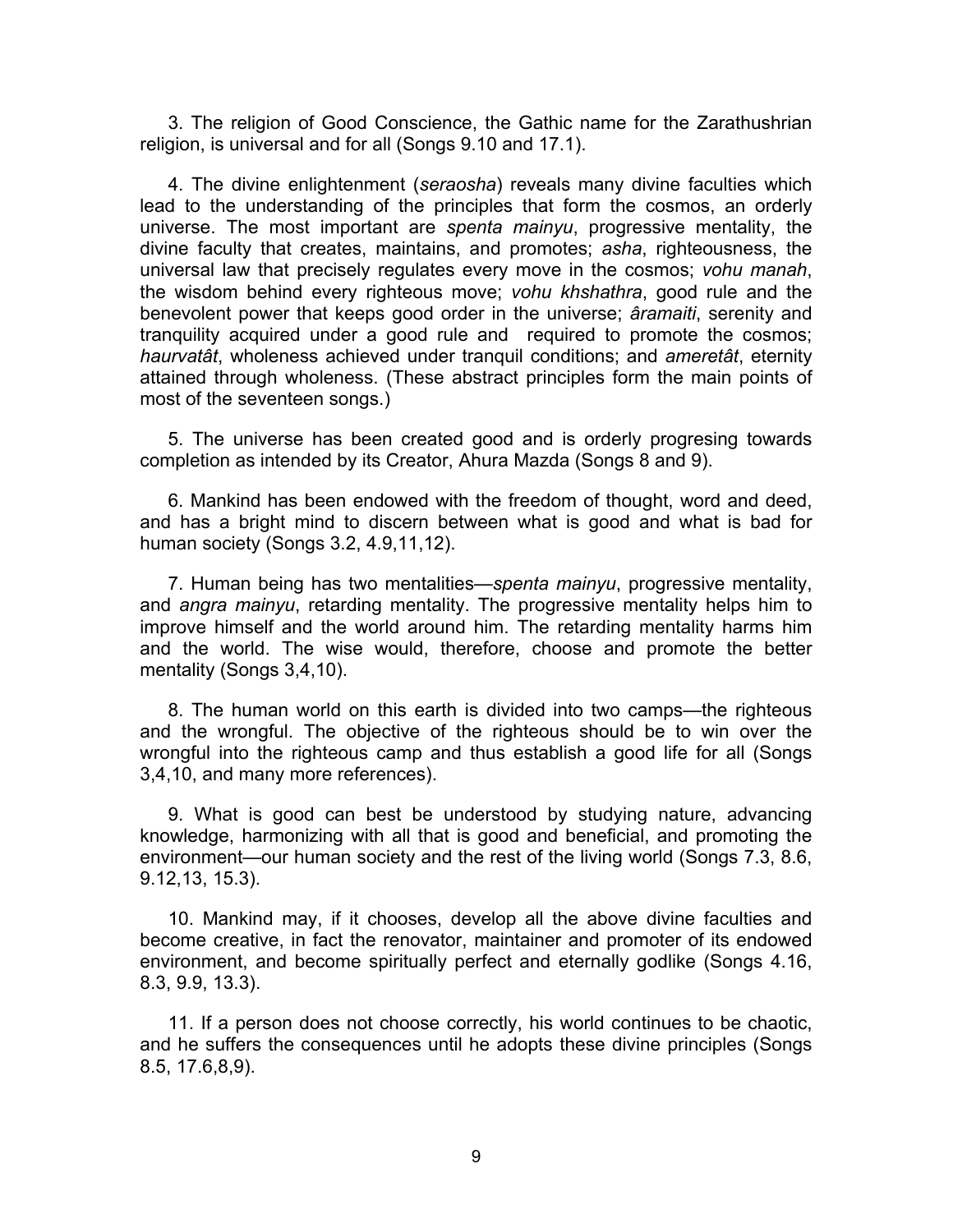3. The religion of Good Conscience, the Gathic name for the Zarathushrian religion, is universal and for all (Songs 9.10 and 17.1).

4. The divine enlightenment (*seraosha*) reveals many divine faculties which lead to the understanding of the principles that form the cosmos, an orderly universe. The most important are *spenta mainyu*, progressive mentality, the divine faculty that creates, maintains, and promotes; *asha*, righteousness, the universal law that precisely regulates every move in the cosmos; *vohu manah*, the wisdom behind every righteous move; *vohu khshathra*, good rule and the benevolent power that keeps good order in the universe; *âramaiti*, serenity and tranquility acquired under a good rule and required to promote the cosmos; *haurvatât*, wholeness achieved under tranquil conditions; and *ameretât*, eternity attained through wholeness. (These abstract principles form the main points of most of the seventeen songs.)

5. The universe has been created good and is orderly progresing towards completion as intended by its Creator, Ahura Mazda (Songs 8 and 9).

6. Mankind has been endowed with the freedom of thought, word and deed, and has a bright mind to discern between what is good and what is bad for human society (Songs 3.2, 4.9,11,12).

7. Human being has two mentalities—*spenta mainyu*, progressive mentality, and *angra mainyu*, retarding mentality. The progressive mentality helps him to improve himself and the world around him. The retarding mentality harms him and the world. The wise would, therefore, choose and promote the better mentality (Songs 3,4,10).

8. The human world on this earth is divided into two camps—the righteous and the wrongful. The objective of the righteous should be to win over the wrongful into the righteous camp and thus establish a good life for all (Songs 3,4,10, and many more references).

9. What is good can best be understood by studying nature, advancing knowledge, harmonizing with all that is good and beneficial, and promoting the environment—our human society and the rest of the living world (Songs 7.3, 8.6, 9.12,13, 15.3).

10. Mankind may, if it chooses, develop all the above divine faculties and become creative, in fact the renovator, maintainer and promoter of its endowed environment, and become spiritually perfect and eternally godlike (Songs 4.16, 8.3, 9.9, 13.3).

11. If a person does not choose correctly, his world continues to be chaotic, and he suffers the consequences until he adopts these divine principles (Songs 8.5, 17.6,8,9).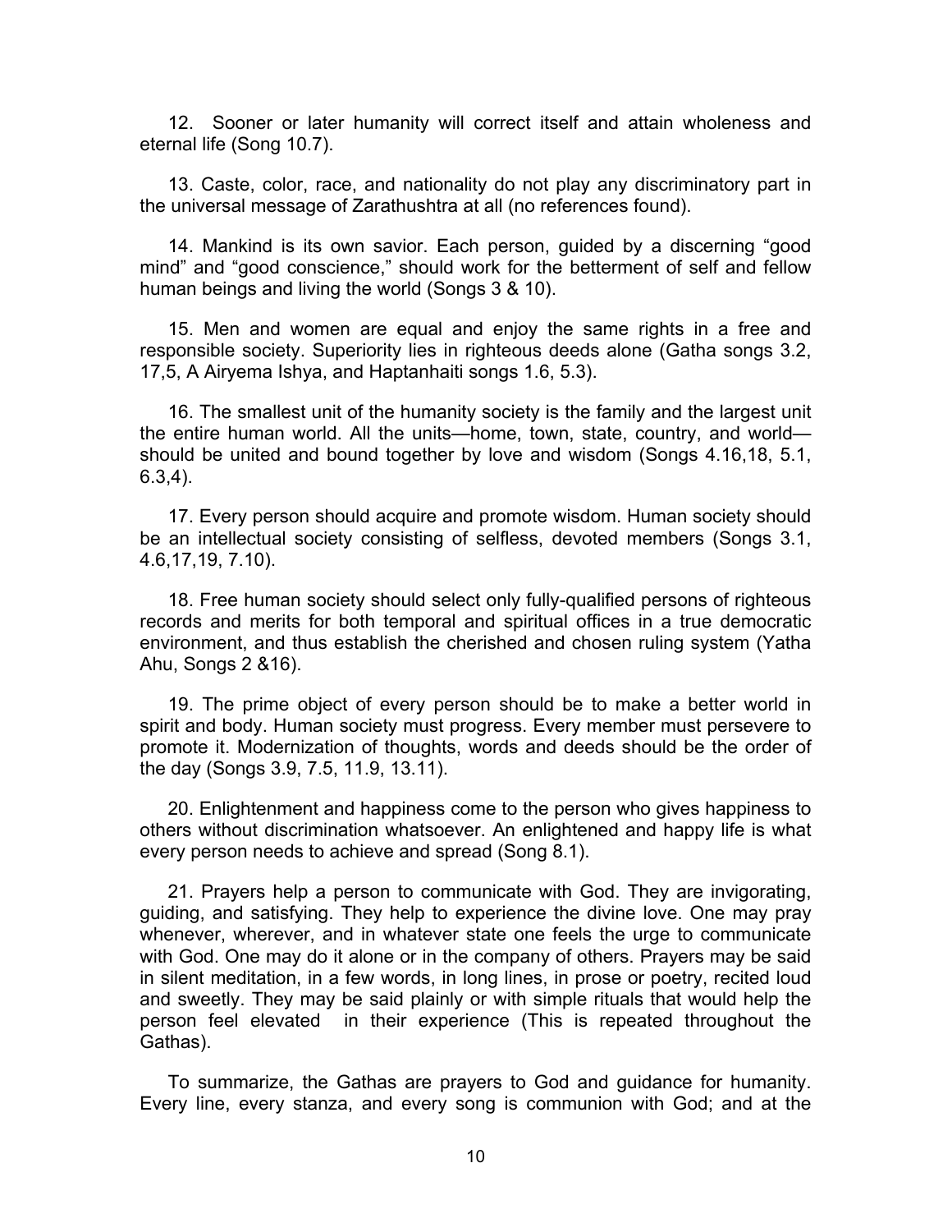12. Sooner or later humanity will correct itself and attain wholeness and eternal life (Song 10.7).

13. Caste, color, race, and nationality do not play any discriminatory part in the universal message of Zarathushtra at all (no references found).

14. Mankind is its own savior. Each person, guided by a discerning "good mind" and "good conscience," should work for the betterment of self and fellow human beings and living the world (Songs 3 & 10).

15. Men and women are equal and enjoy the same rights in a free and responsible society. Superiority lies in righteous deeds alone (Gatha songs 3.2, 17,5, A Airyema Ishya, and Haptanhaiti songs 1.6, 5.3).

16. The smallest unit of the humanity society is the family and the largest unit the entire human world. All the units—home, town, state, country, and world—should be united and bound together by love and wisdom (Songs 4.16,18, 5.1, 6.3,4).

17. Every person should acquire and promote wisdom. Human society should be an intellectual society consisting of selfless, devoted members (Songs 3.1, 4.6,17,19, 7.10).

18. Free human society should select only fully-qualified persons of righteous records and merits for both temporal and spiritual offices in a true democratic environment, and thus establish the cherished and chosen ruling system (Yatha Ahu, Songs 2 &16).

19. The prime object of every person should be to make a better world in spirit and body. Human society must progress. Every member must persevere to promote it. Modernization of thoughts, words and deeds should be the order of the day (Songs 3.9, 7.5, 11.9, 13.11).

20. Enlightenment and happiness come to the person who gives happiness to others without discrimination whatsoever. An enlightened and happy life is what every person needs to achieve and spread (Song 8.1).

21. Prayers help a person to communicate with God. They are invigorating, guiding, and satisfying. They help to experience the divine love. One may pray whenever, wherever, and in whatever state one feels the urge to communicate with God. One may do it alone or in the company of others. Prayers may be said in silent meditation, in a few words, in long lines, in prose or poetry, recited loud and sweetly. They may be said plainly or with simple rituals that would help the person feel elevated in their experience (This is repeated throughout the Gathas).

To summarize, the Gathas are prayers to God and guidance for humanity. Every line, every stanza, and every song is communion with God; and at the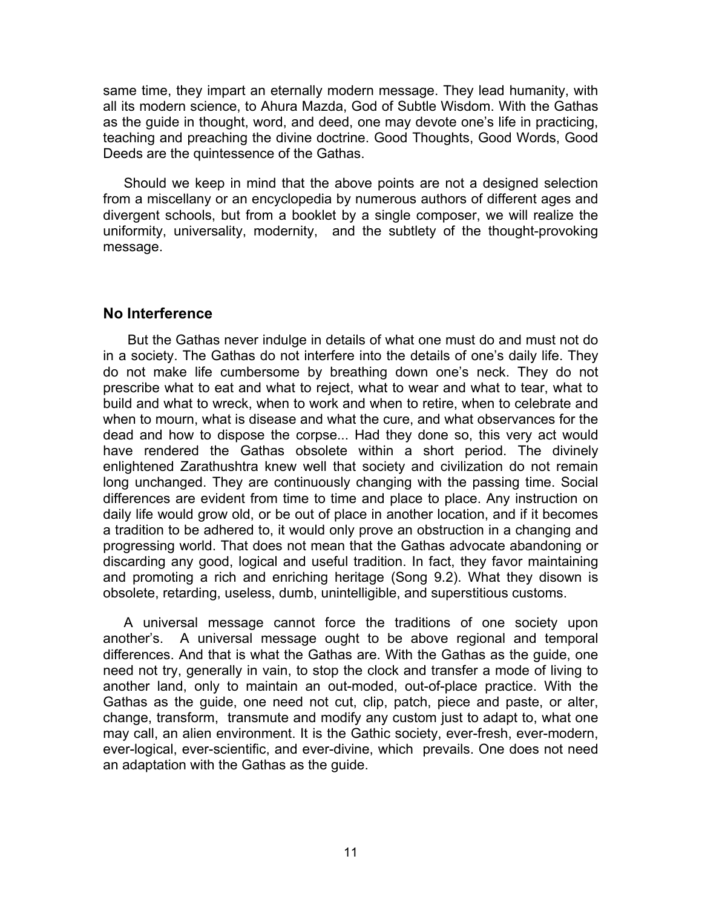same time, they impart an eternally modern message. They lead humanity, with all its modern science, to Ahura Mazda, God of Subtle Wisdom. With the Gathas as the guide in thought, word, and deed, one may devote one's life in practicing, teaching and preaching the divine doctrine. Good Thoughts, Good Words, Good Deeds are the quintessence of the Gathas.

Should we keep in mind that the above points are not a designed selection from a miscellany or an encyclopedia by numerous authors of different ages and divergent schools, but from a booklet by a single composer, we will realize the uniformity, universality, modernity, and the subtlety of the thought-provoking message.

## No Interference

But the Gathas never indulge in details of what one must do and must not do in a society. The Gathas do not interfere into the details of one's daily life. They do not make life cumbersome by breathing down one's neck. They do not prescribe what to eat and what to reject, what to wear and what to tear, what to build and what to wreck, when to work and when to retire, when to celebrate and when to mourn, what is disease and what the cure, and what observances for the dead and how to dispose the corpse... Had they done so, this very act would have rendered the Gathas obsolete within a short period. The divinely enlightened Zarathushtra knew well that society and civilization do not remain long unchanged. They are continuously changing with the passing time. Social differences are evident from time to time and place to place. Any instruction on daily life would grow old, or be out of place in another location, and if it becomes a tradition to be adhered to, it would only prove an obstruction in a changing and progressing world. That does not mean that the Gathas advocate abandoning or discarding any good, logical and useful tradition. In fact, they favor maintaining and promoting a rich and enriching heritage (Song 9.2). What they disown is obsolete, retarding, useless, dumb, unintelligible, and superstitious customs.

A universal message cannot force the traditions of one society upon another's. A universal message ought to be above regional and temporal differences. And that is what the Gathas are. With the Gathas as the guide, one need not try, generally in vain, to stop the clock and transfer a mode of living to another land, only to maintain an out-moded, out-of-place practice. With the Gathas as the guide, one need not cut, clip, patch, piece and paste, or alter, change, transform, transmute and modify any custom just to adapt to, what one may call, an alien environment. It is the Gathic society, ever-fresh, ever-modern, ever-logical, ever-scientific, and ever-divine, which prevails. One does not need an adaptation with the Gathas as the guide.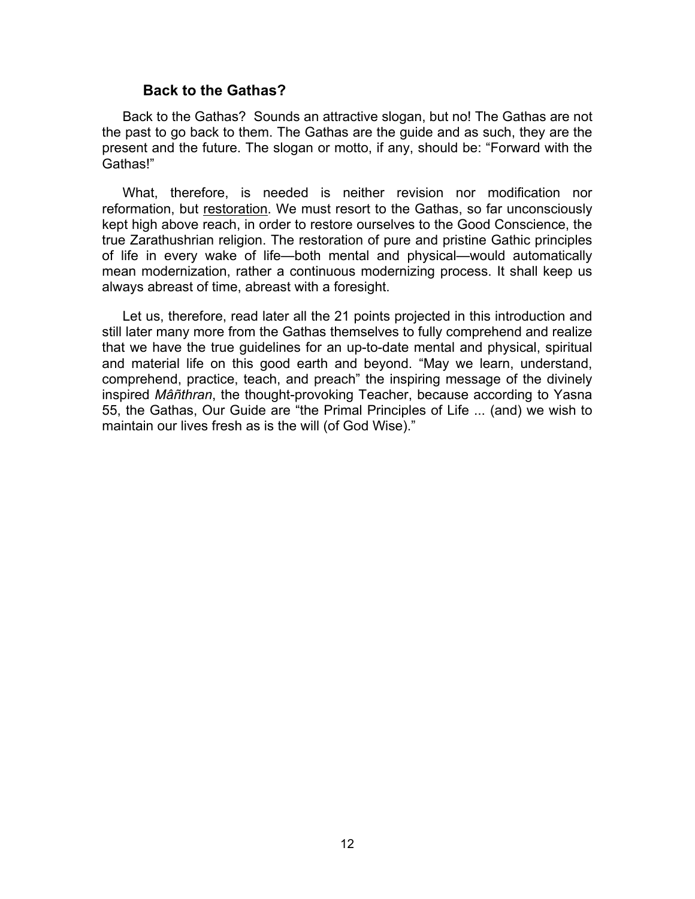### Back to the Gathas?

Back to the Gathas? Sounds an attractive slogan, but no! The Gathas are not the past to go back to them. The Gathas are the guide and as such, they are the present and the future. The slogan or motto, if any, should be: "Forward with the Gathas!"

What, therefore, is needed is neither revision nor modification nor reformation, but <u>restoration</u>. We must resort to the Gathas, so far unconsciously kept high above reach, in order to restore ourselves to the Good Conscience, the true Zarathushrian religion. The restoration of pure and pristine Gathic principles of life in every wake of life—both mental and physical—would automatically mean modernization, rather a continuous modernizing process. It shall keep us always abreast of time, abreast with a foresight.

Let us, therefore, read later all the 21 points projected in this introduction and still later many more from the Gathas themselves to fully comprehend and realize that we have the true guidelines for an up-to-date mental and physical, spiritual and material life on this good earth and beyond. "May we learn, understand, comprehend, practice, teach, and preach" the inspiring message of the divinely inspired *Mâñthran*, the thought-provoking Teacher, because according to Yasna 55, the Gathas, Our Guide are "the Primal Principles of Life ... (and) we wish to maintain our lives fresh as is the will (of God Wise)."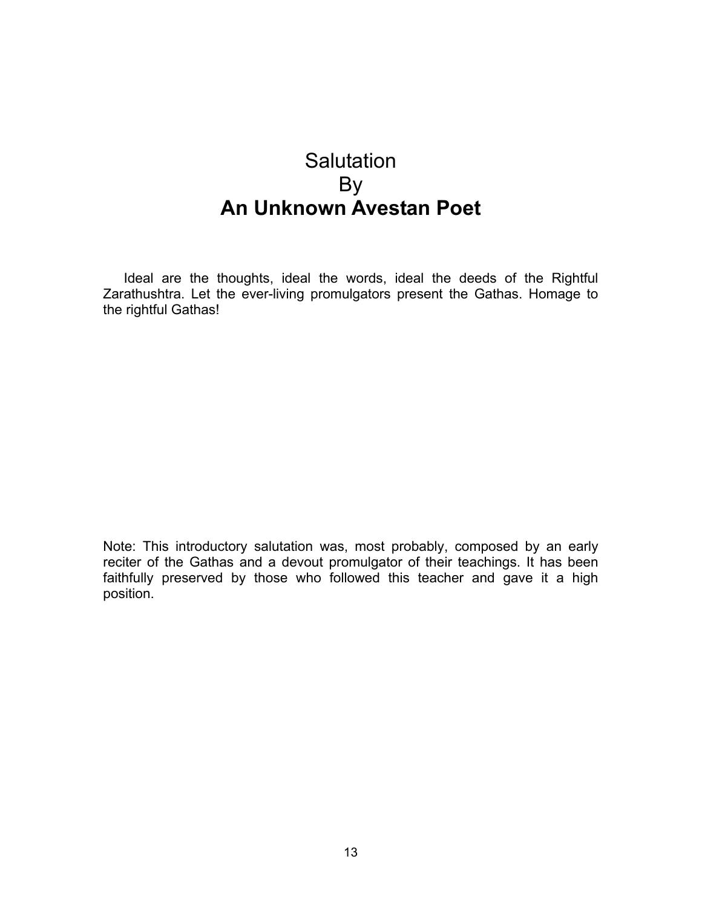# Salutation
# By
# **An Unknown Avestan Poet**

Ideal are the thoughts, ideal the words, ideal the deeds of the Rightful Zarathushtra. Let the ever-living promulgators present the Gathas. Homage to the rightful Gathas!

Note: This introductory salutation was, most probably, composed by an early reciter of the Gathas and a devout promulgator of their teachings. It has been faithfully preserved by those who followed this teacher and gave it a high position.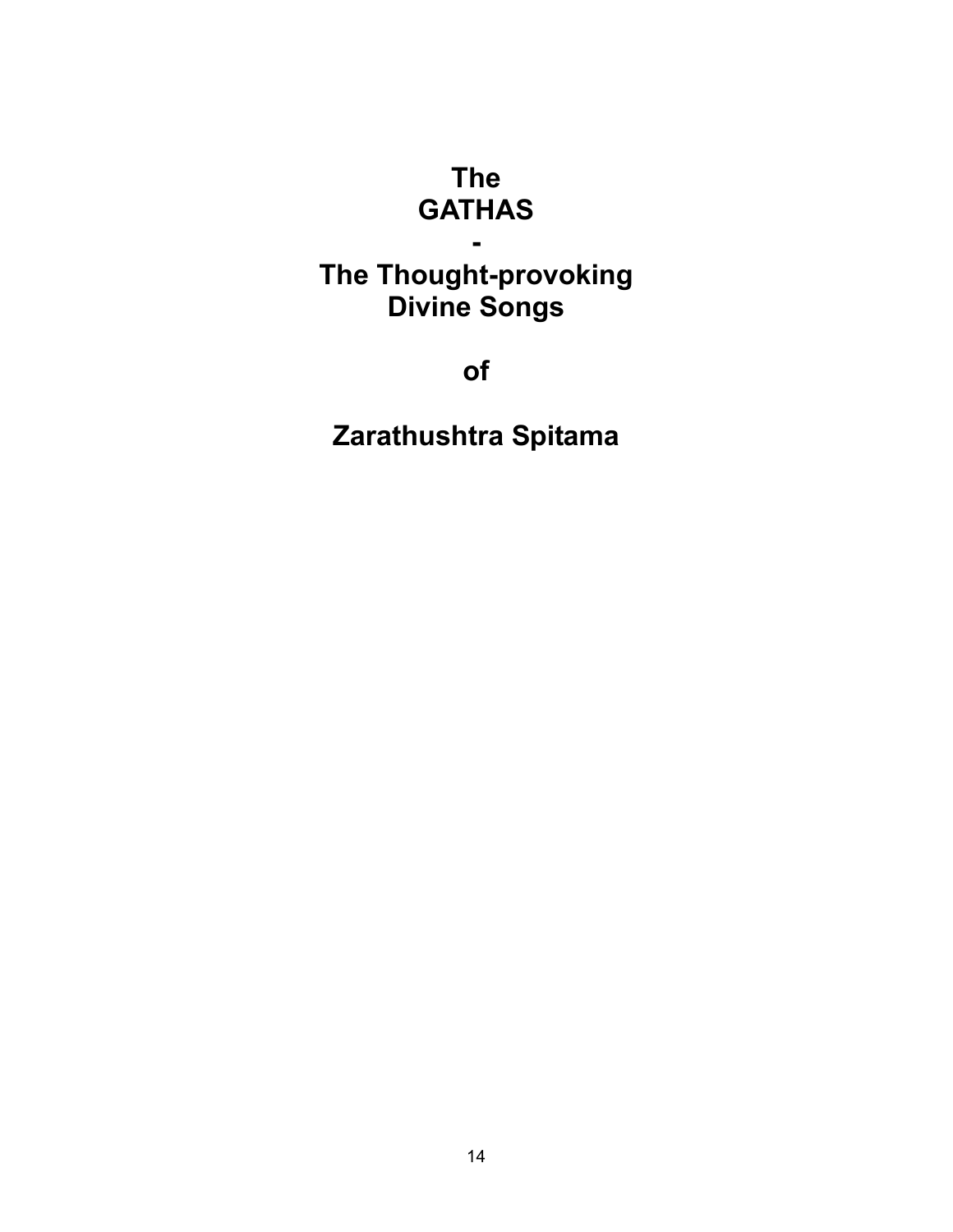# The GATHAS - The Thought-provoking Divine Songs

# of

# Zarathushtra Spitama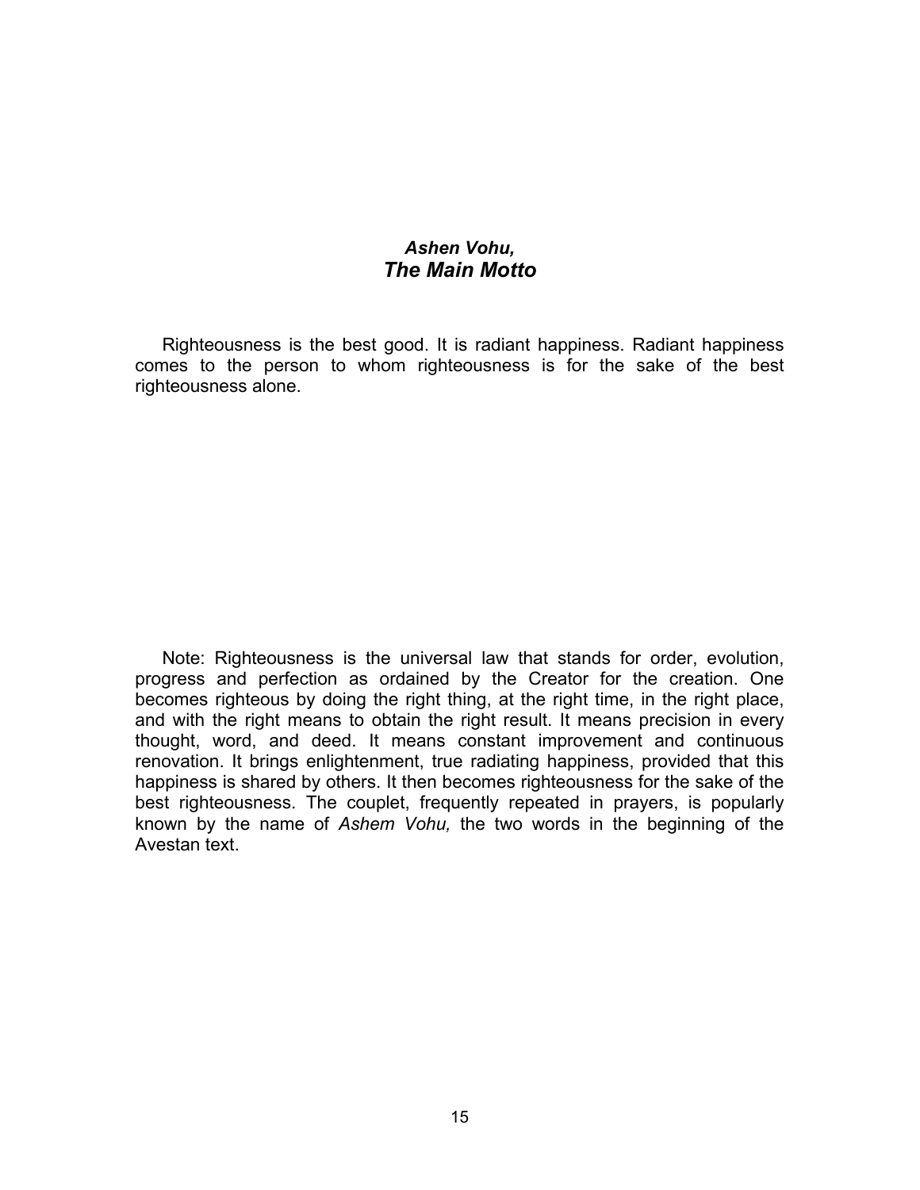## *Ashen Vohu,*
## *The Main Motto*

Righteousness is the best good. It is radiant happiness. Radiant happiness comes to the person to whom righteousness is for the sake of the best righteousness alone.

Note: Righteousness is the universal law that stands for order, evolution, progress and perfection as ordained by the Creator for the creation. One becomes righteous by doing the right thing, at the right time, in the right place, and with the right means to obtain the right result. It means precision in every thought, word, and deed. It means constant improvement and continuous renovation. It brings enlightenment, true radiating happiness, provided that this happiness is shared by others. It then becomes righteousness for the sake of the best righteousness. The couplet, frequently repeated in prayers, is popularly known by the name of *Ashem Vohu,* the two words in the beginning of the Avestan text.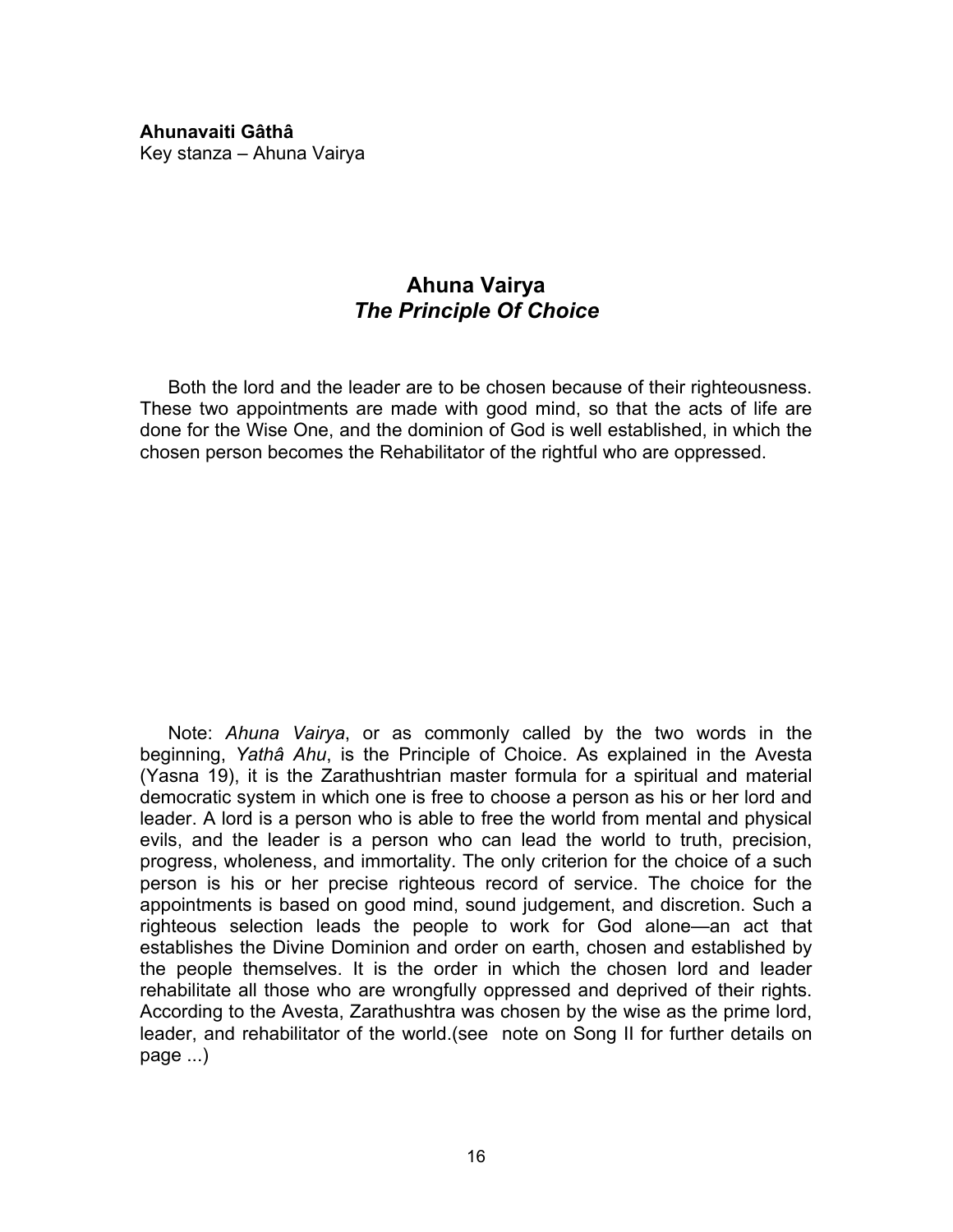**Ahunavaiti Gâthâ**
Key stanza – Ahuna Vairya

## Ahuna Vairya
### *The Principle Of Choice*

Both the lord and the leader are to be chosen because of their righteousness. These two appointments are made with good mind, so that the acts of life are done for the Wise One, and the dominion of God is well established, in which the chosen person becomes the Rehabilitator of the rightful who are oppressed.

Note: *Ahuna Vairya*, or as commonly called by the two words in the beginning, *Yathâ Ahu*, is the Principle of Choice. As explained in the Avesta (Yasna 19), it is the Zarathushtrian master formula for a spiritual and material democratic system in which one is free to choose a person as his or her lord and leader. A lord is a person who is able to free the world from mental and physical evils, and the leader is a person who can lead the world to truth, precision, progress, wholeness, and immortality. The only criterion for the choice of a such person is his or her precise righteous record of service. The choice for the appointments is based on good mind, sound judgement, and discretion. Such a righteous selection leads the people to work for God alone—an act that establishes the Divine Dominion and order on earth, chosen and established by the people themselves. It is the order in which the chosen lord and leader rehabilitate all those who are wrongfully oppressed and deprived of their rights. According to the Avesta, Zarathushtra was chosen by the wise as the prime lord, leader, and rehabilitator of the world.(see note on Song II for further details on page ...)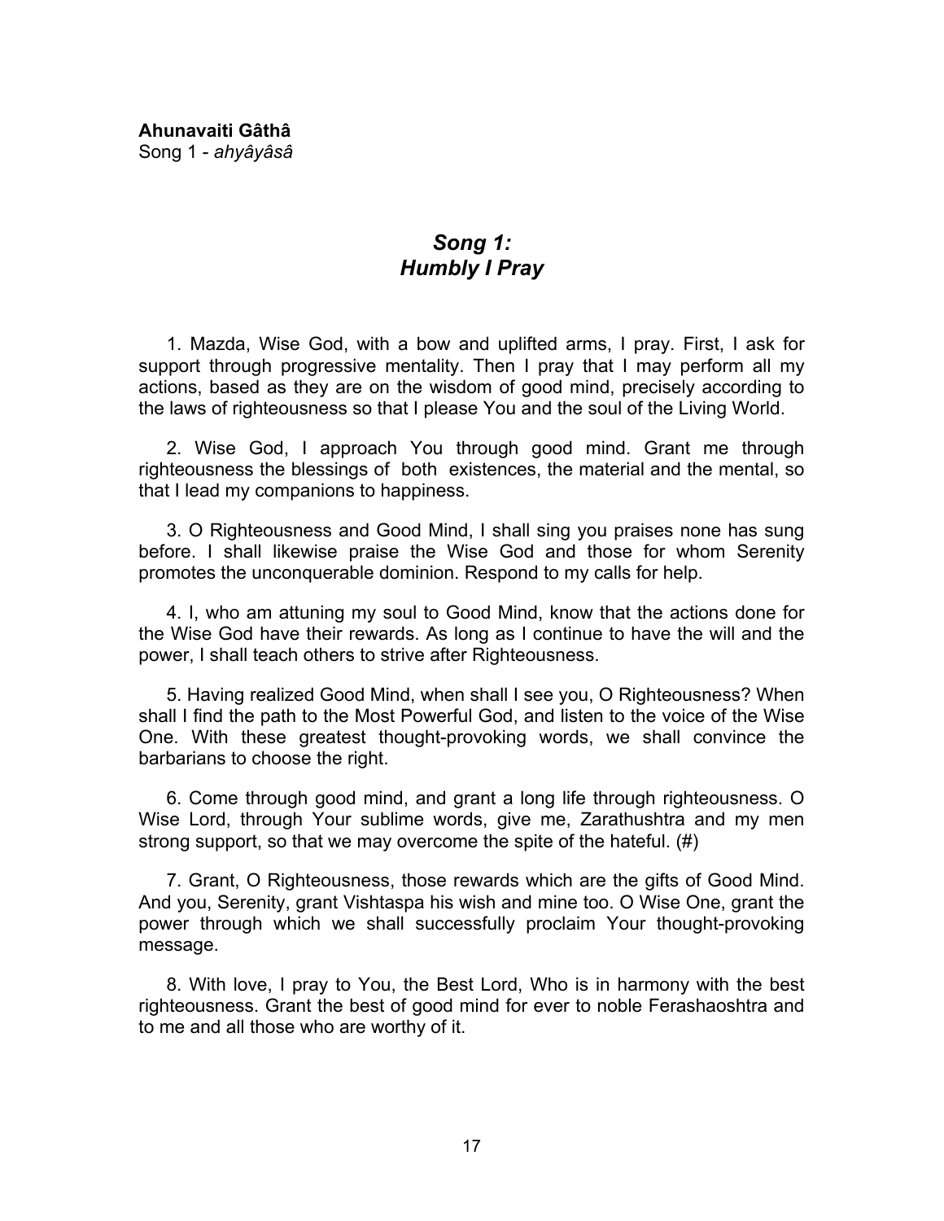**Ahunavaiti Gâthâ**
Song 1 - *ahyâyâsâ*

## *Song 1: Humbly I Pray*

1. Mazda, Wise God, with a bow and uplifted arms, I pray. First, I ask for support through progressive mentality. Then I pray that I may perform all my actions, based as they are on the wisdom of good mind, precisely according to the laws of righteousness so that I please You and the soul of the Living World.

2. Wise God, I approach You through good mind. Grant me through righteousness the blessings of both existences, the material and the mental, so that I lead my companions to happiness.

3. O Righteousness and Good Mind, I shall sing you praises none has sung before. I shall likewise praise the Wise God and those for whom Serenity promotes the unconquerable dominion. Respond to my calls for help.

4. I, who am attuning my soul to Good Mind, know that the actions done for the Wise God have their rewards. As long as I continue to have the will and the power, I shall teach others to strive after Righteousness.

5. Having realized Good Mind, when shall I see you, O Righteousness? When shall I find the path to the Most Powerful God, and listen to the voice of the Wise One. With these greatest thought-provoking words, we shall convince the barbarians to choose the right.

6. Come through good mind, and grant a long life through righteousness. O Wise Lord, through Your sublime words, give me, Zarathushtra and my men strong support, so that we may overcome the spite of the hateful. (#)

7. Grant, O Righteousness, those rewards which are the gifts of Good Mind. And you, Serenity, grant Vishtaspa his wish and mine too. O Wise One, grant the power through which we shall successfully proclaim Your thought-provoking message.

8. With love, I pray to You, the Best Lord, Who is in harmony with the best righteousness. Grant the best of good mind for ever to noble Ferashaoshtra and to me and all those who are worthy of it.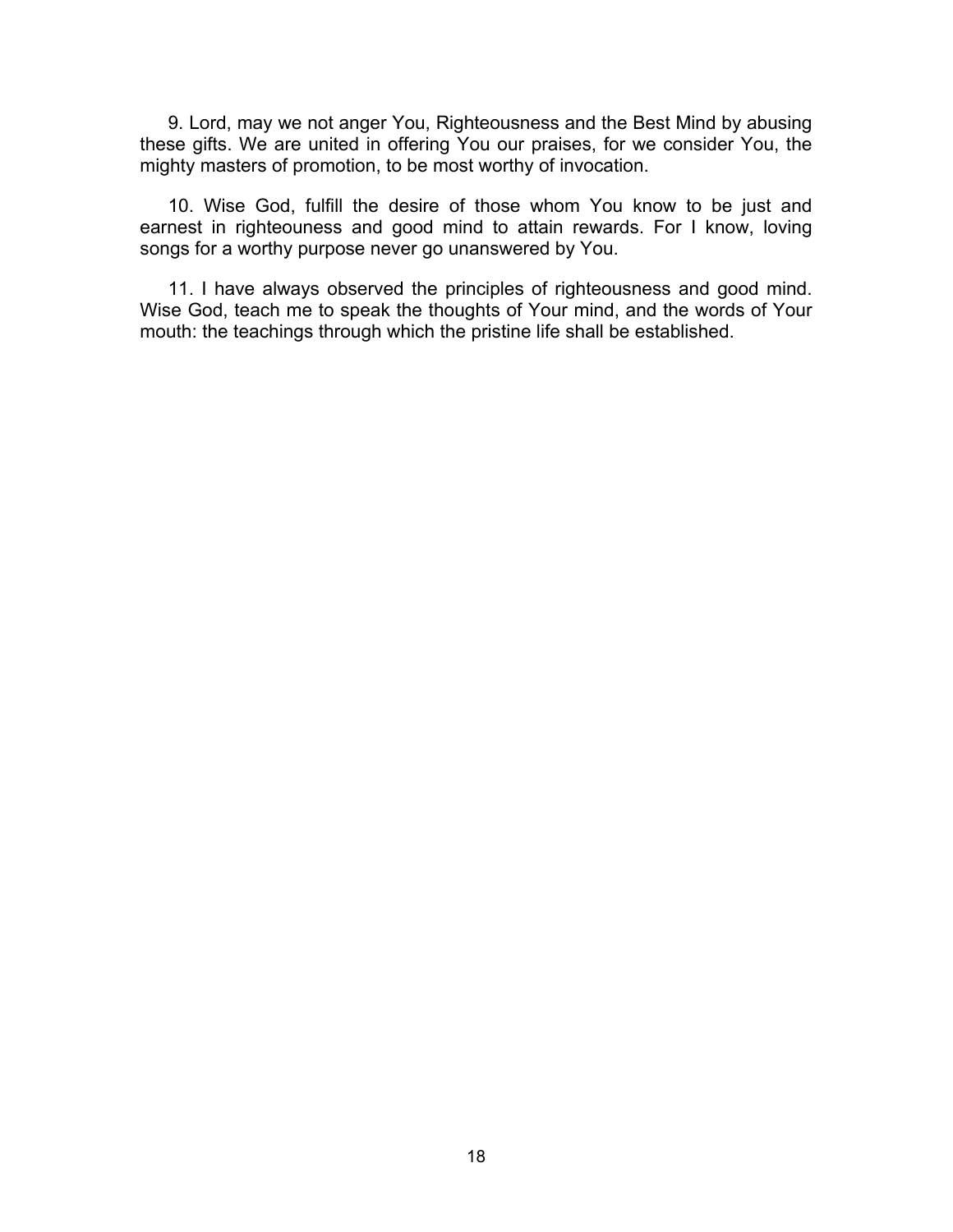9. Lord, may we not anger You, Righteousness and the Best Mind by abusing these gifts. We are united in offering You our praises, for we consider You, the mighty masters of promotion, to be most worthy of invocation.

10. Wise God, fulfill the desire of those whom You know to be just and earnest in righteouness and good mind to attain rewards. For I know, loving songs for a worthy purpose never go unanswered by You.

11. I have always observed the principles of righteousness and good mind. Wise God, teach me to speak the thoughts of Your mind, and the words of Your mouth: the teachings through which the pristine life shall be established.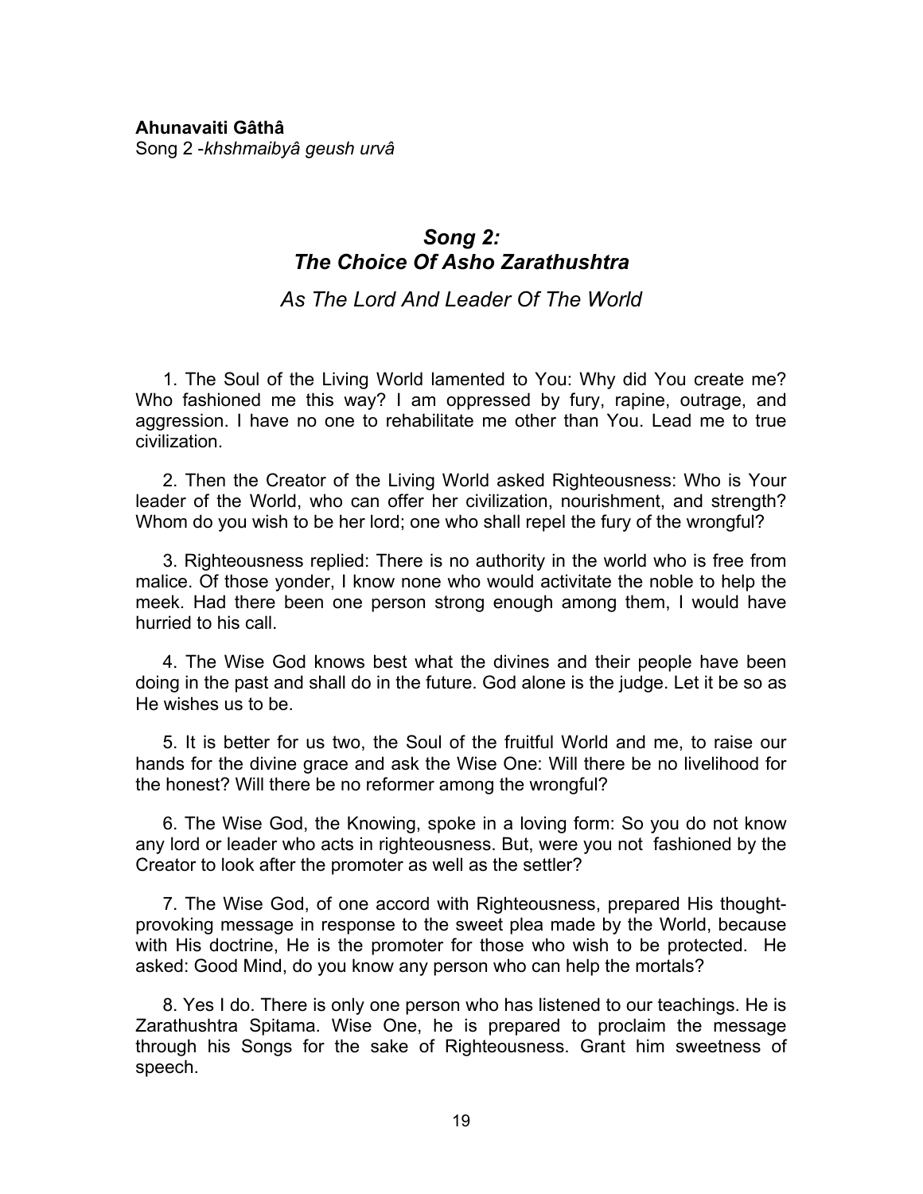**Ahunavaiti Gâthâ**
Song 2 -*khshmaibyâ geush urvâ*

## *Song 2: The Choice Of Asho Zarathushtra*

### *As The Lord And Leader Of The World*

1. The Soul of the Living World lamented to You: Why did You create me? Who fashioned me this way? I am oppressed by fury, rapine, outrage, and aggression. I have no one to rehabilitate me other than You. Lead me to true civilization.

2. Then the Creator of the Living World asked Righteousness: Who is Your leader of the World, who can offer her civilization, nourishment, and strength? Whom do you wish to be her lord; one who shall repel the fury of the wrongful?

3. Righteousness replied: There is no authority in the world who is free from malice. Of those yonder, I know none who would activitate the noble to help the meek. Had there been one person strong enough among them, I would have hurried to his call.

4. The Wise God knows best what the divines and their people have been doing in the past and shall do in the future. God alone is the judge. Let it be so as He wishes us to be.

5. It is better for us two, the Soul of the fruitful World and me, to raise our hands for the divine grace and ask the Wise One: Will there be no livelihood for the honest? Will there be no reformer among the wrongful?

6. The Wise God, the Knowing, spoke in a loving form: So you do not know any lord or leader who acts in righteousness. But, were you not fashioned by the Creator to look after the promoter as well as the settler?

7. The Wise God, of one accord with Righteousness, prepared His thought-provoking message in response to the sweet plea made by the World, because with His doctrine, He is the promoter for those who wish to be protected. He asked: Good Mind, do you know any person who can help the mortals?

8. Yes I do. There is only one person who has listened to our teachings. He is Zarathushtra Spitama. Wise One, he is prepared to proclaim the message through his Songs for the sake of Righteousness. Grant him sweetness of speech.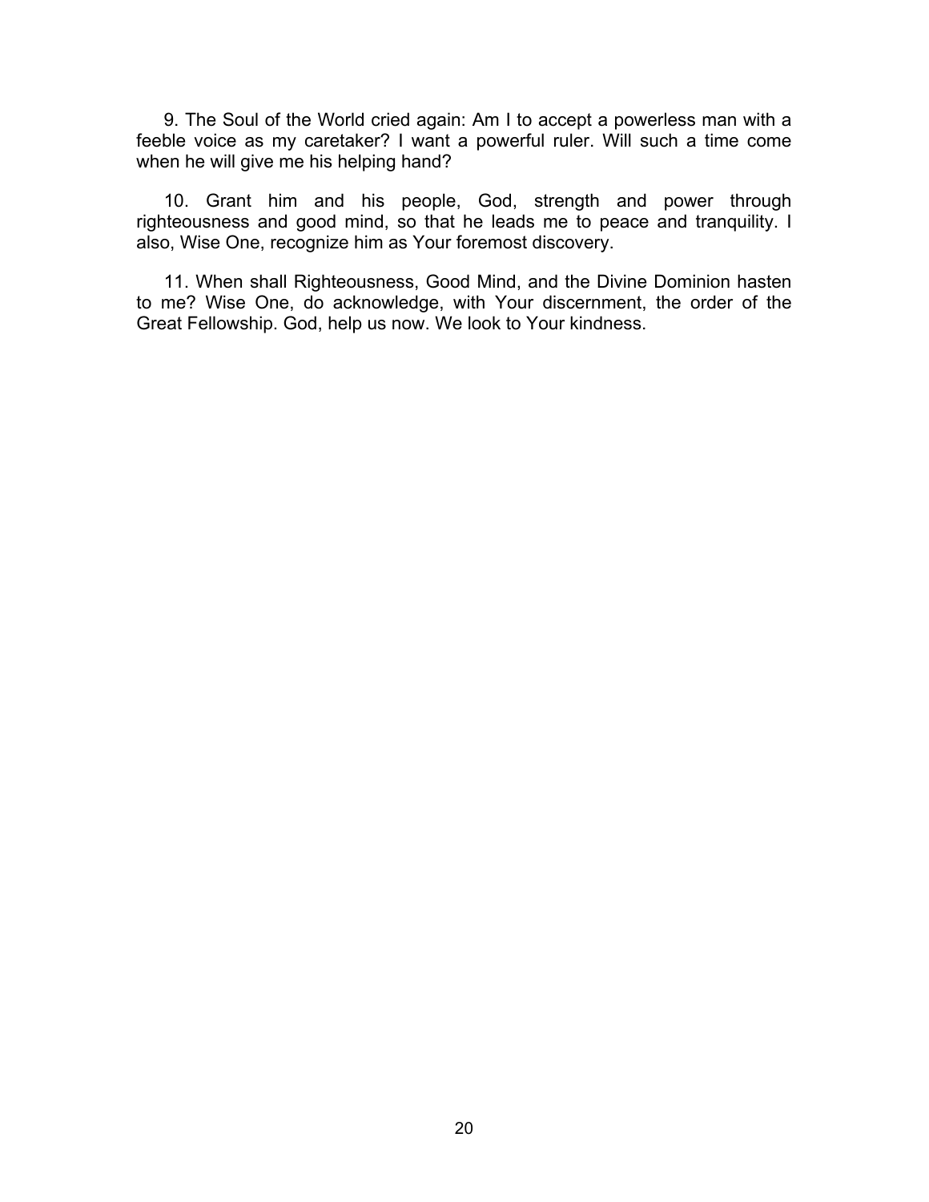9. The Soul of the World cried again: Am I to accept a powerless man with a feeble voice as my caretaker? I want a powerful ruler. Will such a time come when he will give me his helping hand?

10. Grant him and his people, God, strength and power through righteousness and good mind, so that he leads me to peace and tranquility. I also, Wise One, recognize him as Your foremost discovery.

11. When shall Righteousness, Good Mind, and the Divine Dominion hasten to me? Wise One, do acknowledge, with Your discernment, the order of the Great Fellowship. God, help us now. We look to Your kindness.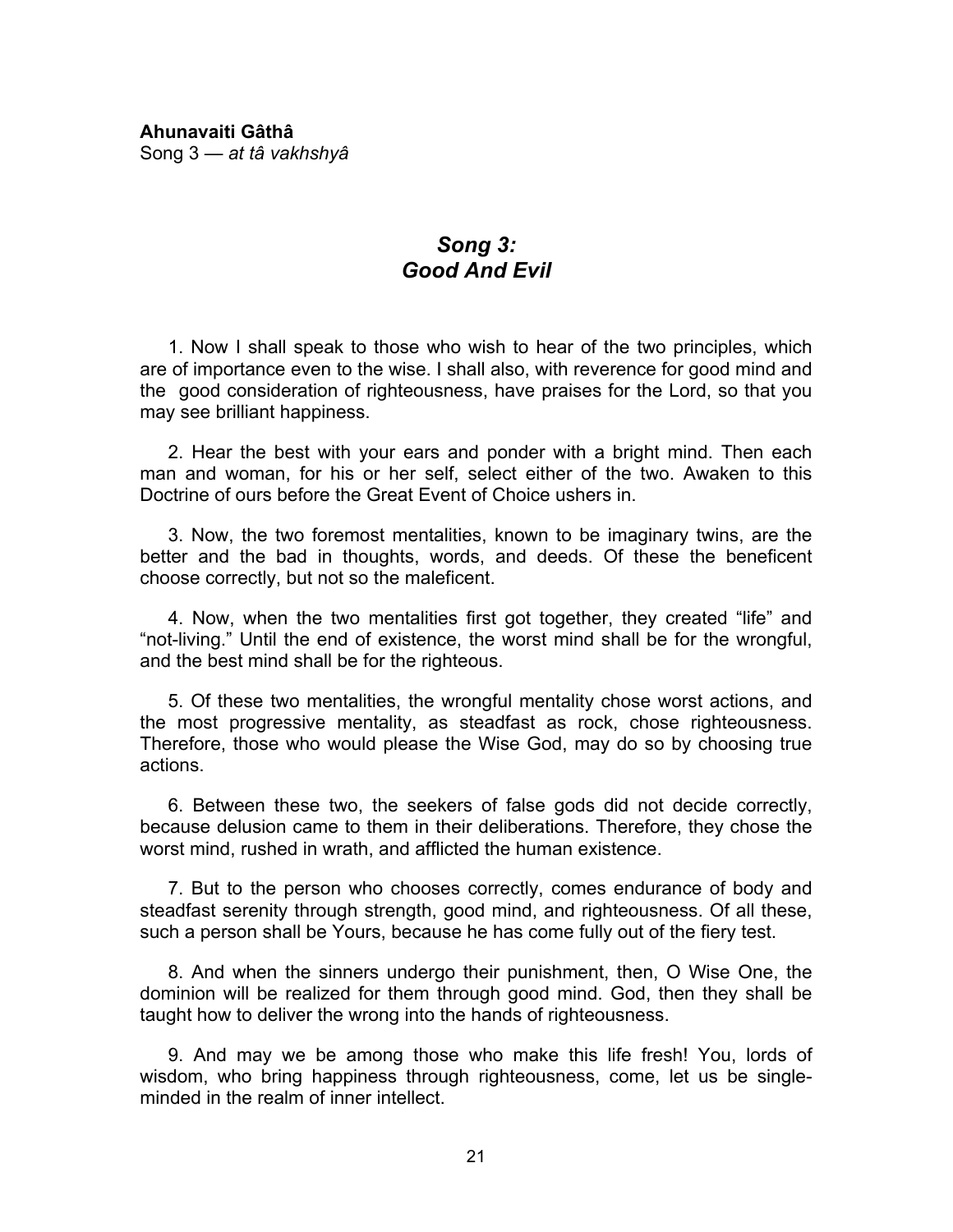**Ahunavaiti Gâthâ**
Song 3 — *at tâ vakhshyâ*

## *Song 3: Good And Evil*

1. Now I shall speak to those who wish to hear of the two principles, which are of importance even to the wise. I shall also, with reverence for good mind and the good consideration of righteousness, have praises for the Lord, so that you may see brilliant happiness.

2. Hear the best with your ears and ponder with a bright mind. Then each man and woman, for his or her self, select either of the two. Awaken to this Doctrine of ours before the Great Event of Choice ushers in.

3. Now, the two foremost mentalities, known to be imaginary twins, are the better and the bad in thoughts, words, and deeds. Of these the beneficent choose correctly, but not so the maleficent.

4. Now, when the two mentalities first got together, they created "life" and "not-living." Until the end of existence, the worst mind shall be for the wrongful, and the best mind shall be for the righteous.

5. Of these two mentalities, the wrongful mentality chose worst actions, and the most progressive mentality, as steadfast as rock, chose righteousness. Therefore, those who would please the Wise God, may do so by choosing true actions.

6. Between these two, the seekers of false gods did not decide correctly, because delusion came to them in their deliberations. Therefore, they chose the worst mind, rushed in wrath, and afflicted the human existence.

7. But to the person who chooses correctly, comes endurance of body and steadfast serenity through strength, good mind, and righteousness. Of all these, such a person shall be Yours, because he has come fully out of the fiery test.

8. And when the sinners undergo their punishment, then, O Wise One, the dominion will be realized for them through good mind. God, then they shall be taught how to deliver the wrong into the hands of righteousness.

9. And may we be among those who make this life fresh! You, lords of wisdom, who bring happiness through righteousness, come, let us be single-minded in the realm of inner intellect.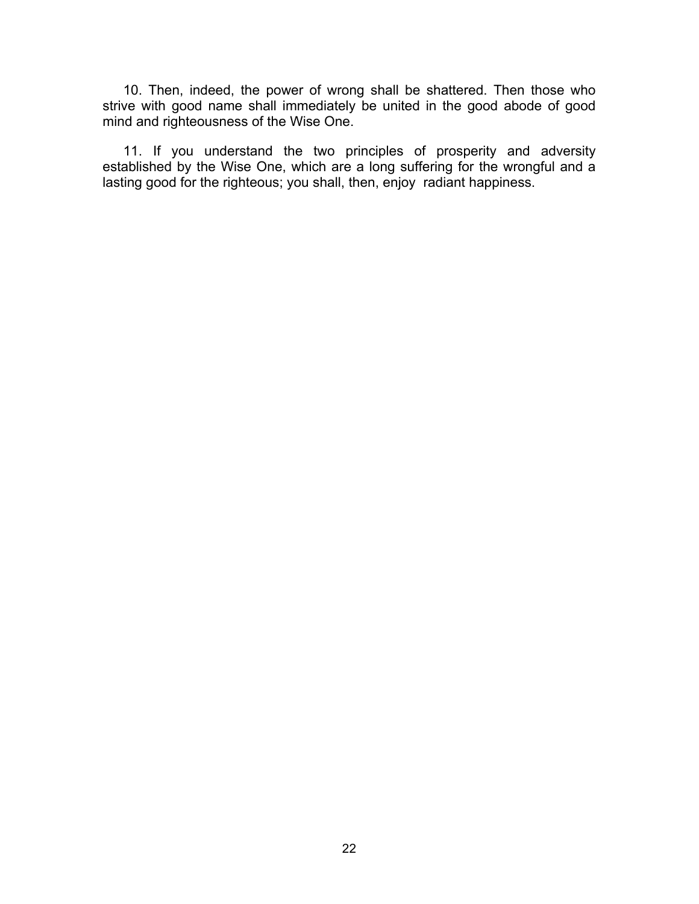10. Then, indeed, the power of wrong shall be shattered. Then those who strive with good name shall immediately be united in the good abode of good mind and righteousness of the Wise One.

11. If you understand the two principles of prosperity and adversity established by the Wise One, which are a long suffering for the wrongful and a lasting good for the righteous; you shall, then, enjoy radiant happiness.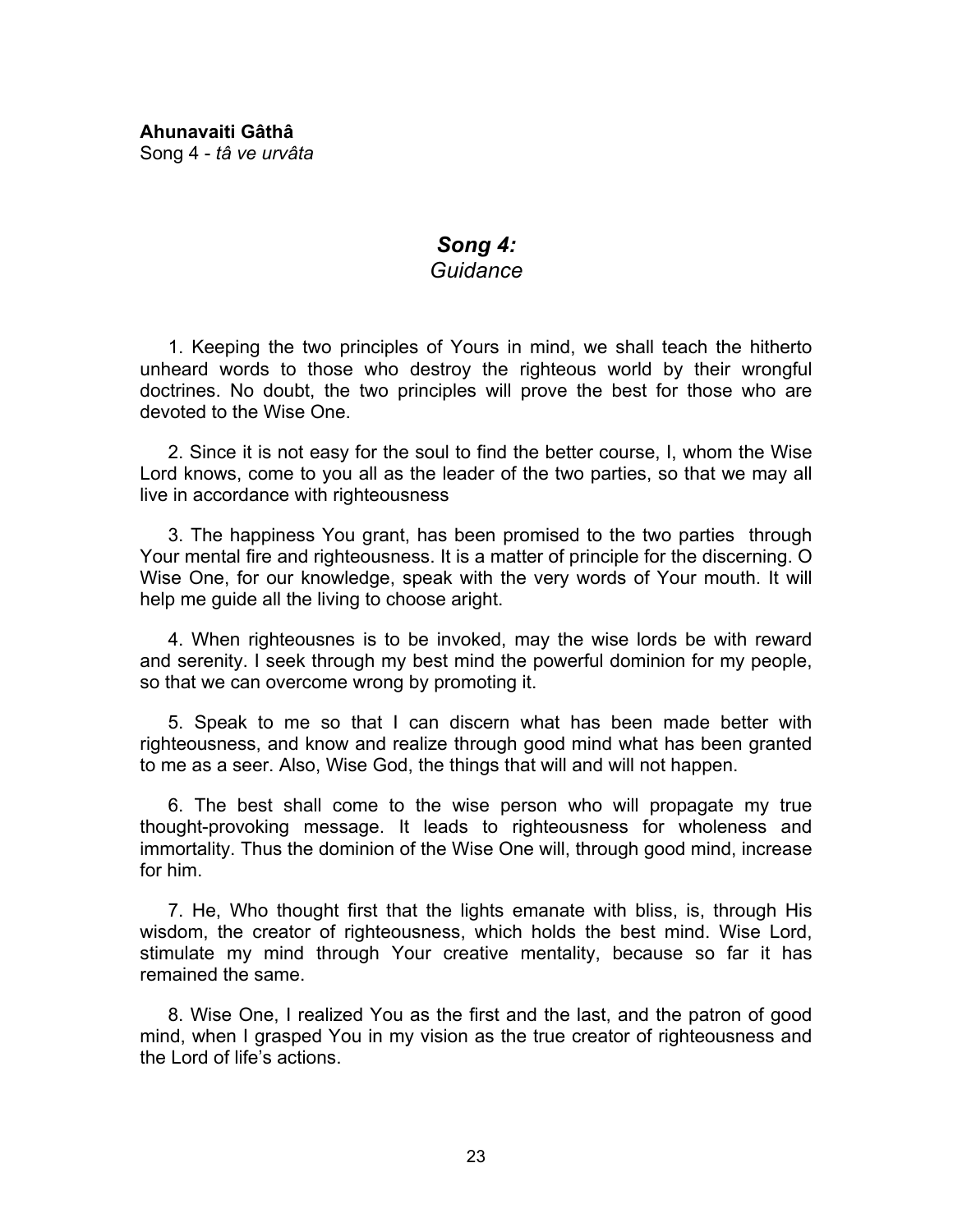**Ahunavaiti Gâthâ**
Song 4 - *tâ ve urvâta*

## *Song 4:*
*Guidance*

1. Keeping the two principles of Yours in mind, we shall teach the hitherto unheard words to those who destroy the righteous world by their wrongful doctrines. No doubt, the two principles will prove the best for those who are devoted to the Wise One.

2. Since it is not easy for the soul to find the better course, I, whom the Wise Lord knows, come to you all as the leader of the two parties, so that we may all live in accordance with righteousness

3. The happiness You grant, has been promised to the two parties through Your mental fire and righteousness. It is a matter of principle for the discerning. O Wise One, for our knowledge, speak with the very words of Your mouth. It will help me guide all the living to choose aright.

4. When righteousnes is to be invoked, may the wise lords be with reward and serenity. I seek through my best mind the powerful dominion for my people, so that we can overcome wrong by promoting it.

5. Speak to me so that I can discern what has been made better with righteousness, and know and realize through good mind what has been granted to me as a seer. Also, Wise God, the things that will and will not happen.

6. The best shall come to the wise person who will propagate my true thought-provoking message. It leads to righteousness for wholeness and immortality. Thus the dominion of the Wise One will, through good mind, increase for him.

7. He, Who thought first that the lights emanate with bliss, is, through His wisdom, the creator of righteousness, which holds the best mind. Wise Lord, stimulate my mind through Your creative mentality, because so far it has remained the same.

8. Wise One, I realized You as the first and the last, and the patron of good mind, when I grasped You in my vision as the true creator of righteousness and the Lord of life's actions.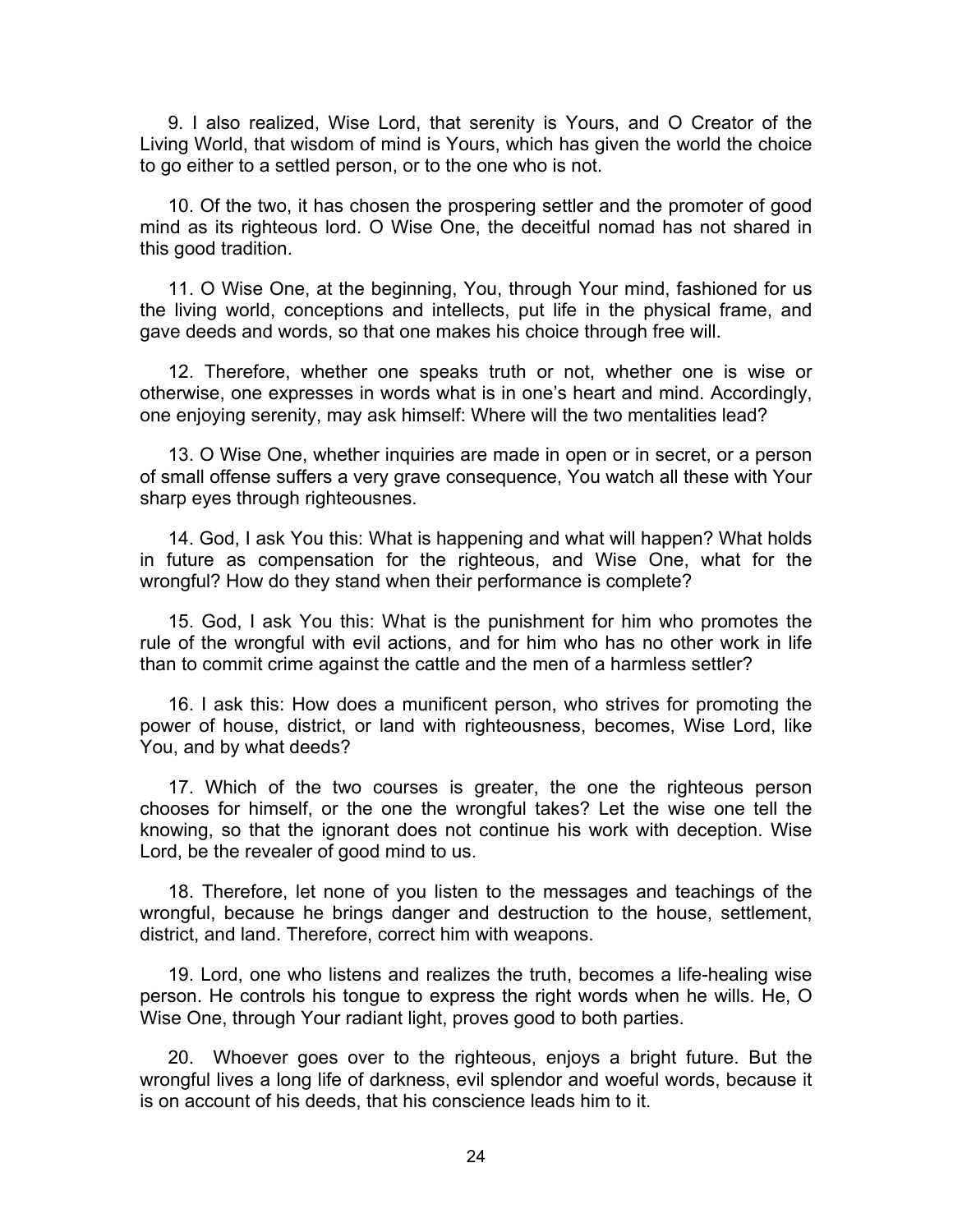9. I also realized, Wise Lord, that serenity is Yours, and O Creator of the Living World, that wisdom of mind is Yours, which has given the world the choice to go either to a settled person, or to the one who is not.

10. Of the two, it has chosen the prospering settler and the promoter of good mind as its righteous lord. O Wise One, the deceitful nomad has not shared in this good tradition.

11. O Wise One, at the beginning, You, through Your mind, fashioned for us the living world, conceptions and intellects, put life in the physical frame, and gave deeds and words, so that one makes his choice through free will.

12. Therefore, whether one speaks truth or not, whether one is wise or otherwise, one expresses in words what is in one's heart and mind. Accordingly, one enjoying serenity, may ask himself: Where will the two mentalities lead?

13. O Wise One, whether inquiries are made in open or in secret, or a person of small offense suffers a very grave consequence, You watch all these with Your sharp eyes through righteousnes.

14. God, I ask You this: What is happening and what will happen? What holds in future as compensation for the righteous, and Wise One, what for the wrongful? How do they stand when their performance is complete?

15. God, I ask You this: What is the punishment for him who promotes the rule of the wrongful with evil actions, and for him who has no other work in life than to commit crime against the cattle and the men of a harmless settler?

16. I ask this: How does a munificent person, who strives for promoting the power of house, district, or land with righteousness, becomes, Wise Lord, like You, and by what deeds?

17. Which of the two courses is greater, the one the righteous person chooses for himself, or the one the wrongful takes? Let the wise one tell the knowing, so that the ignorant does not continue his work with deception. Wise Lord, be the revealer of good mind to us.

18. Therefore, let none of you listen to the messages and teachings of the wrongful, because he brings danger and destruction to the house, settlement, district, and land. Therefore, correct him with weapons.

19. Lord, one who listens and realizes the truth, becomes a life-healing wise person. He controls his tongue to express the right words when he wills. He, O Wise One, through Your radiant light, proves good to both parties.

20. Whoever goes over to the righteous, enjoys a bright future. But the wrongful lives a long life of darkness, evil splendor and woeful words, because it is on account of his deeds, that his conscience leads him to it.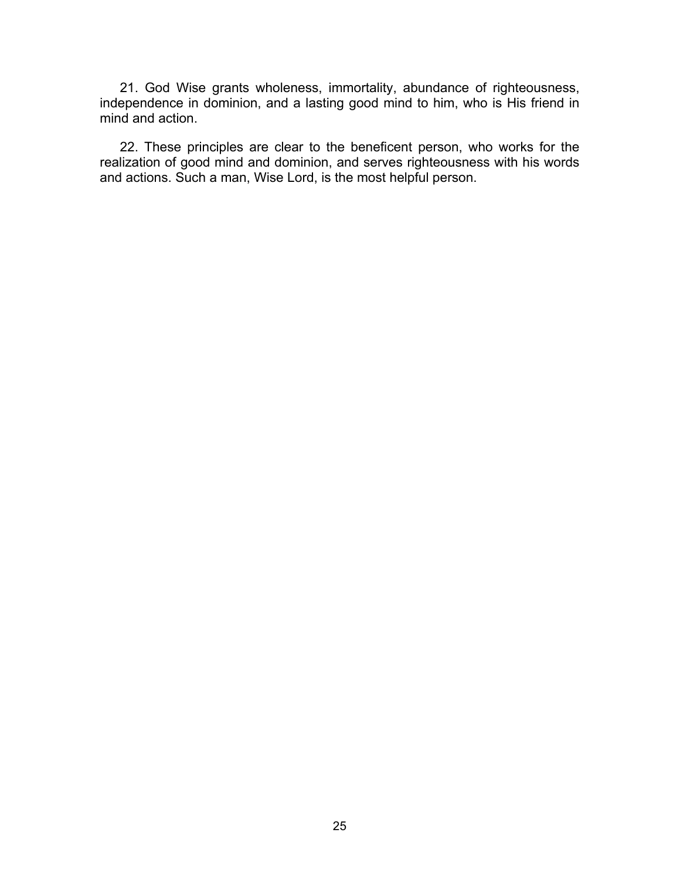21. God Wise grants wholeness, immortality, abundance of righteousness, independence in dominion, and a lasting good mind to him, who is His friend in mind and action.

22. These principles are clear to the beneficent person, who works for the realization of good mind and dominion, and serves righteousness with his words and actions. Such a man, Wise Lord, is the most helpful person.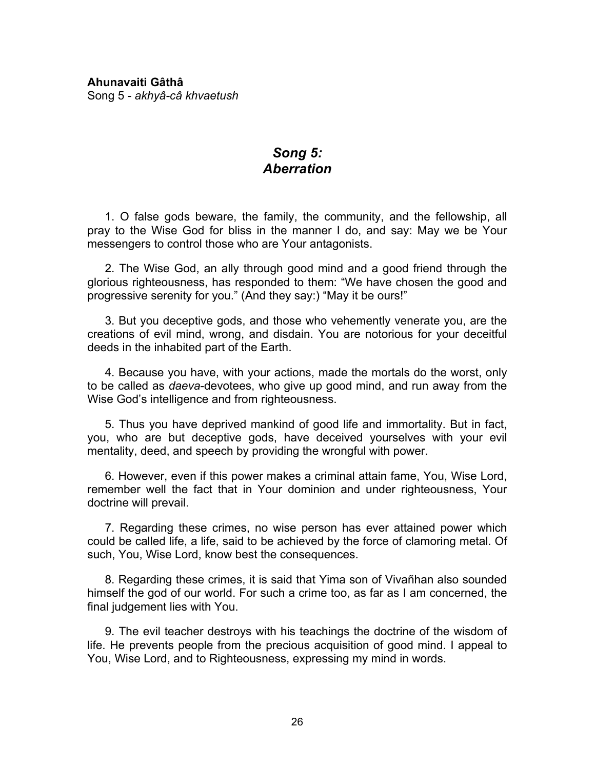**Ahunavaiti Gâthâ**
Song 5 - *akhyâ-câ khvaetush*

## *Song 5: Aberration*

1. O false gods beware, the family, the community, and the fellowship, all pray to the Wise God for bliss in the manner I do, and say: May we be Your messengers to control those who are Your antagonists.

2. The Wise God, an ally through good mind and a good friend through the glorious righteousness, has responded to them: "We have chosen the good and progressive serenity for you." (And they say:) "May it be ours!"

3. But you deceptive gods, and those who vehemently venerate you, are the creations of evil mind, wrong, and disdain. You are notorious for your deceitful deeds in the inhabited part of the Earth.

4. Because you have, with your actions, made the mortals do the worst, only to be called as *daeva*-devotees, who give up good mind, and run away from the Wise God's intelligence and from righteousness.

5. Thus you have deprived mankind of good life and immortality. But in fact, you, who are but deceptive gods, have deceived yourselves with your evil mentality, deed, and speech by providing the wrongful with power.

6. However, even if this power makes a criminal attain fame, You, Wise Lord, remember well the fact that in Your dominion and under righteousness, Your doctrine will prevail.

7. Regarding these crimes, no wise person has ever attained power which could be called life, a life, said to be achieved by the force of clamoring metal. Of such, You, Wise Lord, know best the consequences.

8. Regarding these crimes, it is said that Yima son of Vivañhan also sounded himself the god of our world. For such a crime too, as far as I am concerned, the final judgement lies with You.

9. The evil teacher destroys with his teachings the doctrine of the wisdom of life. He prevents people from the precious acquisition of good mind. I appeal to You, Wise Lord, and to Righteousness, expressing my mind in words.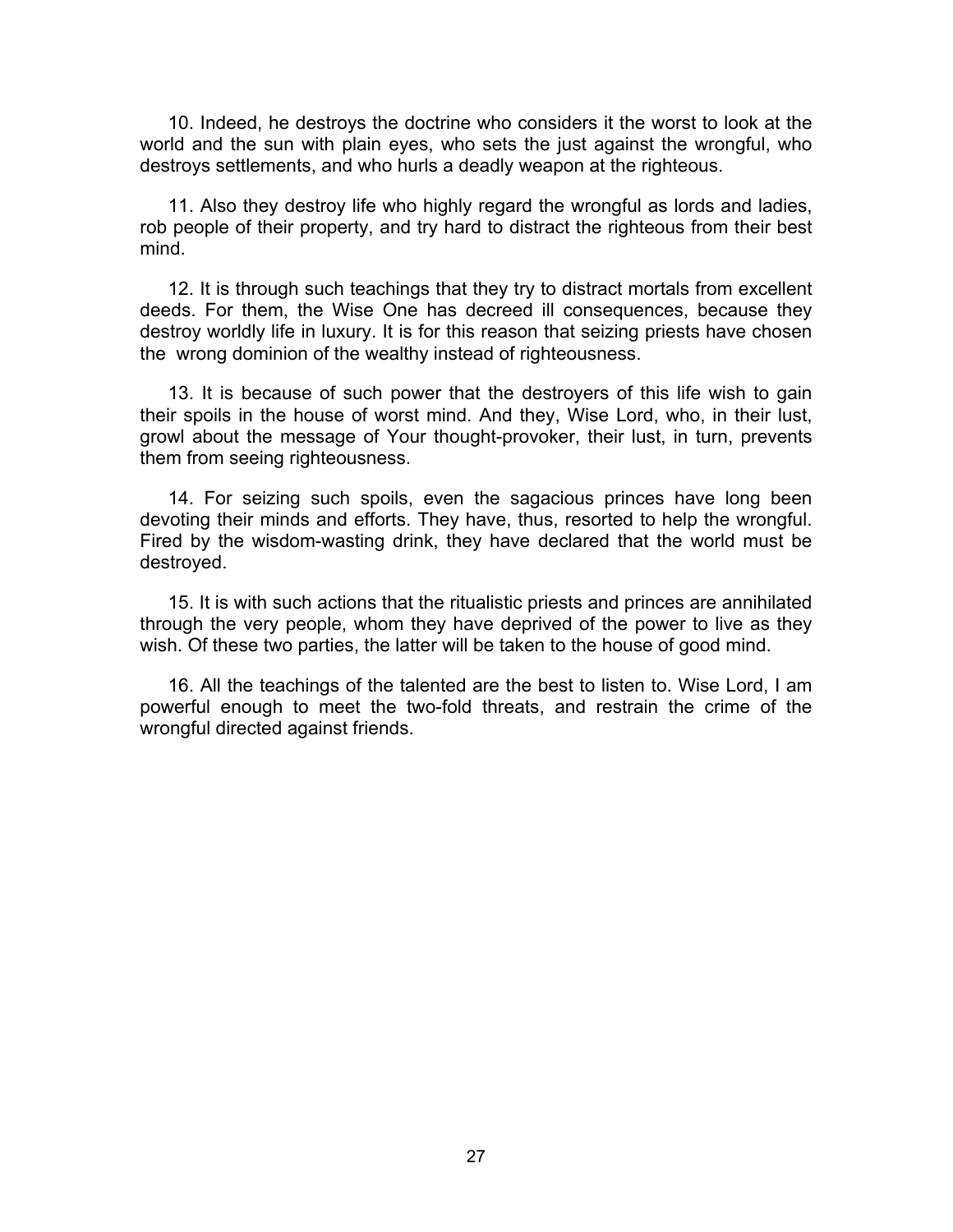10. Indeed, he destroys the doctrine who considers it the worst to look at the world and the sun with plain eyes, who sets the just against the wrongful, who destroys settlements, and who hurls a deadly weapon at the righteous.

11. Also they destroy life who highly regard the wrongful as lords and ladies, rob people of their property, and try hard to distract the righteous from their best mind.

12. It is through such teachings that they try to distract mortals from excellent deeds. For them, the Wise One has decreed ill consequences, because they destroy worldly life in luxury. It is for this reason that seizing priests have chosen the wrong dominion of the wealthy instead of righteousness.

13. It is because of such power that the destroyers of this life wish to gain their spoils in the house of worst mind. And they, Wise Lord, who, in their lust, growl about the message of Your thought-provoker, their lust, in turn, prevents them from seeing righteousness.

14. For seizing such spoils, even the sagacious princes have long been devoting their minds and efforts. They have, thus, resorted to help the wrongful. Fired by the wisdom-wasting drink, they have declared that the world must be destroyed.

15. It is with such actions that the ritualistic priests and princes are annihilated through the very people, whom they have deprived of the power to live as they wish. Of these two parties, the latter will be taken to the house of good mind.

16. All the teachings of the talented are the best to listen to. Wise Lord, I am powerful enough to meet the two-fold threats, and restrain the crime of the wrongful directed against friends.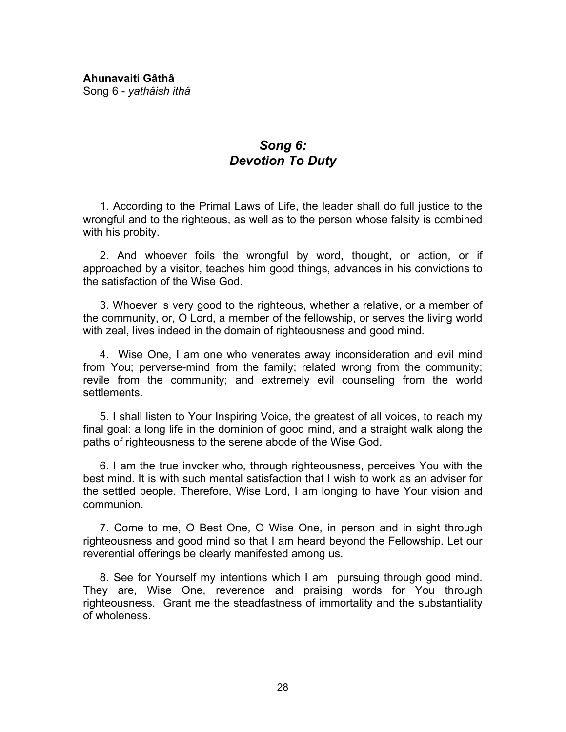**Ahunavaiti Gâthâ**
Song 6 - *yathâish ithâ*

## *Song 6:*
## *Devotion To Duty*

1. According to the Primal Laws of Life, the leader shall do full justice to the wrongful and to the righteous, as well as to the person whose falsity is combined with his probity.

2. And whoever foils the wrongful by word, thought, or action, or if approached by a visitor, teaches him good things, advances in his convictions to the satisfaction of the Wise God.

3. Whoever is very good to the righteous, whether a relative, or a member of the community, or, O Lord, a member of the fellowship, or serves the living world with zeal, lives indeed in the domain of righteousness and good mind.

4. Wise One, I am one who venerates away inconsideration and evil mind from You; perverse-mind from the family; related wrong from the community; revile from the community; and extremely evil counseling from the world settlements.

5. I shall listen to Your Inspiring Voice, the greatest of all voices, to reach my final goal: a long life in the dominion of good mind, and a straight walk along the paths of righteousness to the serene abode of the Wise God.

6. I am the true invoker who, through righteousness, perceives You with the best mind. It is with such mental satisfaction that I wish to work as an adviser for the settled people. Therefore, Wise Lord, I am longing to have Your vision and communion.

7. Come to me, O Best One, O Wise One, in person and in sight through righteousness and good mind so that I am heard beyond the Fellowship. Let our reverential offerings be clearly manifested among us.

8. See for Yourself my intentions which I am pursuing through good mind. They are, Wise One, reverence and praising words for You through righteousness. Grant me the steadfastness of immortality and the substantiality of wholeness.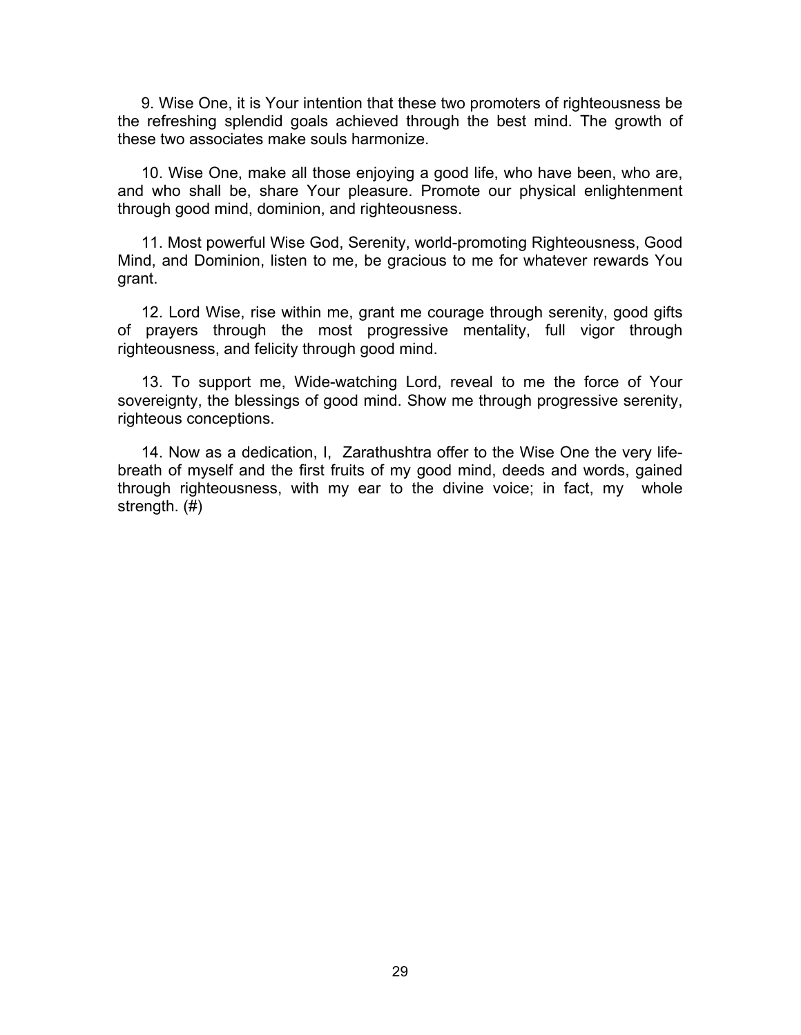9. Wise One, it is Your intention that these two promoters of righteousness be the refreshing splendid goals achieved through the best mind. The growth of these two associates make souls harmonize.

10. Wise One, make all those enjoying a good life, who have been, who are, and who shall be, share Your pleasure. Promote our physical enlightenment through good mind, dominion, and righteousness.

11. Most powerful Wise God, Serenity, world-promoting Righteousness, Good Mind, and Dominion, listen to me, be gracious to me for whatever rewards You grant.

12. Lord Wise, rise within me, grant me courage through serenity, good gifts of prayers through the most progressive mentality, full vigor through righteousness, and felicity through good mind.

13. To support me, Wide-watching Lord, reveal to me the force of Your sovereignty, the blessings of good mind. Show me through progressive serenity, righteous conceptions.

14. Now as a dedication, I, Zarathushtra offer to the Wise One the very life-breath of myself and the first fruits of my good mind, deeds and words, gained through righteousness, with my ear to the divine voice; in fact, my whole strength. (#)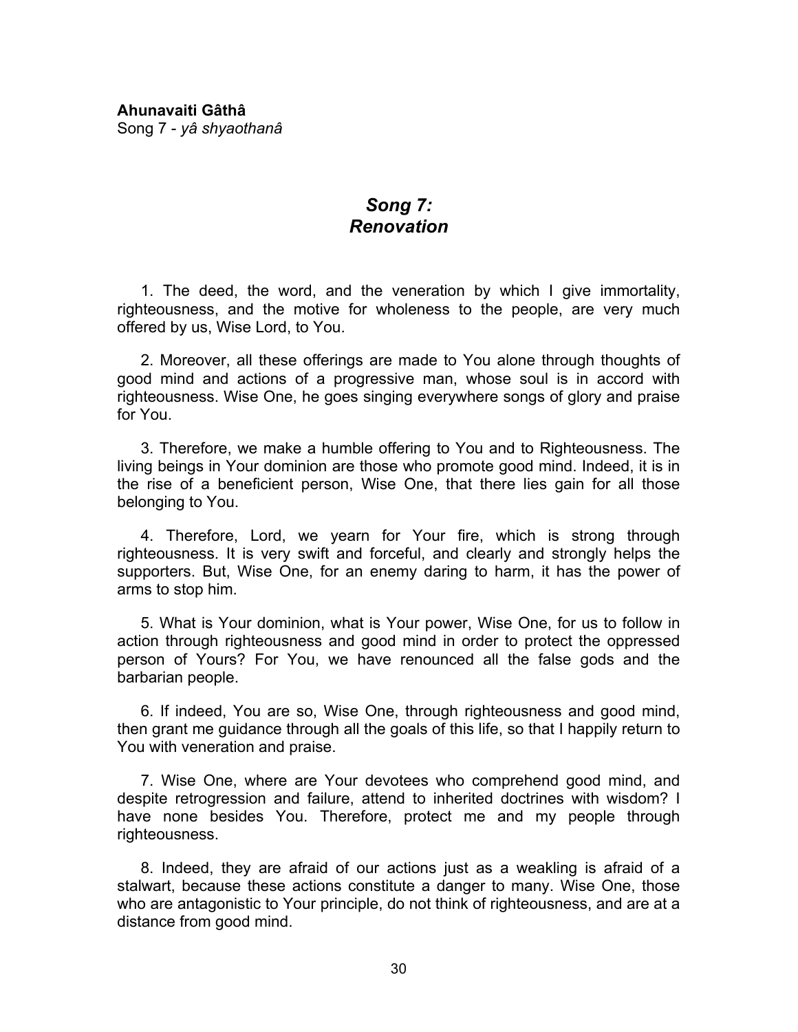**Ahunavaiti Gâthâ**
Song 7 - *yâ shyaothanâ*

## *Song 7: Renovation*

1. The deed, the word, and the veneration by which I give immortality, righteousness, and the motive for wholeness to the people, are very much offered by us, Wise Lord, to You.

2. Moreover, all these offerings are made to You alone through thoughts of good mind and actions of a progressive man, whose soul is in accord with righteousness. Wise One, he goes singing everywhere songs of glory and praise for You.

3. Therefore, we make a humble offering to You and to Righteousness. The living beings in Your dominion are those who promote good mind. Indeed, it is in the rise of a beneficient person, Wise One, that there lies gain for all those belonging to You.

4. Therefore, Lord, we yearn for Your fire, which is strong through righteousness. It is very swift and forceful, and clearly and strongly helps the supporters. But, Wise One, for an enemy daring to harm, it has the power of arms to stop him.

5. What is Your dominion, what is Your power, Wise One, for us to follow in action through righteousness and good mind in order to protect the oppressed person of Yours? For You, we have renounced all the false gods and the barbarian people.

6. If indeed, You are so, Wise One, through righteousness and good mind, then grant me guidance through all the goals of this life, so that I happily return to You with veneration and praise.

7. Wise One, where are Your devotees who comprehend good mind, and despite retrogression and failure, attend to inherited doctrines with wisdom? I have none besides You. Therefore, protect me and my people through righteousness.

8. Indeed, they are afraid of our actions just as a weakling is afraid of a stalwart, because these actions constitute a danger to many. Wise One, those who are antagonistic to Your principle, do not think of righteousness, and are at a distance from good mind.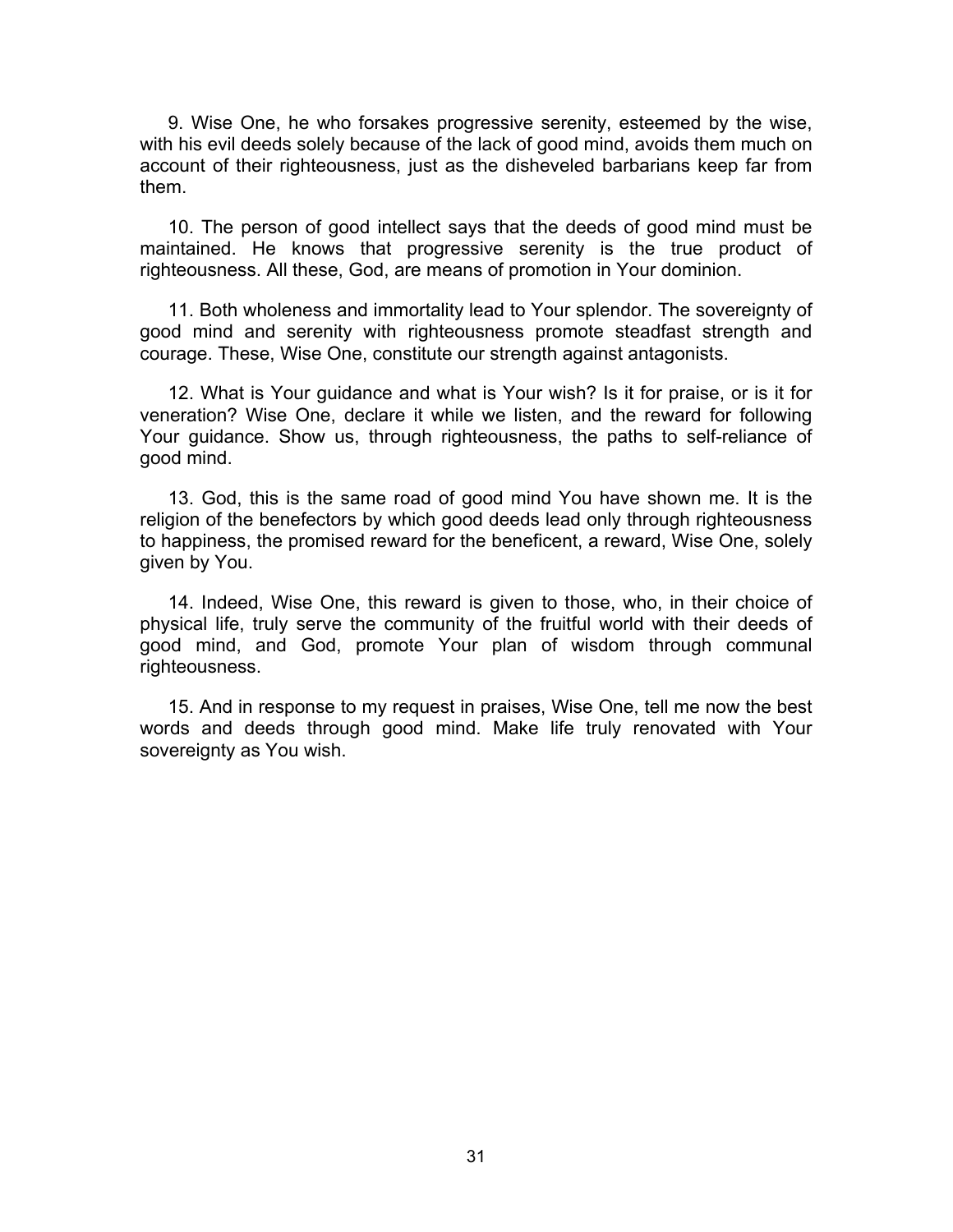9. Wise One, he who forsakes progressive serenity, esteemed by the wise, with his evil deeds solely because of the lack of good mind, avoids them much on account of their righteousness, just as the disheveled barbarians keep far from them.

10. The person of good intellect says that the deeds of good mind must be maintained. He knows that progressive serenity is the true product of righteousness. All these, God, are means of promotion in Your dominion.

11. Both wholeness and immortality lead to Your splendor. The sovereignty of good mind and serenity with righteousness promote steadfast strength and courage. These, Wise One, constitute our strength against antagonists.

12. What is Your guidance and what is Your wish? Is it for praise, or is it for veneration? Wise One, declare it while we listen, and the reward for following Your guidance. Show us, through righteousness, the paths to self-reliance of good mind.

13. God, this is the same road of good mind You have shown me. It is the religion of the benefectors by which good deeds lead only through righteousness to happiness, the promised reward for the beneficent, a reward, Wise One, solely given by You.

14. Indeed, Wise One, this reward is given to those, who, in their choice of physical life, truly serve the community of the fruitful world with their deeds of good mind, and God, promote Your plan of wisdom through communal righteousness.

15. And in response to my request in praises, Wise One, tell me now the best words and deeds through good mind. Make life truly renovated with Your sovereignty as You wish.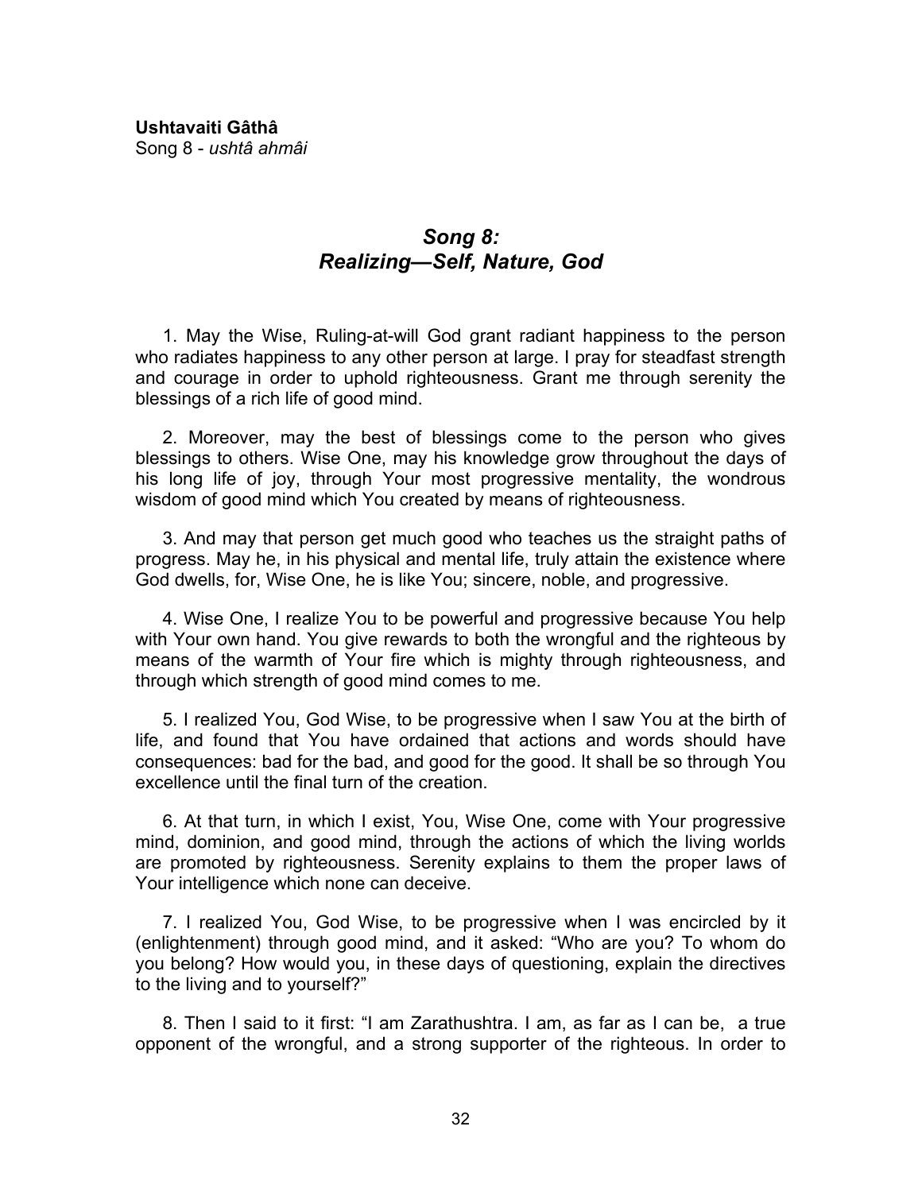**Ushtavaiti Gâthâ**
Song 8 - *ushtâ ahmâi*

## *Song 8: Realizing—Self, Nature, God*

1. May the Wise, Ruling-at-will God grant radiant happiness to the person who radiates happiness to any other person at large. I pray for steadfast strength and courage in order to uphold righteousness. Grant me through serenity the blessings of a rich life of good mind.

2. Moreover, may the best of blessings come to the person who gives blessings to others. Wise One, may his knowledge grow throughout the days of his long life of joy, through Your most progressive mentality, the wondrous wisdom of good mind which You created by means of righteousness.

3. And may that person get much good who teaches us the straight paths of progress. May he, in his physical and mental life, truly attain the existence where God dwells, for, Wise One, he is like You; sincere, noble, and progressive.

4. Wise One, I realize You to be powerful and progressive because You help with Your own hand. You give rewards to both the wrongful and the righteous by means of the warmth of Your fire which is mighty through righteousness, and through which strength of good mind comes to me.

5. I realized You, God Wise, to be progressive when I saw You at the birth of life, and found that You have ordained that actions and words should have consequences: bad for the bad, and good for the good. It shall be so through You excellence until the final turn of the creation.

6. At that turn, in which I exist, You, Wise One, come with Your progressive mind, dominion, and good mind, through the actions of which the living worlds are promoted by righteousness. Serenity explains to them the proper laws of Your intelligence which none can deceive.

7. I realized You, God Wise, to be progressive when I was encircled by it (enlightenment) through good mind, and it asked: "Who are you? To whom do you belong? How would you, in these days of questioning, explain the directives to the living and to yourself?"

8. Then I said to it first: "I am Zarathushtra. I am, as far as I can be, a true opponent of the wrongful, and a strong supporter of the righteous. In order to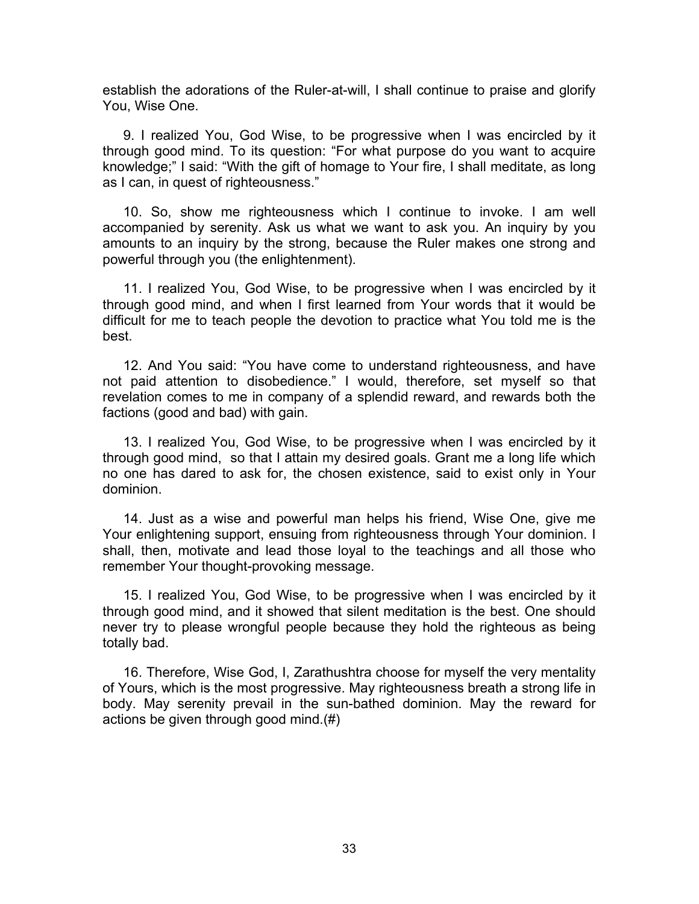establish the adorations of the Ruler-at-will, I shall continue to praise and glorify You, Wise One.

9. I realized You, God Wise, to be progressive when I was encircled by it through good mind. To its question: “For what purpose do you want to acquire knowledge;” I said: “With the gift of homage to Your fire, I shall meditate, as long as I can, in quest of righteousness.”

10. So, show me righteousness which I continue to invoke. I am well accompanied by serenity. Ask us what we want to ask you. An inquiry by you amounts to an inquiry by the strong, because the Ruler makes one strong and powerful through you (the enlightenment).

11. I realized You, God Wise, to be progressive when I was encircled by it through good mind, and when I first learned from Your words that it would be difficult for me to teach people the devotion to practice what You told me is the best.

12. And You said: “You have come to understand righteousness, and have not paid attention to disobedience.” I would, therefore, set myself so that revelation comes to me in company of a splendid reward, and rewards both the factions (good and bad) with gain.

13. I realized You, God Wise, to be progressive when I was encircled by it through good mind, so that I attain my desired goals. Grant me a long life which no one has dared to ask for, the chosen existence, said to exist only in Your dominion.

14. Just as a wise and powerful man helps his friend, Wise One, give me Your enlightening support, ensuing from righteousness through Your dominion. I shall, then, motivate and lead those loyal to the teachings and all those who remember Your thought-provoking message.

15. I realized You, God Wise, to be progressive when I was encircled by it through good mind, and it showed that silent meditation is the best. One should never try to please wrongful people because they hold the righteous as being totally bad.

16. Therefore, Wise God, I, Zarathushtra choose for myself the very mentality of Yours, which is the most progressive. May righteousness breath a strong life in body. May serenity prevail in the sun-bathed dominion. May the reward for actions be given through good mind.(#)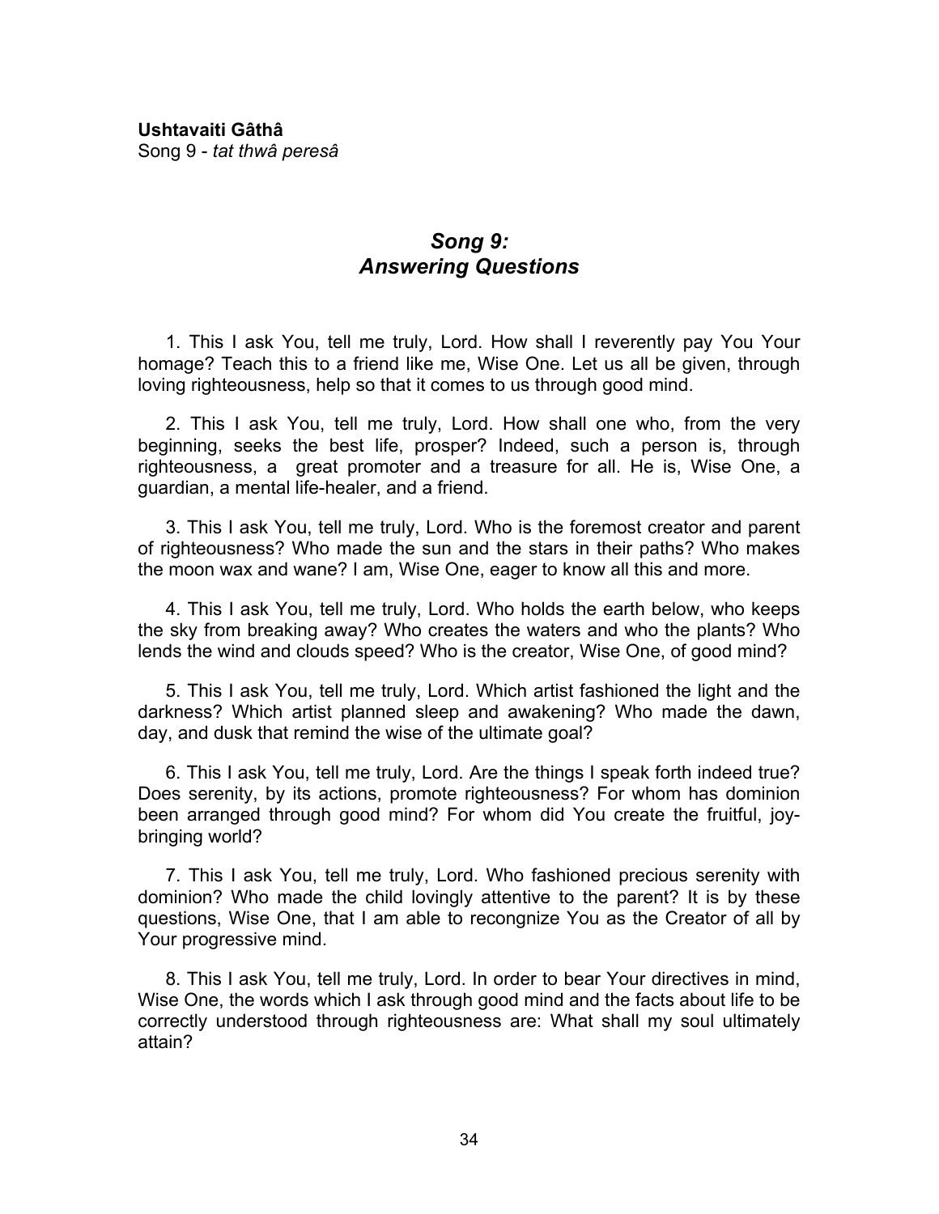**Ushtavaiti Gâthâ**
Song 9 - *tat thwâ peresâ*

## *Song 9: Answering Questions*

1. This I ask You, tell me truly, Lord. How shall I reverently pay You Your homage? Teach this to a friend like me, Wise One. Let us all be given, through loving righteousness, help so that it comes to us through good mind.

2. This I ask You, tell me truly, Lord. How shall one who, from the very beginning, seeks the best life, prosper? Indeed, such a person is, through righteousness, a great promoter and a treasure for all. He is, Wise One, a guardian, a mental life-healer, and a friend.

3. This I ask You, tell me truly, Lord. Who is the foremost creator and parent of righteousness? Who made the sun and the stars in their paths? Who makes the moon wax and wane? I am, Wise One, eager to know all this and more.

4. This I ask You, tell me truly, Lord. Who holds the earth below, who keeps the sky from breaking away? Who creates the waters and who the plants? Who lends the wind and clouds speed? Who is the creator, Wise One, of good mind?

5. This I ask You, tell me truly, Lord. Which artist fashioned the light and the darkness? Which artist planned sleep and awakening? Who made the dawn, day, and dusk that remind the wise of the ultimate goal?

6. This I ask You, tell me truly, Lord. Are the things I speak forth indeed true? Does serenity, by its actions, promote righteousness? For whom has dominion been arranged through good mind? For whom did You create the fruitful, joy-bringing world?

7. This I ask You, tell me truly, Lord. Who fashioned precious serenity with dominion? Who made the child lovingly attentive to the parent? It is by these questions, Wise One, that I am able to recongnize You as the Creator of all by Your progressive mind.

8. This I ask You, tell me truly, Lord. In order to bear Your directives in mind, Wise One, the words which I ask through good mind and the facts about life to be correctly understood through righteousness are: What shall my soul ultimately attain?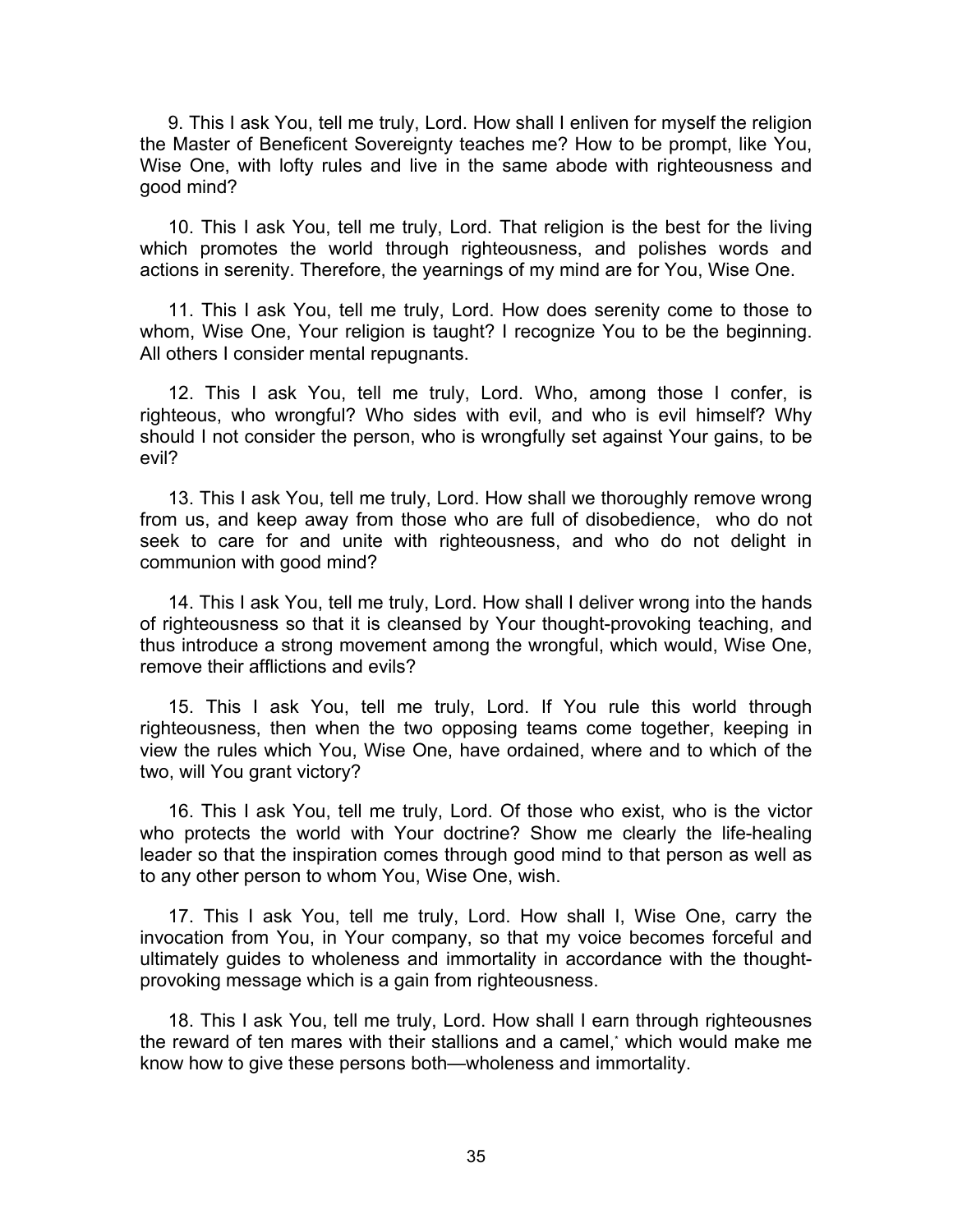9. This I ask You, tell me truly, Lord. How shall I enliven for myself the religion the Master of Beneficent Sovereignty teaches me? How to be prompt, like You, Wise One, with lofty rules and live in the same abode with righteousness and good mind?

10. This I ask You, tell me truly, Lord. That religion is the best for the living which promotes the world through righteousness, and polishes words and actions in serenity. Therefore, the yearnings of my mind are for You, Wise One.

11. This I ask You, tell me truly, Lord. How does serenity come to those to whom, Wise One, Your religion is taught? I recognize You to be the beginning. All others I consider mental repugnants.

12. This I ask You, tell me truly, Lord. Who, among those I confer, is righteous, who wrongful? Who sides with evil, and who is evil himself? Why should I not consider the person, who is wrongfully set against Your gains, to be evil?

13. This I ask You, tell me truly, Lord. How shall we thoroughly remove wrong from us, and keep away from those who are full of disobedience, who do not seek to care for and unite with righteousness, and who do not delight in communion with good mind?

14. This I ask You, tell me truly, Lord. How shall I deliver wrong into the hands of righteousness so that it is cleansed by Your thought-provoking teaching, and thus introduce a strong movement among the wrongful, which would, Wise One, remove their afflictions and evils?

15. This I ask You, tell me truly, Lord. If You rule this world through righteousness, then when the two opposing teams come together, keeping in view the rules which You, Wise One, have ordained, where and to which of the two, will You grant victory?

16. This I ask You, tell me truly, Lord. Of those who exist, who is the victor who protects the world with Your doctrine? Show me clearly the life-healing leader so that the inspiration comes through good mind to that person as well as to any other person to whom You, Wise One, wish.

17. This I ask You, tell me truly, Lord. How shall I, Wise One, carry the invocation from You, in Your company, so that my voice becomes forceful and ultimately guides to wholeness and immortality in accordance with the thought-provoking message which is a gain from righteousness.

18. This I ask You, tell me truly, Lord. How shall I earn through righteousnes the reward of ten mares with their stallions and a camel,* which would make me know how to give these persons both—wholeness and immortality.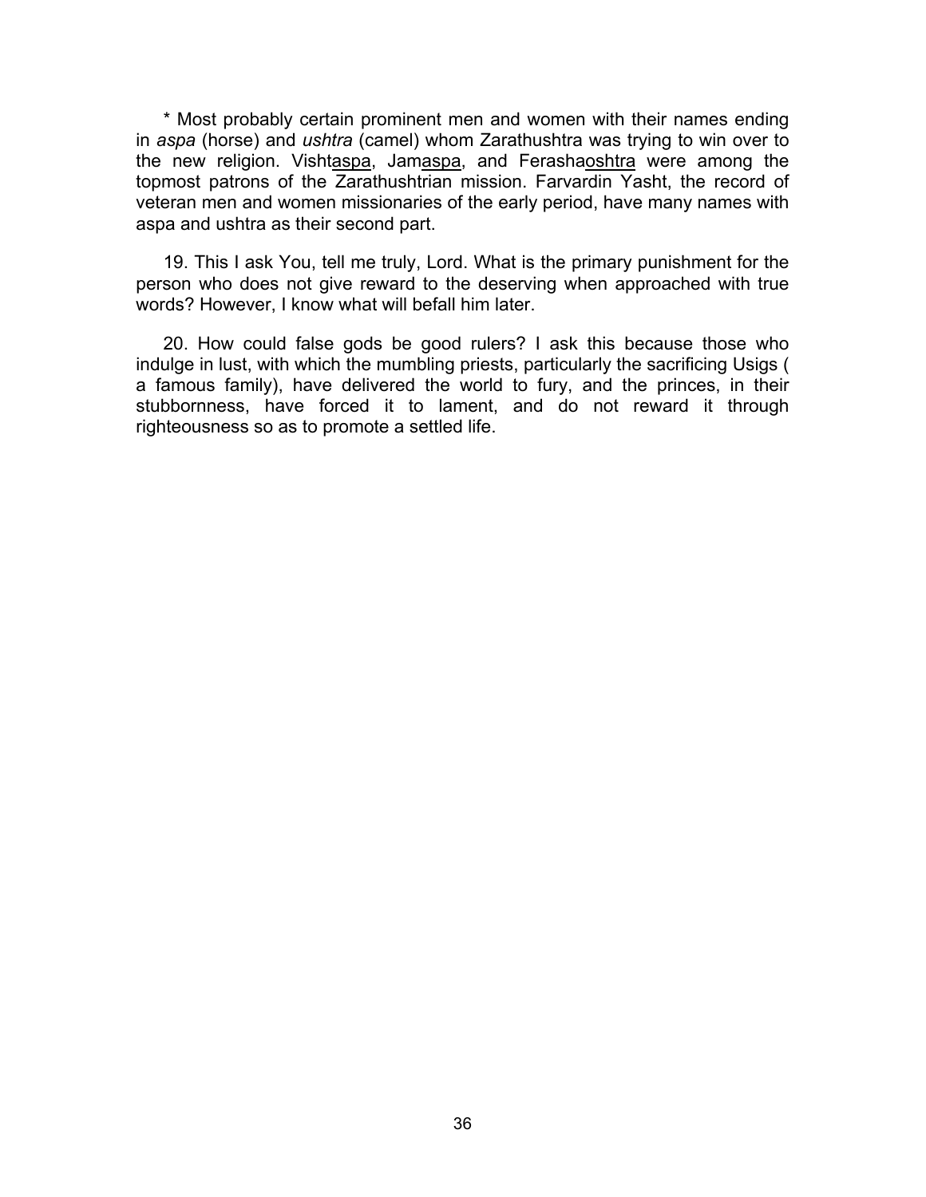* Most probably certain prominent men and women with their names ending in *aspa* (horse) and *ushtra* (camel) whom Zarathushtra was trying to win over to the new religion. Vishtaspa, Jamaspa, and Ferashaoshtra were among the topmost patrons of the Zarathushtrian mission. Farvardin Yasht, the record of veteran men and women missionaries of the early period, have many names with aspa and ushtra as their second part.

19. This I ask You, tell me truly, Lord. What is the primary punishment for the person who does not give reward to the deserving when approached with true words? However, I know what will befall him later.

20. How could false gods be good rulers? I ask this because those who indulge in lust, with which the mumbling priests, particularly the sacrificing Usigs ( a famous family), have delivered the world to fury, and the princes, in their stubbornness, have forced it to lament, and do not reward it through righteousness so as to promote a settled life.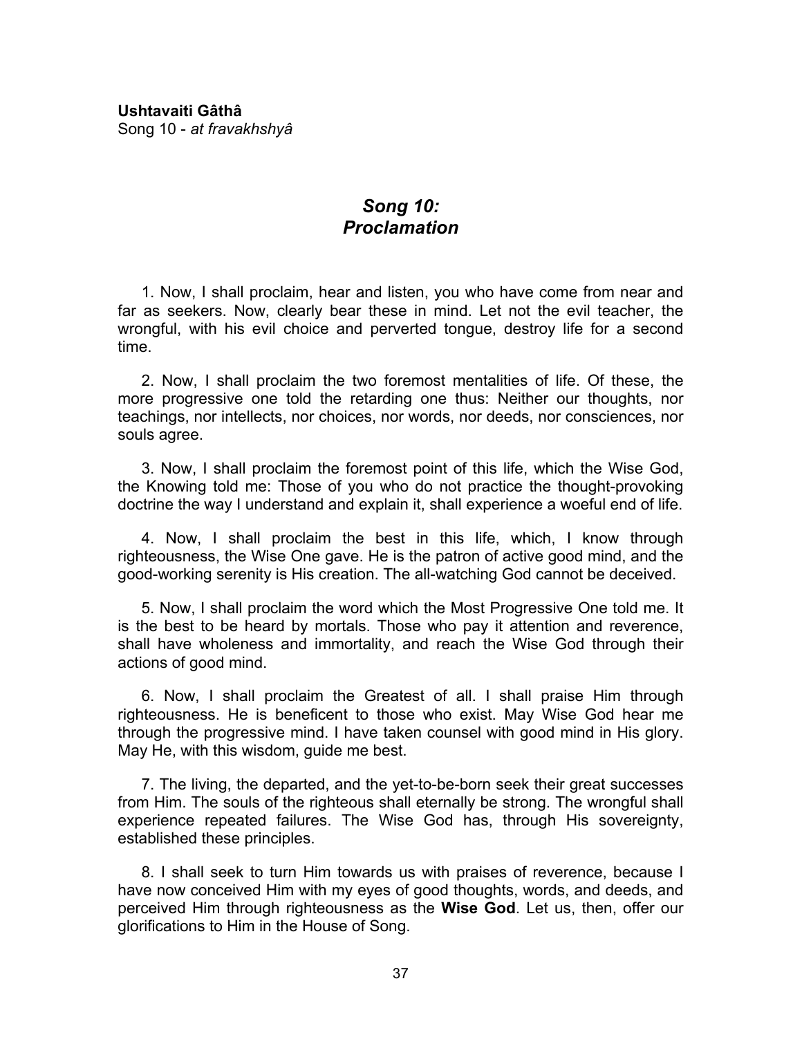**Ushtavaiti Gâthâ**
Song 10 - *at fravakhshyâ*

## *Song 10:*
## *Proclamation*

1. Now, I shall proclaim, hear and listen, you who have come from near and far as seekers. Now, clearly bear these in mind. Let not the evil teacher, the wrongful, with his evil choice and perverted tongue, destroy life for a second time.

2. Now, I shall proclaim the two foremost mentalities of life. Of these, the more progressive one told the retarding one thus: Neither our thoughts, nor teachings, nor intellects, nor choices, nor words, nor deeds, nor consciences, nor souls agree.

3. Now, I shall proclaim the foremost point of this life, which the Wise God, the Knowing told me: Those of you who do not practice the thought-provoking doctrine the way I understand and explain it, shall experience a woeful end of life.

4. Now, I shall proclaim the best in this life, which, I know through righteousness, the Wise One gave. He is the patron of active good mind, and the good-working serenity is His creation. The all-watching God cannot be deceived.

5. Now, I shall proclaim the word which the Most Progressive One told me. It is the best to be heard by mortals. Those who pay it attention and reverence, shall have wholeness and immortality, and reach the Wise God through their actions of good mind.

6. Now, I shall proclaim the Greatest of all. I shall praise Him through righteousness. He is beneficent to those who exist. May Wise God hear me through the progressive mind. I have taken counsel with good mind in His glory. May He, with this wisdom, guide me best.

7. The living, the departed, and the yet-to-be-born seek their great successes from Him. The souls of the righteous shall eternally be strong. The wrongful shall experience repeated failures. The Wise God has, through His sovereignty, established these principles.

8. I shall seek to turn Him towards us with praises of reverence, because I have now conceived Him with my eyes of good thoughts, words, and deeds, and perceived Him through righteousness as the **Wise God**. Let us, then, offer our glorifications to Him in the House of Song.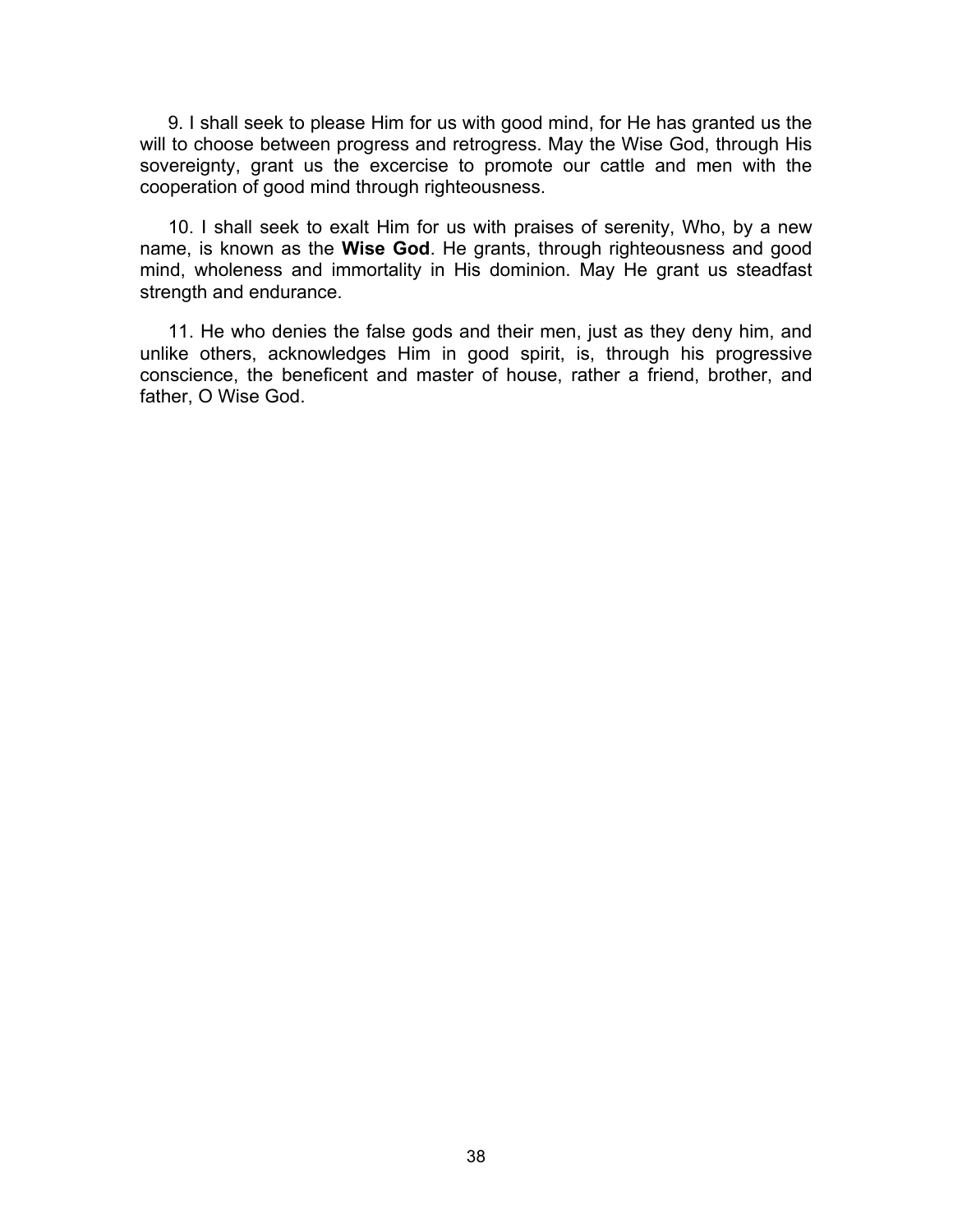9. I shall seek to please Him for us with good mind, for He has granted us the will to choose between progress and retrogress. May the Wise God, through His sovereignty, grant us the excercise to promote our cattle and men with the cooperation of good mind through righteousness.

10. I shall seek to exalt Him for us with praises of serenity, Who, by a new name, is known as the **Wise God**. He grants, through righteousness and good mind, wholeness and immortality in His dominion. May He grant us steadfast strength and endurance.

11. He who denies the false gods and their men, just as they deny him, and unlike others, acknowledges Him in good spirit, is, through his progressive conscience, the beneficent and master of house, rather a friend, brother, and father, O Wise God.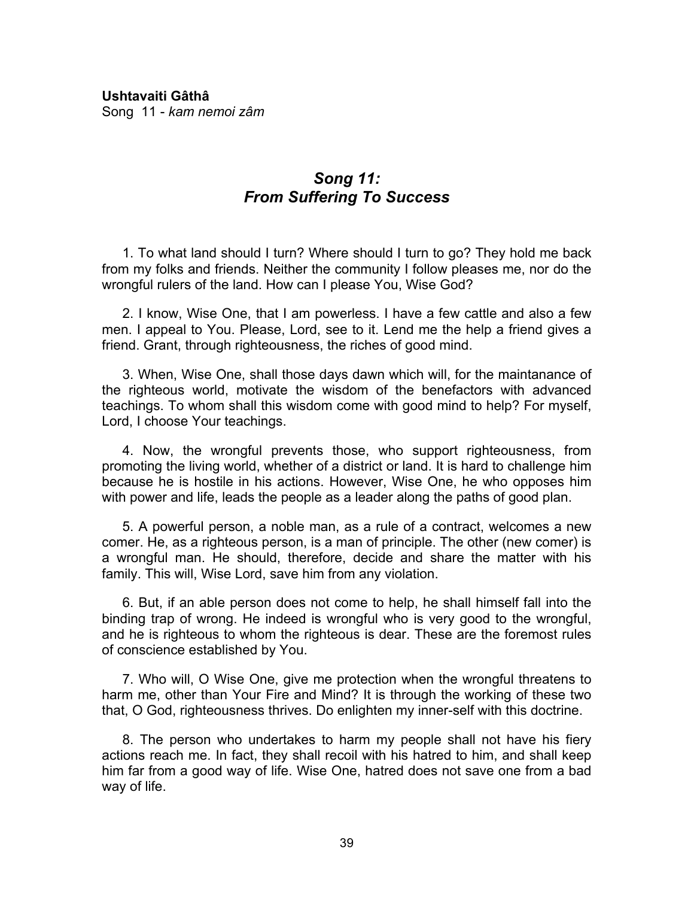**Ushtavaiti Gâthâ**
Song 11 - *kam nemoi zâm*

## *Song 11: From Suffering To Success*

1. To what land should I turn? Where should I turn to go? They hold me back from my folks and friends. Neither the community I follow pleases me, nor do the wrongful rulers of the land. How can I please You, Wise God?

2. I know, Wise One, that I am powerless. I have a few cattle and also a few men. I appeal to You. Please, Lord, see to it. Lend me the help a friend gives a friend. Grant, through righteousness, the riches of good mind.

3. When, Wise One, shall those days dawn which will, for the maintanance of the righteous world, motivate the wisdom of the benefactors with advanced teachings. To whom shall this wisdom come with good mind to help? For myself, Lord, I choose Your teachings.

4. Now, the wrongful prevents those, who support righteousness, from promoting the living world, whether of a district or land. It is hard to challenge him because he is hostile in his actions. However, Wise One, he who opposes him with power and life, leads the people as a leader along the paths of good plan.

5. A powerful person, a noble man, as a rule of a contract, welcomes a new comer. He, as a righteous person, is a man of principle. The other (new comer) is a wrongful man. He should, therefore, decide and share the matter with his family. This will, Wise Lord, save him from any violation.

6. But, if an able person does not come to help, he shall himself fall into the binding trap of wrong. He indeed is wrongful who is very good to the wrongful, and he is righteous to whom the righteous is dear. These are the foremost rules of conscience established by You.

7. Who will, O Wise One, give me protection when the wrongful threatens to harm me, other than Your Fire and Mind? It is through the working of these two that, O God, righteousness thrives. Do enlighten my inner-self with this doctrine.

8. The person who undertakes to harm my people shall not have his fiery actions reach me. In fact, they shall recoil with his hatred to him, and shall keep him far from a good way of life. Wise One, hatred does not save one from a bad way of life.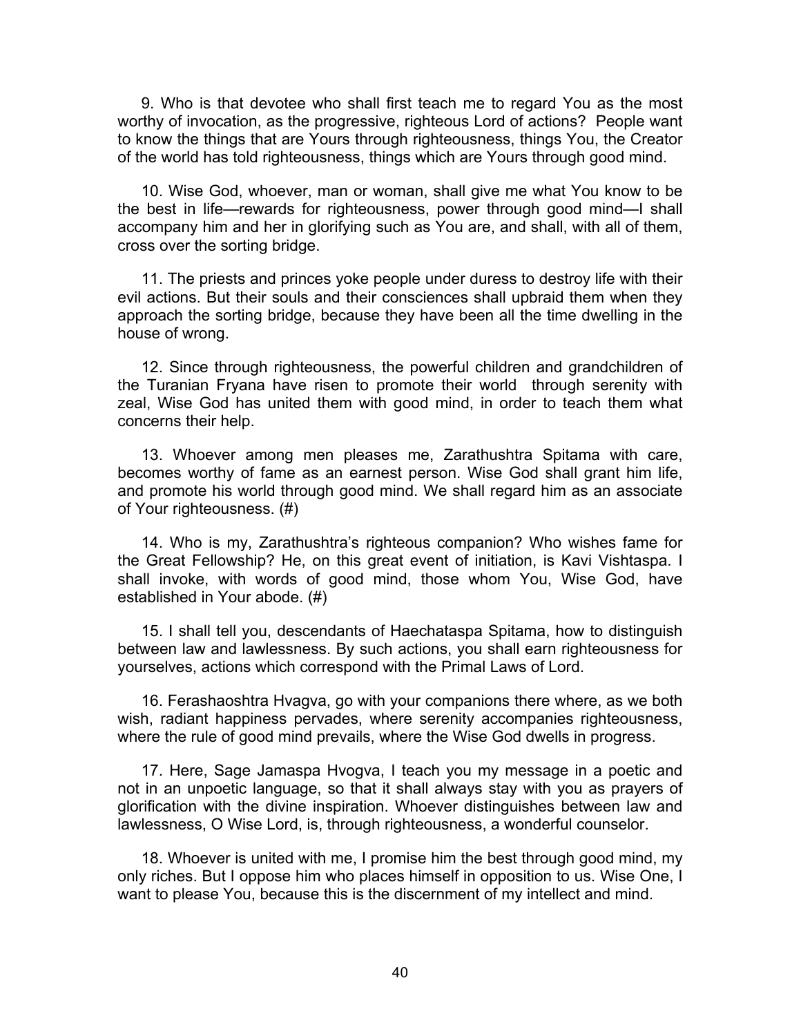9. Who is that devotee who shall first teach me to regard You as the most worthy of invocation, as the progressive, righteous Lord of actions? People want to know the things that are Yours through righteousness, things You, the Creator of the world has told righteousness, things which are Yours through good mind.

10. Wise God, whoever, man or woman, shall give me what You know to be the best in life—rewards for righteousness, power through good mind—I shall accompany him and her in glorifying such as You are, and shall, with all of them, cross over the sorting bridge.

11. The priests and princes yoke people under duress to destroy life with their evil actions. But their souls and their consciences shall upbraid them when they approach the sorting bridge, because they have been all the time dwelling in the house of wrong.

12. Since through righteousness, the powerful children and grandchildren of the Turanian Fryana have risen to promote their world through serenity with zeal, Wise God has united them with good mind, in order to teach them what concerns their help.

13. Whoever among men pleases me, Zarathushtra Spitama with care, becomes worthy of fame as an earnest person. Wise God shall grant him life, and promote his world through good mind. We shall regard him as an associate of Your righteousness. (#)

14. Who is my, Zarathushtra's righteous companion? Who wishes fame for the Great Fellowship? He, on this great event of initiation, is Kavi Vishtaspa. I shall invoke, with words of good mind, those whom You, Wise God, have established in Your abode. (#)

15. I shall tell you, descendants of Haechataspa Spitama, how to distinguish between law and lawlessness. By such actions, you shall earn righteousness for yourselves, actions which correspond with the Primal Laws of Lord.

16. Ferashaoshtra Hvagva, go with your companions there where, as we both wish, radiant happiness pervades, where serenity accompanies righteousness, where the rule of good mind prevails, where the Wise God dwells in progress.

17. Here, Sage Jamaspa Hvogva, I teach you my message in a poetic and not in an unpoetic language, so that it shall always stay with you as prayers of glorification with the divine inspiration. Whoever distinguishes between law and lawlessness, O Wise Lord, is, through righteousness, a wonderful counselor.

18. Whoever is united with me, I promise him the best through good mind, my only riches. But I oppose him who places himself in opposition to us. Wise One, I want to please You, because this is the discernment of my intellect and mind.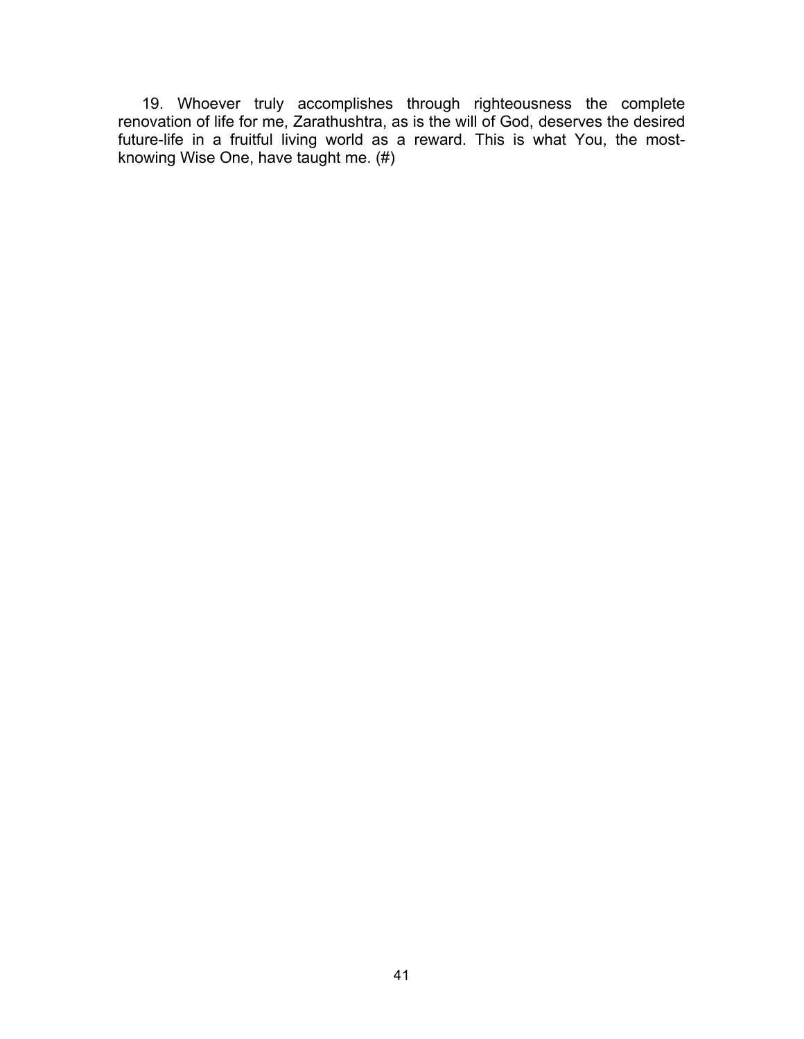19. Whoever truly accomplishes through righteousness the complete renovation of life for me, Zarathushtra, as is the will of God, deserves the desired future-life in a fruitful living world as a reward. This is what You, the most-knowing Wise One, have taught me. (#)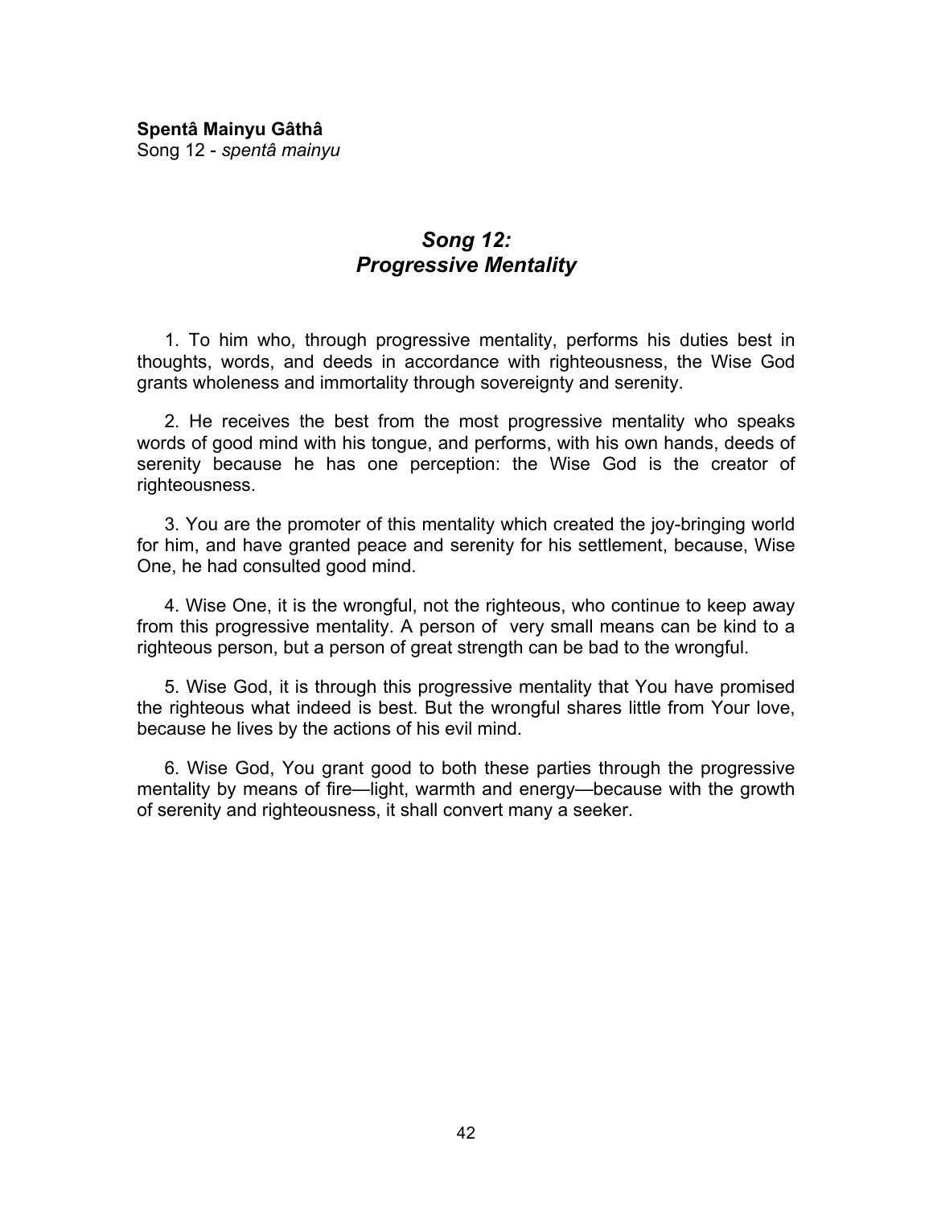**Spentâ Mainyu Gâthâ**
Song 12 - *spentâ mainyu*

## *Song 12: Progressive Mentality*

1. To him who, through progressive mentality, performs his duties best in thoughts, words, and deeds in accordance with righteousness, the Wise God grants wholeness and immortality through sovereignty and serenity.

2. He receives the best from the most progressive mentality who speaks words of good mind with his tongue, and performs, with his own hands, deeds of serenity because he has one perception: the Wise God is the creator of righteousness.

3. You are the promoter of this mentality which created the joy-bringing world for him, and have granted peace and serenity for his settlement, because, Wise One, he had consulted good mind.

4. Wise One, it is the wrongful, not the righteous, who continue to keep away from this progressive mentality. A person of very small means can be kind to a righteous person, but a person of great strength can be bad to the wrongful.

5. Wise God, it is through this progressive mentality that You have promised the righteous what indeed is best. But the wrongful shares little from Your love, because he lives by the actions of his evil mind.

6. Wise God, You grant good to both these parties through the progressive mentality by means of fire—light, warmth and energy—because with the growth of serenity and righteousness, it shall convert many a seeker.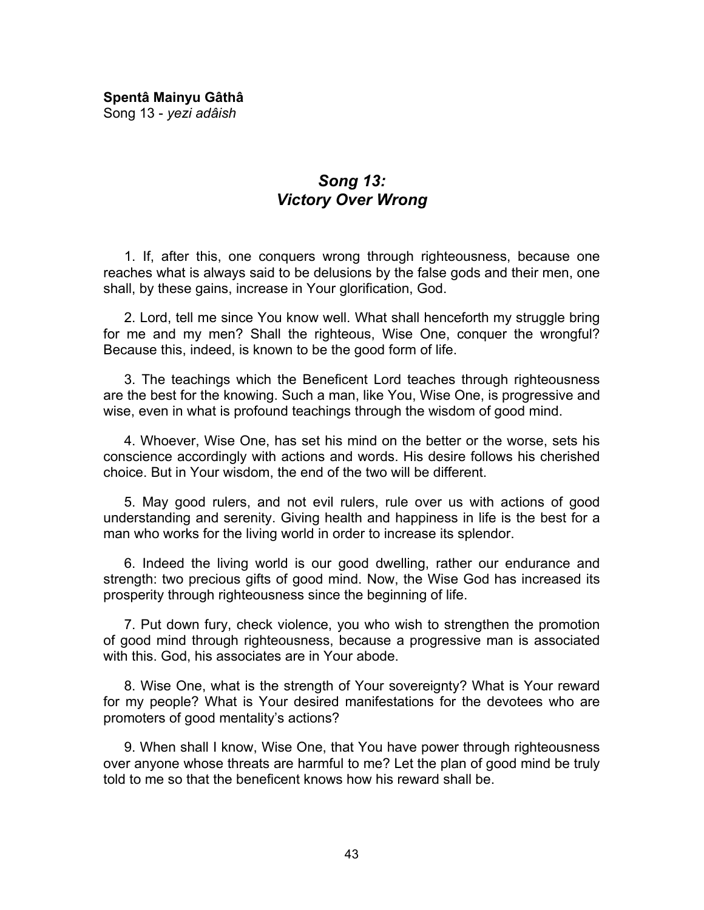**Spentâ Mainyu Gâthâ**
Song 13 - *yezi adâish*

## *Song 13: Victory Over Wrong*

1. If, after this, one conquers wrong through righteousness, because one reaches what is always said to be delusions by the false gods and their men, one shall, by these gains, increase in Your glorification, God.

2. Lord, tell me since You know well. What shall henceforth my struggle bring for me and my men? Shall the righteous, Wise One, conquer the wrongful? Because this, indeed, is known to be the good form of life.

3. The teachings which the Beneficent Lord teaches through righteousness are the best for the knowing. Such a man, like You, Wise One, is progressive and wise, even in what is profound teachings through the wisdom of good mind.

4. Whoever, Wise One, has set his mind on the better or the worse, sets his conscience accordingly with actions and words. His desire follows his cherished choice. But in Your wisdom, the end of the two will be different.

5. May good rulers, and not evil rulers, rule over us with actions of good understanding and serenity. Giving health and happiness in life is the best for a man who works for the living world in order to increase its splendor.

6. Indeed the living world is our good dwelling, rather our endurance and strength: two precious gifts of good mind. Now, the Wise God has increased its prosperity through righteousness since the beginning of life.

7. Put down fury, check violence, you who wish to strengthen the promotion of good mind through righteousness, because a progressive man is associated with this. God, his associates are in Your abode.

8. Wise One, what is the strength of Your sovereignty? What is Your reward for my people? What is Your desired manifestations for the devotees who are promoters of good mentality's actions?

9. When shall I know, Wise One, that You have power through righteousness over anyone whose threats are harmful to me? Let the plan of good mind be truly told to me so that the beneficent knows how his reward shall be.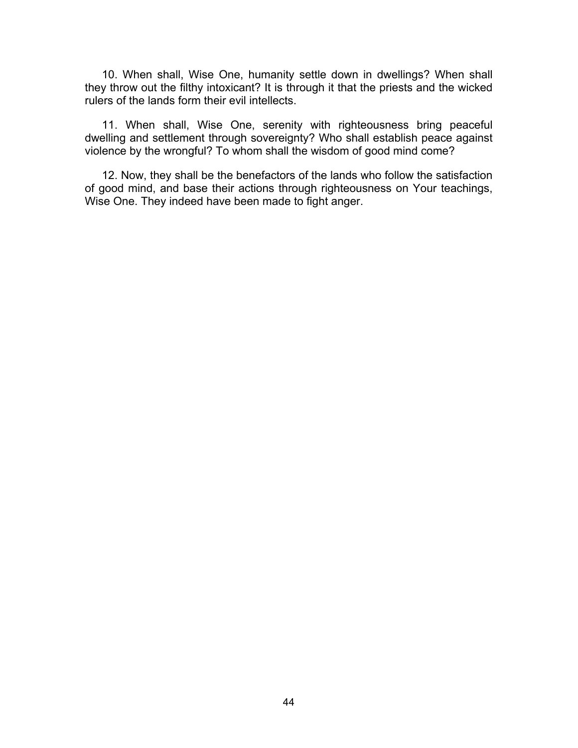10. When shall, Wise One, humanity settle down in dwellings? When shall they throw out the filthy intoxicant? It is through it that the priests and the wicked rulers of the lands form their evil intellects.

11. When shall, Wise One, serenity with righteousness bring peaceful dwelling and settlement through sovereignty? Who shall establish peace against violence by the wrongful? To whom shall the wisdom of good mind come?

12. Now, they shall be the benefactors of the lands who follow the satisfaction of good mind, and base their actions through righteousness on Your teachings, Wise One. They indeed have been made to fight anger.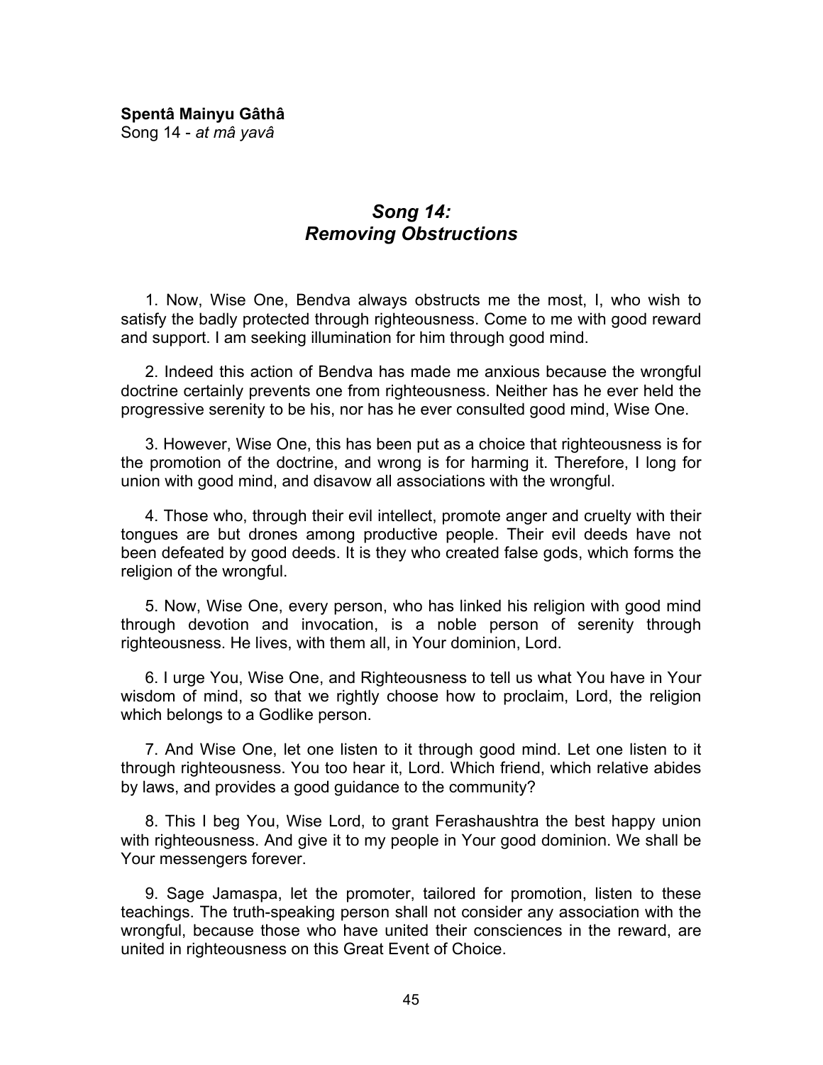**Spentâ Mainyu Gâthâ**
Song 14 - *at mâ yavâ*

## *Song 14: Removing Obstructions*

1. Now, Wise One, Bendva always obstructs me the most, I, who wish to satisfy the badly protected through righteousness. Come to me with good reward and support. I am seeking illumination for him through good mind.

2. Indeed this action of Bendva has made me anxious because the wrongful doctrine certainly prevents one from righteousness. Neither has he ever held the progressive serenity to be his, nor has he ever consulted good mind, Wise One.

3. However, Wise One, this has been put as a choice that righteousness is for the promotion of the doctrine, and wrong is for harming it. Therefore, I long for union with good mind, and disavow all associations with the wrongful.

4. Those who, through their evil intellect, promote anger and cruelty with their tongues are but drones among productive people. Their evil deeds have not been defeated by good deeds. It is they who created false gods, which forms the religion of the wrongful.

5. Now, Wise One, every person, who has linked his religion with good mind through devotion and invocation, is a noble person of serenity through righteousness. He lives, with them all, in Your dominion, Lord.

6. I urge You, Wise One, and Righteousness to tell us what You have in Your wisdom of mind, so that we rightly choose how to proclaim, Lord, the religion which belongs to a Godlike person.

7. And Wise One, let one listen to it through good mind. Let one listen to it through righteousness. You too hear it, Lord. Which friend, which relative abides by laws, and provides a good guidance to the community?

8. This I beg You, Wise Lord, to grant Ferashaushtra the best happy union with righteousness. And give it to my people in Your good dominion. We shall be Your messengers forever.

9. Sage Jamaspa, let the promoter, tailored for promotion, listen to these teachings. The truth-speaking person shall not consider any association with the wrongful, because those who have united their consciences in the reward, are united in righteousness on this Great Event of Choice.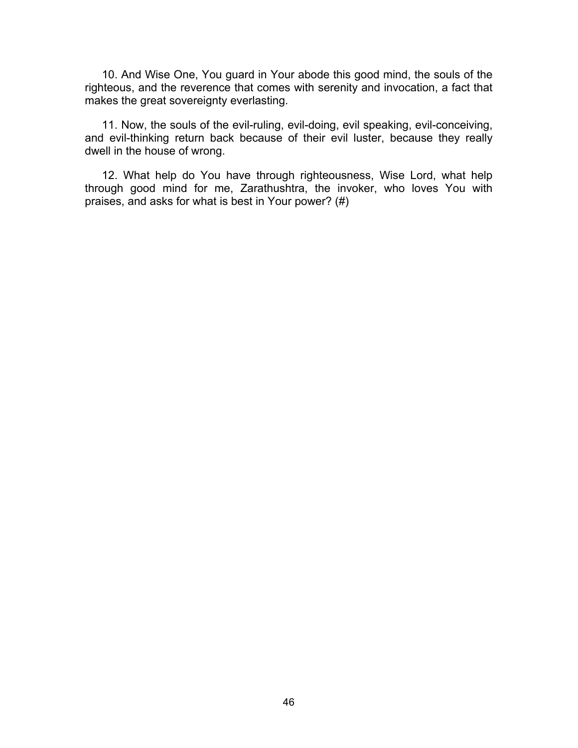10. And Wise One, You guard in Your abode this good mind, the souls of the righteous, and the reverence that comes with serenity and invocation, a fact that makes the great sovereignty everlasting.

11. Now, the souls of the evil-ruling, evil-doing, evil speaking, evil-conceiving, and evil-thinking return back because of their evil luster, because they really dwell in the house of wrong.

12. What help do You have through righteousness, Wise Lord, what help through good mind for me, Zarathushtra, the invoker, who loves You with praises, and asks for what is best in Your power? (#)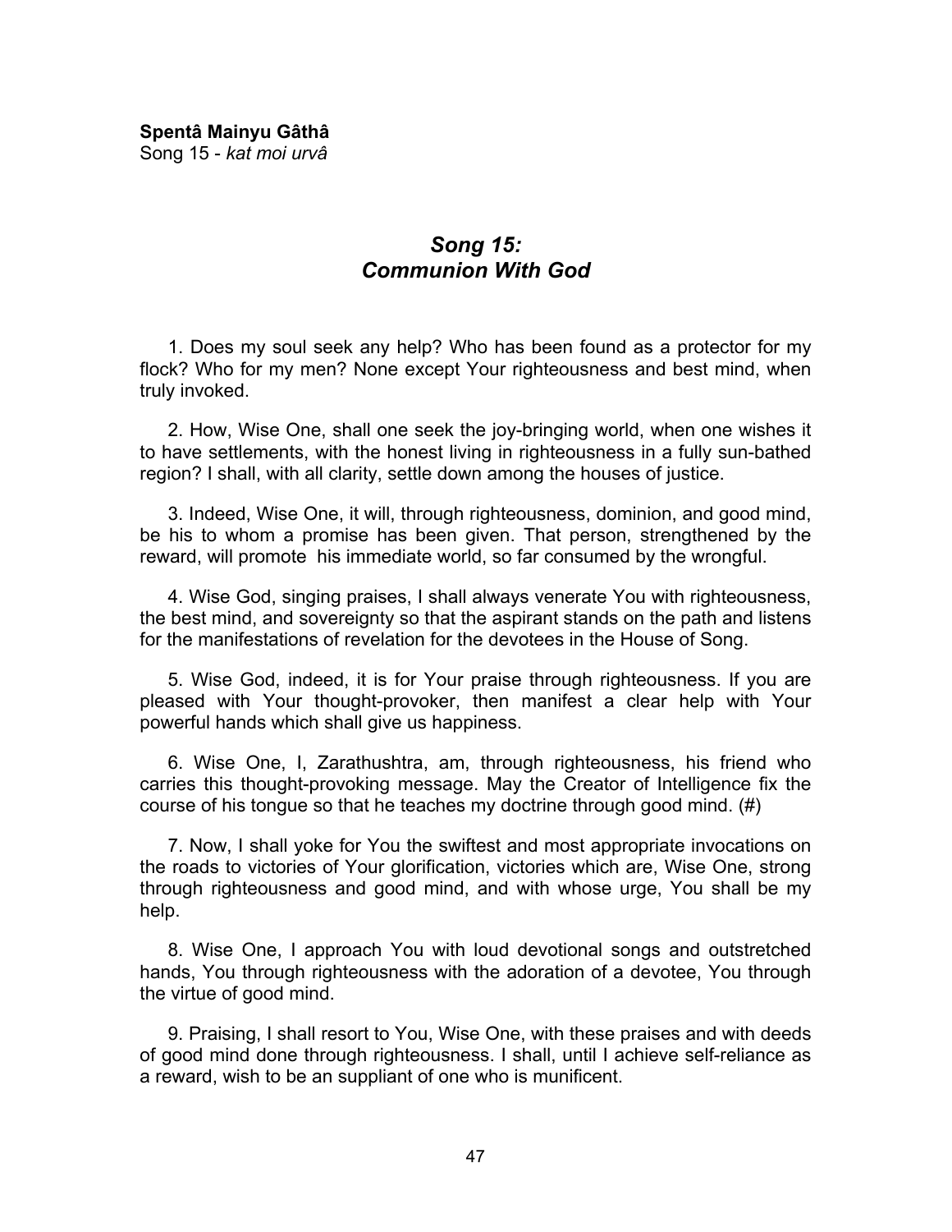**Spentâ Mainyu Gâthâ**
Song 15 - *kat moi urvâ*

## *Song 15: Communion With God*

1. Does my soul seek any help? Who has been found as a protector for my flock? Who for my men? None except Your righteousness and best mind, when truly invoked.

2. How, Wise One, shall one seek the joy-bringing world, when one wishes it to have settlements, with the honest living in righteousness in a fully sun-bathed region? I shall, with all clarity, settle down among the houses of justice.

3. Indeed, Wise One, it will, through righteousness, dominion, and good mind, be his to whom a promise has been given. That person, strengthened by the reward, will promote his immediate world, so far consumed by the wrongful.

4. Wise God, singing praises, I shall always venerate You with righteousness, the best mind, and sovereignty so that the aspirant stands on the path and listens for the manifestations of revelation for the devotees in the House of Song.

5. Wise God, indeed, it is for Your praise through righteousness. If you are pleased with Your thought-provoker, then manifest a clear help with Your powerful hands which shall give us happiness.

6. Wise One, I, Zarathushtra, am, through righteousness, his friend who carries this thought-provoking message. May the Creator of Intelligence fix the course of his tongue so that he teaches my doctrine through good mind. (#)

7. Now, I shall yoke for You the swiftest and most appropriate invocations on the roads to victories of Your glorification, victories which are, Wise One, strong through righteousness and good mind, and with whose urge, You shall be my help.

8. Wise One, I approach You with loud devotional songs and outstretched hands, You through righteousness with the adoration of a devotee, You through the virtue of good mind.

9. Praising, I shall resort to You, Wise One, with these praises and with deeds of good mind done through righteousness. I shall, until I achieve self-reliance as a reward, wish to be an suppliant of one who is munificent.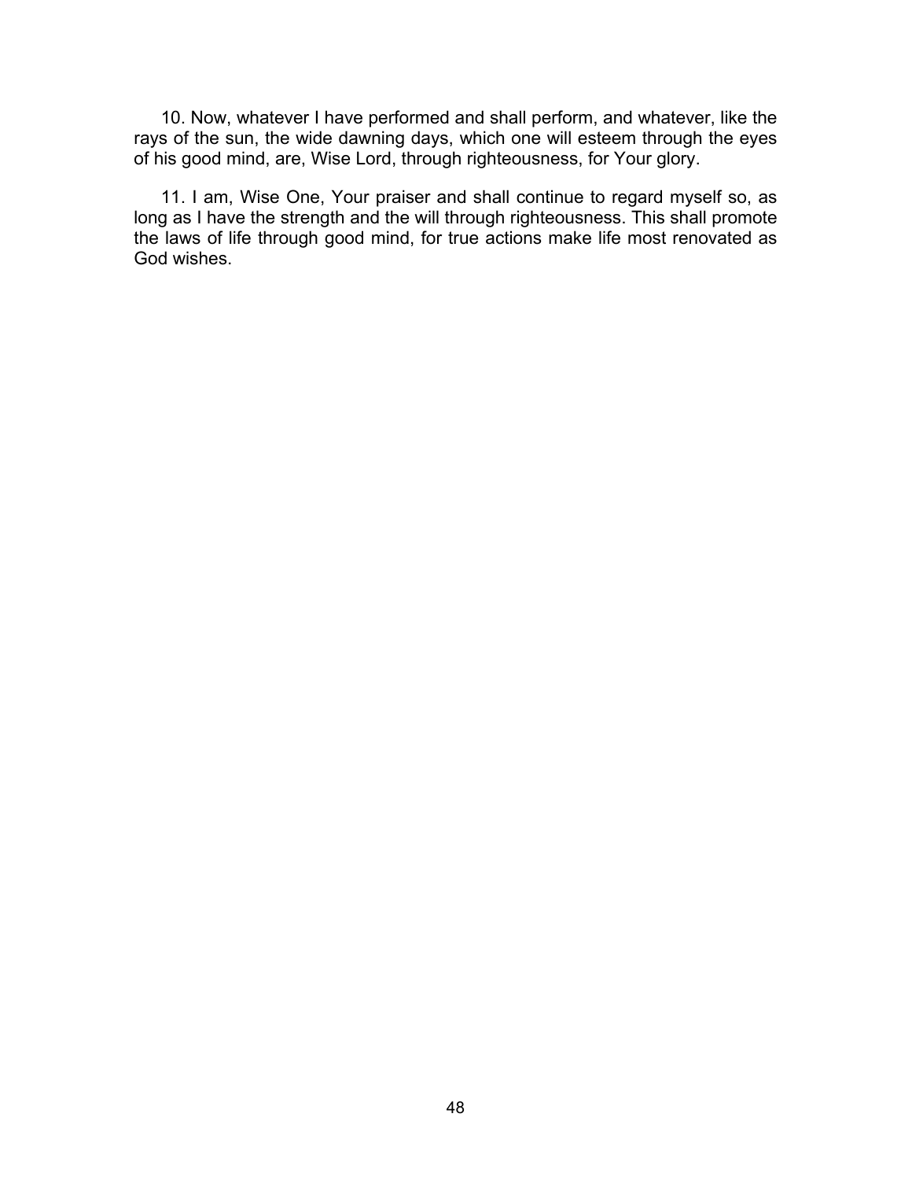10. Now, whatever I have performed and shall perform, and whatever, like the rays of the sun, the wide dawning days, which one will esteem through the eyes of his good mind, are, Wise Lord, through righteousness, for Your glory.

11. I am, Wise One, Your praiser and shall continue to regard myself so, as long as I have the strength and the will through righteousness. This shall promote the laws of life through good mind, for true actions make life most renovated as God wishes.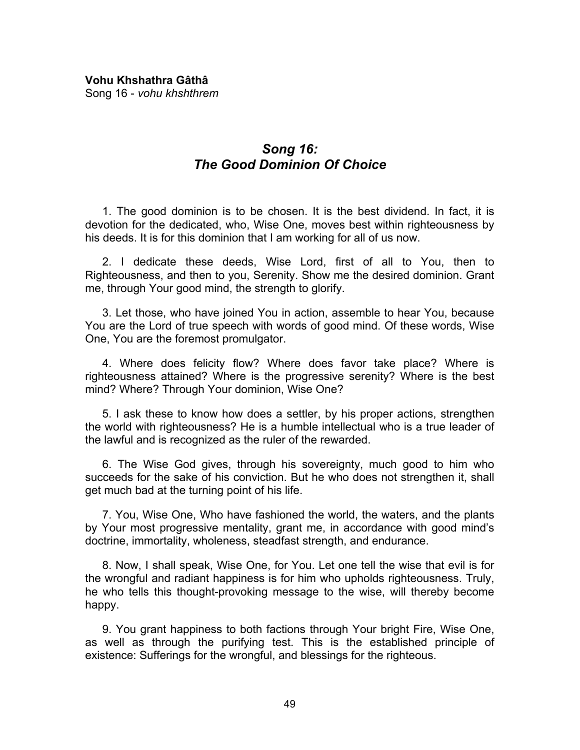**Vohu Khshathra Gâthâ**
Song 16 - *vohu khshthrem*

## *Song 16: The Good Dominion Of Choice*

1. The good dominion is to be chosen. It is the best dividend. In fact, it is devotion for the dedicated, who, Wise One, moves best within righteousness by his deeds. It is for this dominion that I am working for all of us now.

2. I dedicate these deeds, Wise Lord, first of all to You, then to Righteousness, and then to you, Serenity. Show me the desired dominion. Grant me, through Your good mind, the strength to glorify.

3. Let those, who have joined You in action, assemble to hear You, because You are the Lord of true speech with words of good mind. Of these words, Wise One, You are the foremost promulgator.

4. Where does felicity flow? Where does favor take place? Where is righteousness attained? Where is the progressive serenity? Where is the best mind? Where? Through Your dominion, Wise One?

5. I ask these to know how does a settler, by his proper actions, strengthen the world with righteousness? He is a humble intellectual who is a true leader of the lawful and is recognized as the ruler of the rewarded.

6. The Wise God gives, through his sovereignty, much good to him who succeeds for the sake of his conviction. But he who does not strengthen it, shall get much bad at the turning point of his life.

7. You, Wise One, Who have fashioned the world, the waters, and the plants by Your most progressive mentality, grant me, in accordance with good mind's doctrine, immortality, wholeness, steadfast strength, and endurance.

8. Now, I shall speak, Wise One, for You. Let one tell the wise that evil is for the wrongful and radiant happiness is for him who upholds righteousness. Truly, he who tells this thought-provoking message to the wise, will thereby become happy.

9. You grant happiness to both factions through Your bright Fire, Wise One, as well as through the purifying test. This is the established principle of existence: Sufferings for the wrongful, and blessings for the righteous.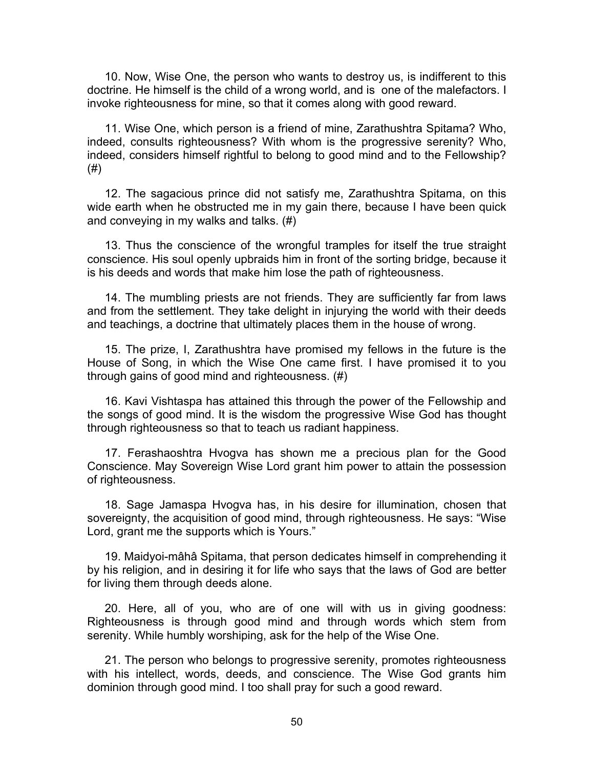10. Now, Wise One, the person who wants to destroy us, is indifferent to this doctrine. He himself is the child of a wrong world, and is one of the malefactors. I invoke righteousness for mine, so that it comes along with good reward.

11. Wise One, which person is a friend of mine, Zarathushtra Spitama? Who, indeed, consults righteousness? With whom is the progressive serenity? Who, indeed, considers himself rightful to belong to good mind and to the Fellowship? (#)

12. The sagacious prince did not satisfy me, Zarathushtra Spitama, on this wide earth when he obstructed me in my gain there, because I have been quick and conveying in my walks and talks. (#)

13. Thus the conscience of the wrongful tramples for itself the true straight conscience. His soul openly upbraids him in front of the sorting bridge, because it is his deeds and words that make him lose the path of righteousness.

14. The mumbling priests are not friends. They are sufficiently far from laws and from the settlement. They take delight in injurying the world with their deeds and teachings, a doctrine that ultimately places them in the house of wrong.

15. The prize, I, Zarathushtra have promised my fellows in the future is the House of Song, in which the Wise One came first. I have promised it to you through gains of good mind and righteousness. (#)

16. Kavi Vishtaspa has attained this through the power of the Fellowship and the songs of good mind. It is the wisdom the progressive Wise God has thought through righteousness so that to teach us radiant happiness.

17. Ferashaoshtra Hvogva has shown me a precious plan for the Good Conscience. May Sovereign Wise Lord grant him power to attain the possession of righteousness.

18. Sage Jamaspa Hvogva has, in his desire for illumination, chosen that sovereignty, the acquisition of good mind, through righteousness. He says: “Wise Lord, grant me the supports which is Yours.”

19. Maidyoi-mâhâ Spitama, that person dedicates himself in comprehending it by his religion, and in desiring it for life who says that the laws of God are better for living them through deeds alone.

20. Here, all of you, who are of one will with us in giving goodness: Righteousness is through good mind and through words which stem from serenity. While humbly worshiping, ask for the help of the Wise One.

21. The person who belongs to progressive serenity, promotes righteousness with his intellect, words, deeds, and conscience. The Wise God grants him dominion through good mind. I too shall pray for such a good reward.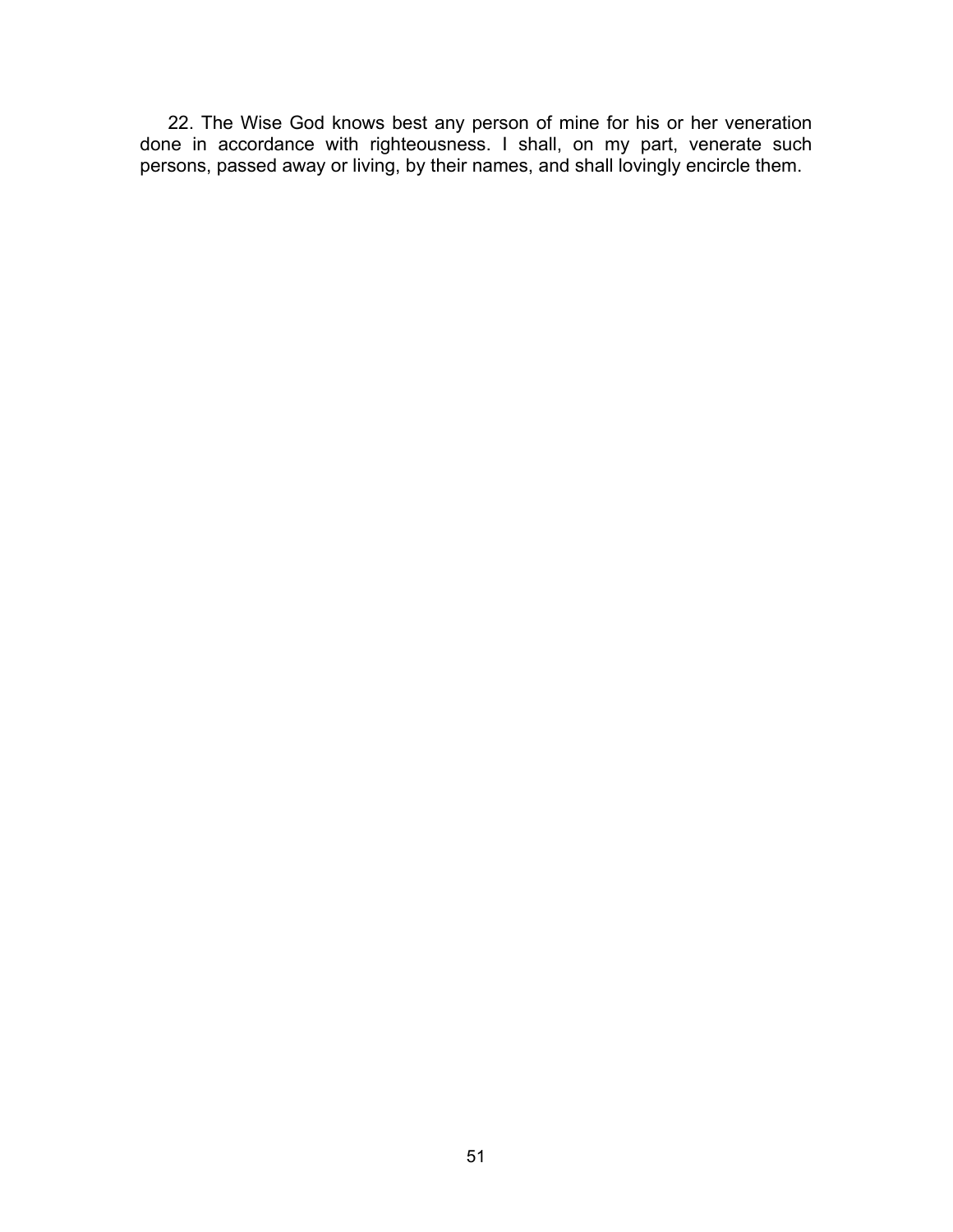22. The Wise God knows best any person of mine for his or her veneration done in accordance with righteousness. I shall, on my part, venerate such persons, passed away or living, by their names, and shall lovingly encircle them.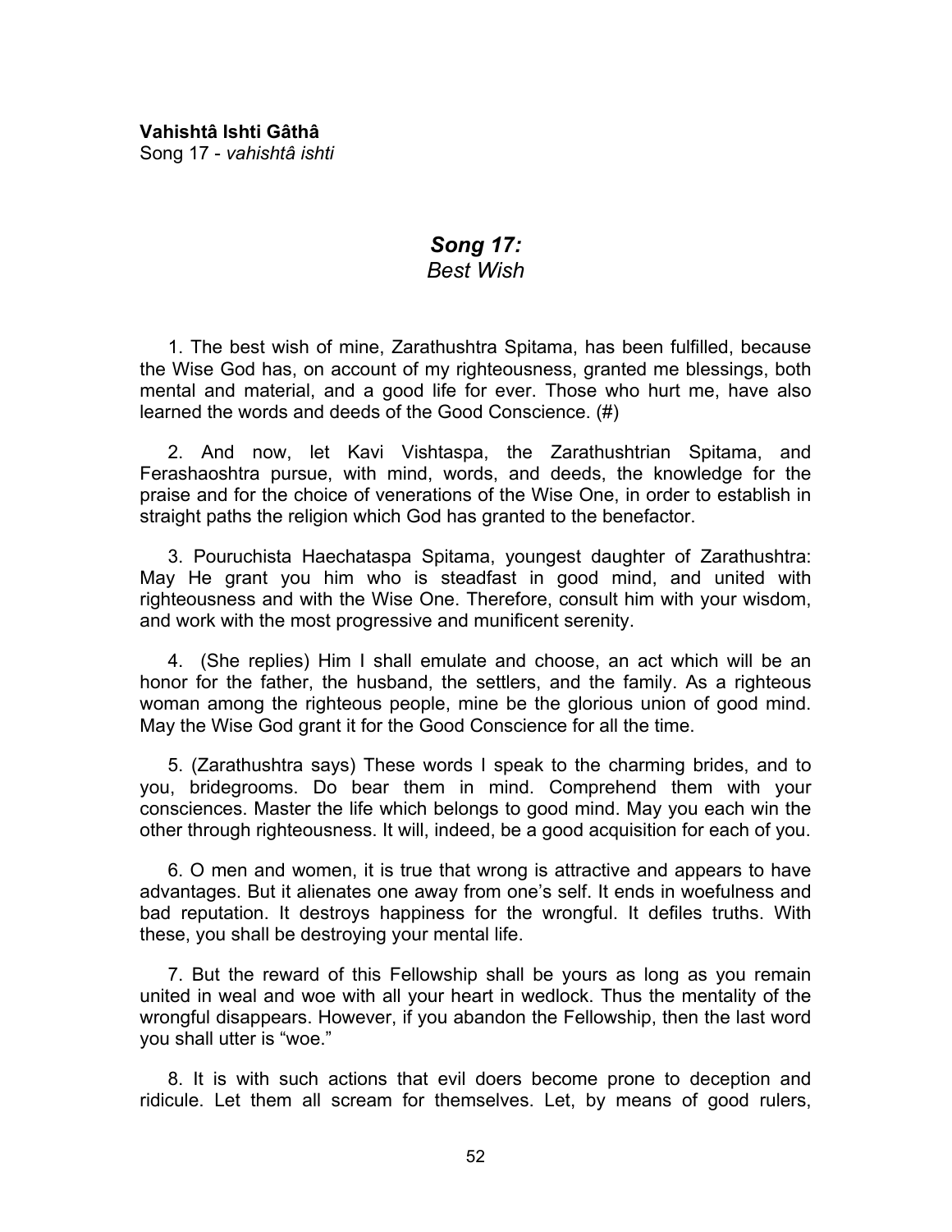**Vahishtâ Ishti Gâthâ**
Song 17 - *vahishtâ ishti*

## *Song 17:*
## *Best Wish*

1. The best wish of mine, Zarathushtra Spitama, has been fulfilled, because the Wise God has, on account of my righteousness, granted me blessings, both mental and material, and a good life for ever. Those who hurt me, have also learned the words and deeds of the Good Conscience. (#)

2. And now, let Kavi Vishtaspa, the Zarathushtrian Spitama, and Ferashaoshtra pursue, with mind, words, and deeds, the knowledge for the praise and for the choice of venerations of the Wise One, in order to establish in straight paths the religion which God has granted to the benefactor.

3. Pouruchista Haechataspa Spitama, youngest daughter of Zarathushtra: May He grant you him who is steadfast in good mind, and united with righteousness and with the Wise One. Therefore, consult him with your wisdom, and work with the most progressive and munificent serenity.

4. (She replies) Him I shall emulate and choose, an act which will be an honor for the father, the husband, the settlers, and the family. As a righteous woman among the righteous people, mine be the glorious union of good mind. May the Wise God grant it for the Good Conscience for all the time.

5. (Zarathushtra says) These words I speak to the charming brides, and to you, bridegrooms. Do bear them in mind. Comprehend them with your consciences. Master the life which belongs to good mind. May you each win the other through righteousness. It will, indeed, be a good acquisition for each of you.

6. O men and women, it is true that wrong is attractive and appears to have advantages. But it alienates one away from one's self. It ends in woefulness and bad reputation. It destroys happiness for the wrongful. It defiles truths. With these, you shall be destroying your mental life.

7. But the reward of this Fellowship shall be yours as long as you remain united in weal and woe with all your heart in wedlock. Thus the mentality of the wrongful disappears. However, if you abandon the Fellowship, then the last word you shall utter is "woe."

8. It is with such actions that evil doers become prone to deception and ridicule. Let them all scream for themselves. Let, by means of good rulers,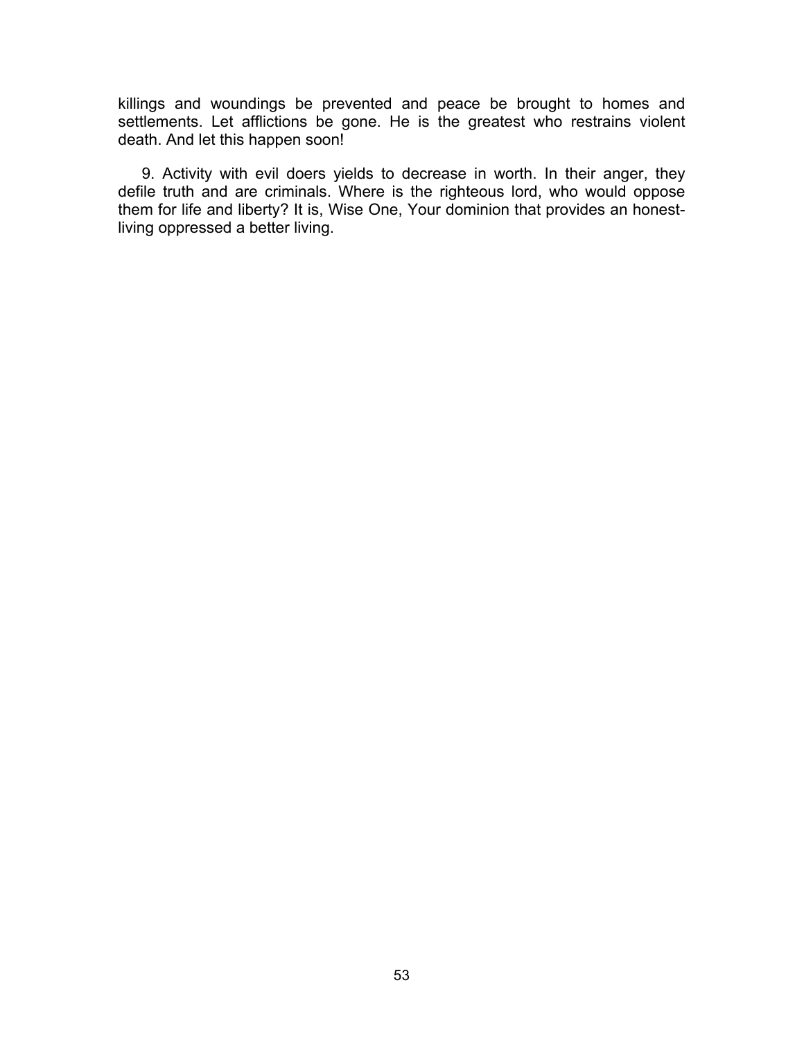killings and woundings be prevented and peace be brought to homes and settlements. Let afflictions be gone. He is the greatest who restrains violent death. And let this happen soon!

9. Activity with evil doers yields to decrease in worth. In their anger, they defile truth and are criminals. Where is the righteous lord, who would oppose them for life and liberty? It is, Wise One, Your dominion that provides an honest-living oppressed a better living.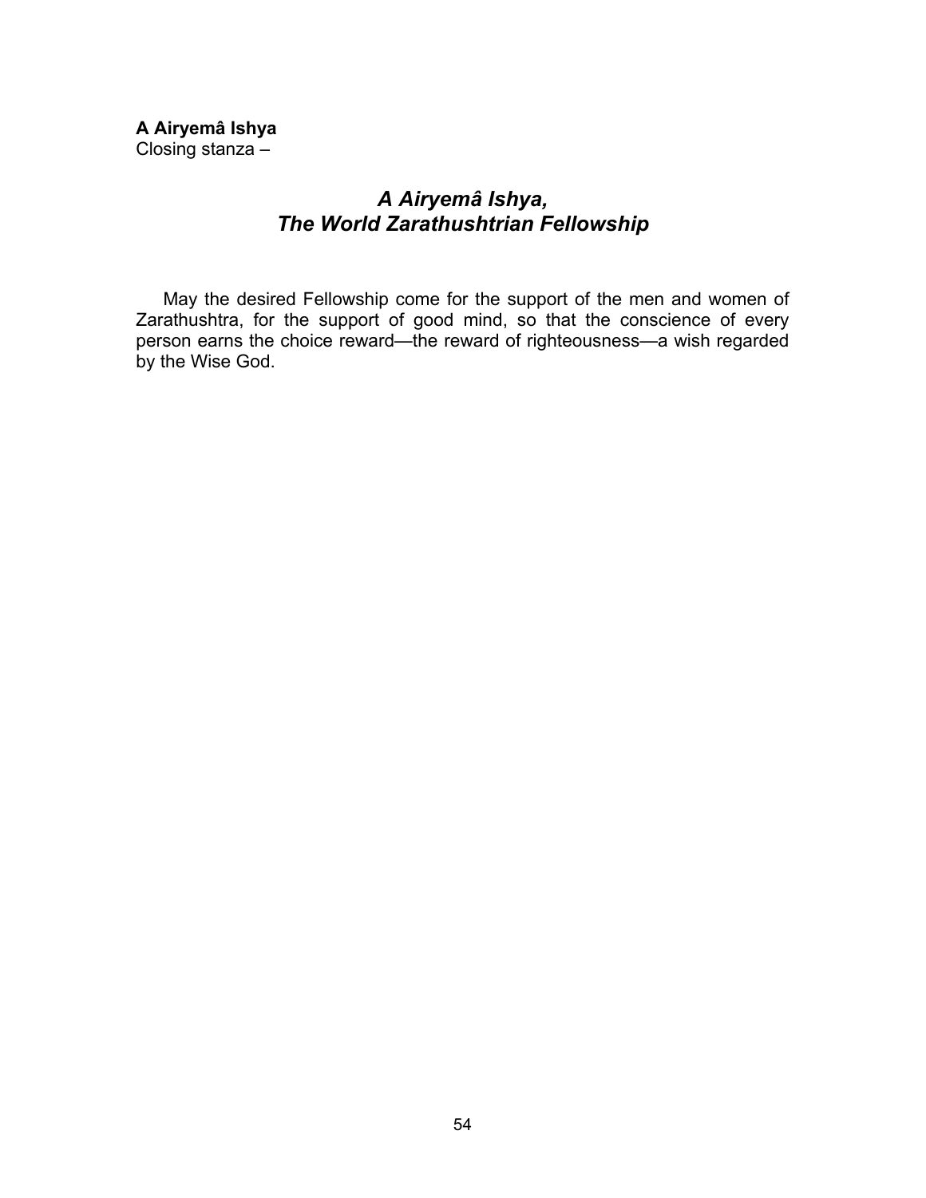**A Airyemâ Ishya**
Closing stanza –

## *A Airyemâ Ishya,*
## *The World Zarathushtrian Fellowship*

May the desired Fellowship come for the support of the men and women of Zarathushtra, for the support of good mind, so that the conscience of every person earns the choice reward—the reward of righteousness—a wish regarded by the Wise God.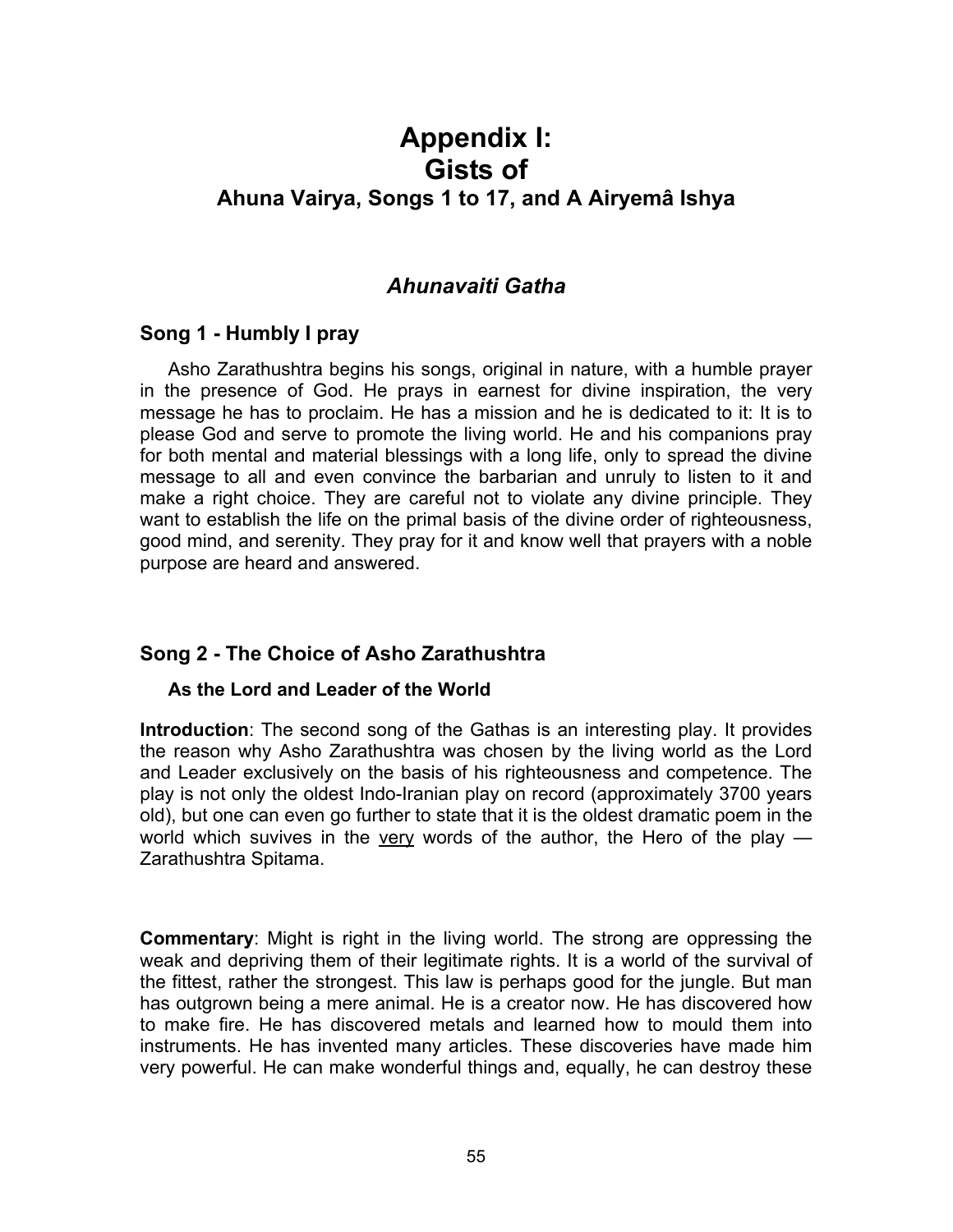# Appendix I: Gists of

## Ahuna Vairya, Songs 1 to 17, and A Airyemâ Ishya

## *Ahunavaiti Gatha*

### Song 1 - Humbly I pray

Asho Zarathushtra begins his songs, original in nature, with a humble prayer in the presence of God. He prays in earnest for divine inspiration, the very message he has to proclaim. He has a mission and he is dedicated to it: It is to please God and serve to promote the living world. He and his companions pray for both mental and material blessings with a long life, only to spread the divine message to all and even convince the barbarian and unruly to listen to it and make a right choice. They are careful not to violate any divine principle. They want to establish the life on the primal basis of the divine order of righteousness, good mind, and serenity. They pray for it and know well that prayers with a noble purpose are heard and answered.

### Song 2 - The Choice of Asho Zarathushtra

#### As the Lord and Leader of the World

**Introduction**: The second song of the Gathas is an interesting play. It provides the reason why Asho Zarathushtra was chosen by the living world as the Lord and Leader exclusively on the basis of his righteousness and competence. The play is not only the oldest Indo-Iranian play on record (approximately 3700 years old), but one can even go further to state that it is the oldest dramatic poem in the world which suvives in the <u>very</u> words of the author, the Hero of the play — Zarathushtra Spitama.

**Commentary**: Might is right in the living world. The strong are oppressing the weak and depriving them of their legitimate rights. It is a world of the survival of the fittest, rather the strongest. This law is perhaps good for the jungle. But man has outgrown being a mere animal. He is a creator now. He has discovered how to make fire. He has discovered metals and learned how to mould them into instruments. He has invented many articles. These discoveries have made him very powerful. He can make wonderful things and, equally, he can destroy these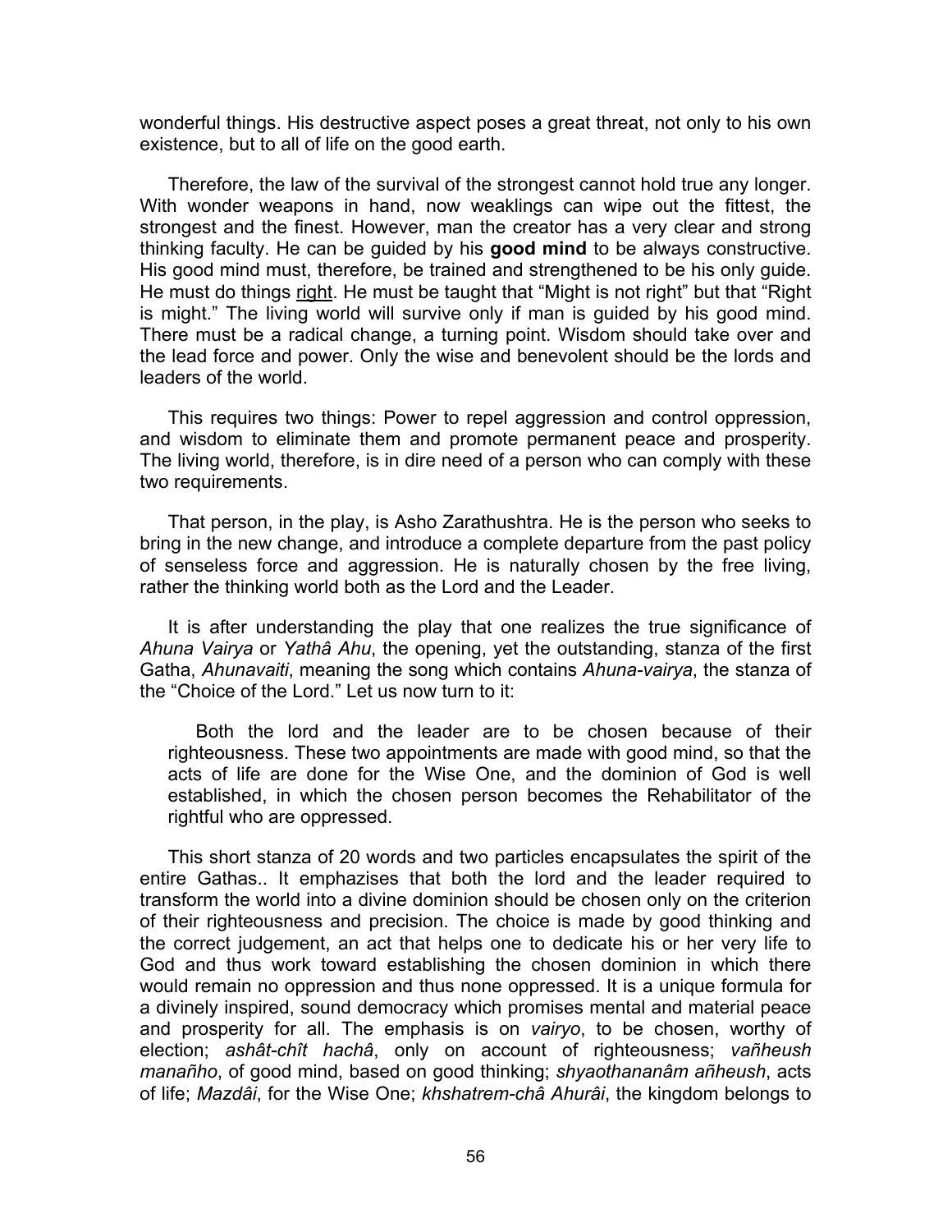wonderful things. His destructive aspect poses a great threat, not only to his own existence, but to all of life on the good earth.

Therefore, the law of the survival of the strongest cannot hold true any longer. With wonder weapons in hand, now weaklings can wipe out the fittest, the strongest and the finest. However, man the creator has a very clear and strong thinking faculty. He can be guided by his **good mind** to be always constructive. His good mind must, therefore, be trained and strengthened to be his only guide. He must do things right. He must be taught that "Might is not right" but that "Right is might." The living world will survive only if man is guided by his good mind. There must be a radical change, a turning point. Wisdom should take over and the lead force and power. Only the wise and benevolent should be the lords and leaders of the world.

This requires two things: Power to repel aggression and control oppression, and wisdom to eliminate them and promote permanent peace and prosperity. The living world, therefore, is in dire need of a person who can comply with these two requirements.

That person, in the play, is Asho Zarathushtra. He is the person who seeks to bring in the new change, and introduce a complete departure from the past policy of senseless force and aggression. He is naturally chosen by the free living, rather the thinking world both as the Lord and the Leader.

It is after understanding the play that one realizes the true significance of *Ahuna Vairya* or *Yathâ Ahu*, the opening, yet the outstanding, stanza of the first Gatha, *Ahunavaiti*, meaning the song which contains *Ahuna-vairya*, the stanza of the "Choice of the Lord." Let us now turn to it:

> Both the lord and the leader are to be chosen because of their righteousness. These two appointments are made with good mind, so that the acts of life are done for the Wise One, and the dominion of God is well established, in which the chosen person becomes the Rehabilitator of the rightful who are oppressed.

This short stanza of 20 words and two particles encapsulates the spirit of the entire Gathas.. It emphazises that both the lord and the leader required to transform the world into a divine dominion should be chosen only on the criterion of their righteousness and precision. The choice is made by good thinking and the correct judgement, an act that helps one to dedicate his or her very life to God and thus work toward establishing the chosen dominion in which there would remain no oppression and thus none oppressed. It is a unique formula for a divinely inspired, sound democracy which promises mental and material peace and prosperity for all. The emphasis is on *vairyo*, to be chosen, worthy of election; *ashât-chît hachâ*, only on account of righteousness; *vañheush manañho*, of good mind, based on good thinking; *shyaothananâm añheush*, acts of life; *Mazdâi*, for the Wise One; *khshatrem-châ Ahurâi*, the kingdom belongs to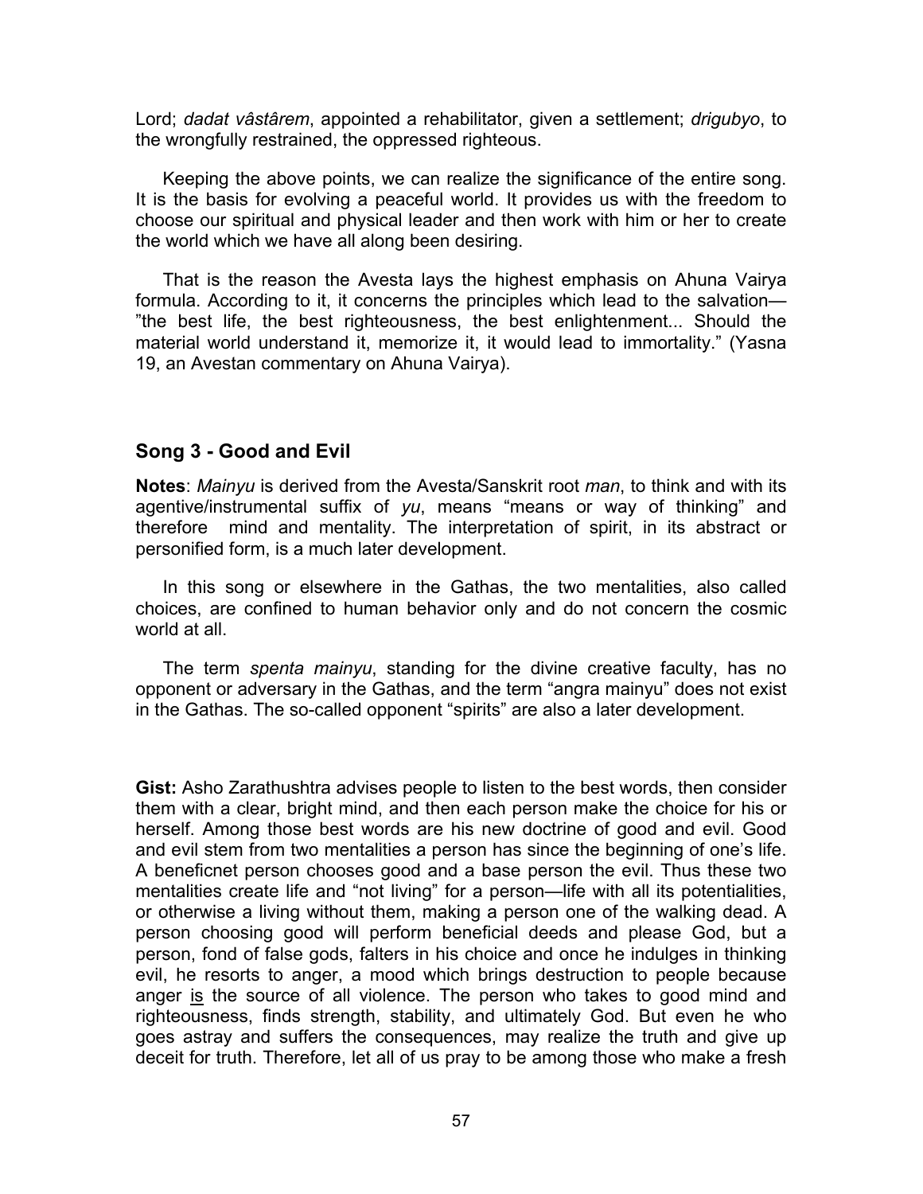Lord; *dadat vâstârem*, appointed a rehabilitator, given a settlement; *drigubyo*, to the wrongfully restrained, the oppressed righteous.

Keeping the above points, we can realize the significance of the entire song. It is the basis for evolving a peaceful world. It provides us with the freedom to choose our spiritual and physical leader and then work with him or her to create the world which we have all along been desiring.

That is the reason the Avesta lays the highest emphasis on Ahuna Vairya formula. According to it, it concerns the principles which lead to the salvation—"the best life, the best righteousness, the best enlightenment... Should the material world understand it, memorize it, it would lead to immortality." (Yasna 19, an Avestan commentary on Ahuna Vairya).

## Song 3 - Good and Evil

**Notes**: *Mainyu* is derived from the Avesta/Sanskrit root *man*, to think and with its agentive/instrumental suffix of *yu*, means "means or way of thinking" and therefore mind and mentality. The interpretation of spirit, in its abstract or personified form, is a much later development.

In this song or elsewhere in the Gathas, the two mentalities, also called choices, are confined to human behavior only and do not concern the cosmic world at all.

The term *spenta mainyu*, standing for the divine creative faculty, has no opponent or adversary in the Gathas, and the term "angra mainyu" does not exist in the Gathas. The so-called opponent "spirits" are also a later development.

**Gist:** Asho Zarathushtra advises people to listen to the best words, then consider them with a clear, bright mind, and then each person make the choice for his or herself. Among those best words are his new doctrine of good and evil. Good and evil stem from two mentalities a person has since the beginning of one's life. A beneficnet person chooses good and a base person the evil. Thus these two mentalities create life and "not living" for a person—life with all its potentialities, or otherwise a living without them, making a person one of the walking dead. A person choosing good will perform beneficial deeds and please God, but a person, fond of false gods, falters in his choice and once he indulges in thinking evil, he resorts to anger, a mood which brings destruction to people because anger <u>is</u> the source of all violence. The person who takes to good mind and righteousness, finds strength, stability, and ultimately God. But even he who goes astray and suffers the consequences, may realize the truth and give up deceit for truth. Therefore, let all of us pray to be among those who make a fresh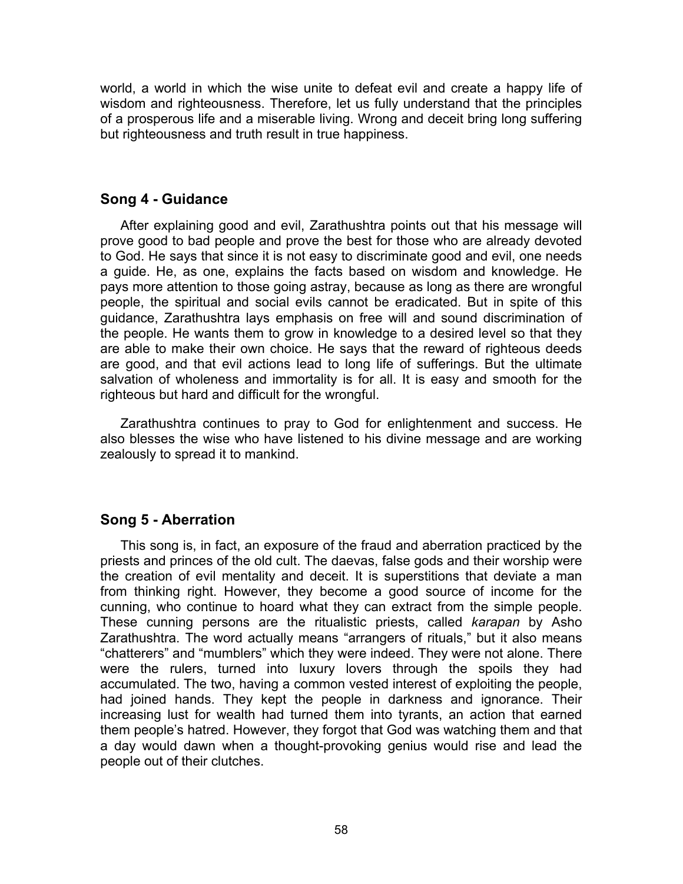world, a world in which the wise unite to defeat evil and create a happy life of wisdom and righteousness. Therefore, let us fully understand that the principles of a prosperous life and a miserable living. Wrong and deceit bring long suffering but righteousness and truth result in true happiness.

## Song 4 - Guidance

After explaining good and evil, Zarathushtra points out that his message will prove good to bad people and prove the best for those who are already devoted to God. He says that since it is not easy to discriminate good and evil, one needs a guide. He, as one, explains the facts based on wisdom and knowledge. He pays more attention to those going astray, because as long as there are wrongful people, the spiritual and social evils cannot be eradicated. But in spite of this guidance, Zarathushtra lays emphasis on free will and sound discrimination of the people. He wants them to grow in knowledge to a desired level so that they are able to make their own choice. He says that the reward of righteous deeds are good, and that evil actions lead to long life of sufferings. But the ultimate salvation of wholeness and immortality is for all. It is easy and smooth for the righteous but hard and difficult for the wrongful.

Zarathushtra continues to pray to God for enlightenment and success. He also blesses the wise who have listened to his divine message and are working zealously to spread it to mankind.

## Song 5 - Aberration

This song is, in fact, an exposure of the fraud and aberration practiced by the priests and princes of the old cult. The daevas, false gods and their worship were the creation of evil mentality and deceit. It is superstitions that deviate a man from thinking right. However, they become a good source of income for the cunning, who continue to hoard what they can extract from the simple people. These cunning persons are the ritualistic priests, called *karapan* by Asho Zarathushtra. The word actually means "arrangers of rituals," but it also means "chatterers" and "mumblers" which they were indeed. They were not alone. There were the rulers, turned into luxury lovers through the spoils they had accumulated. The two, having a common vested interest of exploiting the people, had joined hands. They kept the people in darkness and ignorance. Their increasing lust for wealth had turned them into tyrants, an action that earned them people's hatred. However, they forgot that God was watching them and that a day would dawn when a thought-provoking genius would rise and lead the people out of their clutches.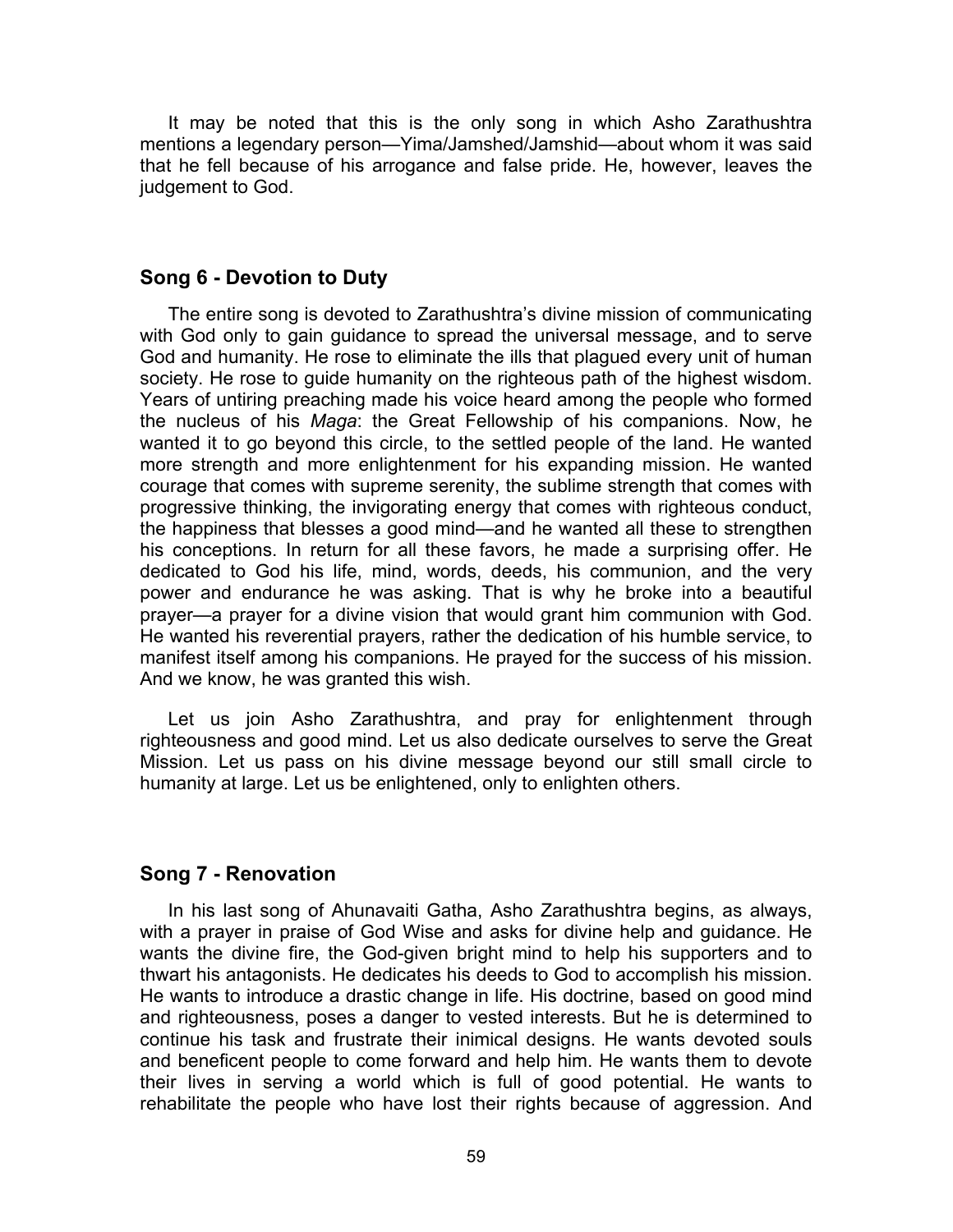It may be noted that this is the only song in which Asho Zarathushtra mentions a legendary person—Yima/Jamshed/Jamshid—about whom it was said that he fell because of his arrogance and false pride. He, however, leaves the judgement to God.

### Song 6 - Devotion to Duty

The entire song is devoted to Zarathushtra's divine mission of communicating with God only to gain guidance to spread the universal message, and to serve God and humanity. He rose to eliminate the ills that plagued every unit of human society. He rose to guide humanity on the righteous path of the highest wisdom. Years of untiring preaching made his voice heard among the people who formed the nucleus of his *Maga*: the Great Fellowship of his companions. Now, he wanted it to go beyond this circle, to the settled people of the land. He wanted more strength and more enlightenment for his expanding mission. He wanted courage that comes with supreme serenity, the sublime strength that comes with progressive thinking, the invigorating energy that comes with righteous conduct, the happiness that blesses a good mind—and he wanted all these to strengthen his conceptions. In return for all these favors, he made a surprising offer. He dedicated to God his life, mind, words, deeds, his communion, and the very power and endurance he was asking. That is why he broke into a beautiful prayer—a prayer for a divine vision that would grant him communion with God. He wanted his reverential prayers, rather the dedication of his humble service, to manifest itself among his companions. He prayed for the success of his mission. And we know, he was granted this wish.

Let us join Asho Zarathushtra, and pray for enlightenment through righteousness and good mind. Let us also dedicate ourselves to serve the Great Mission. Let us pass on his divine message beyond our still small circle to humanity at large. Let us be enlightened, only to enlighten others.

### Song 7 - Renovation

In his last song of Ahunavaiti Gatha, Asho Zarathushtra begins, as always, with a prayer in praise of God Wise and asks for divine help and guidance. He wants the divine fire, the God-given bright mind to help his supporters and to thwart his antagonists. He dedicates his deeds to God to accomplish his mission. He wants to introduce a drastic change in life. His doctrine, based on good mind and righteousness, poses a danger to vested interests. But he is determined to continue his task and frustrate their inimical designs. He wants devoted souls and beneficent people to come forward and help him. He wants them to devote their lives in serving a world which is full of good potential. He wants to rehabilitate the people who have lost their rights because of aggression. And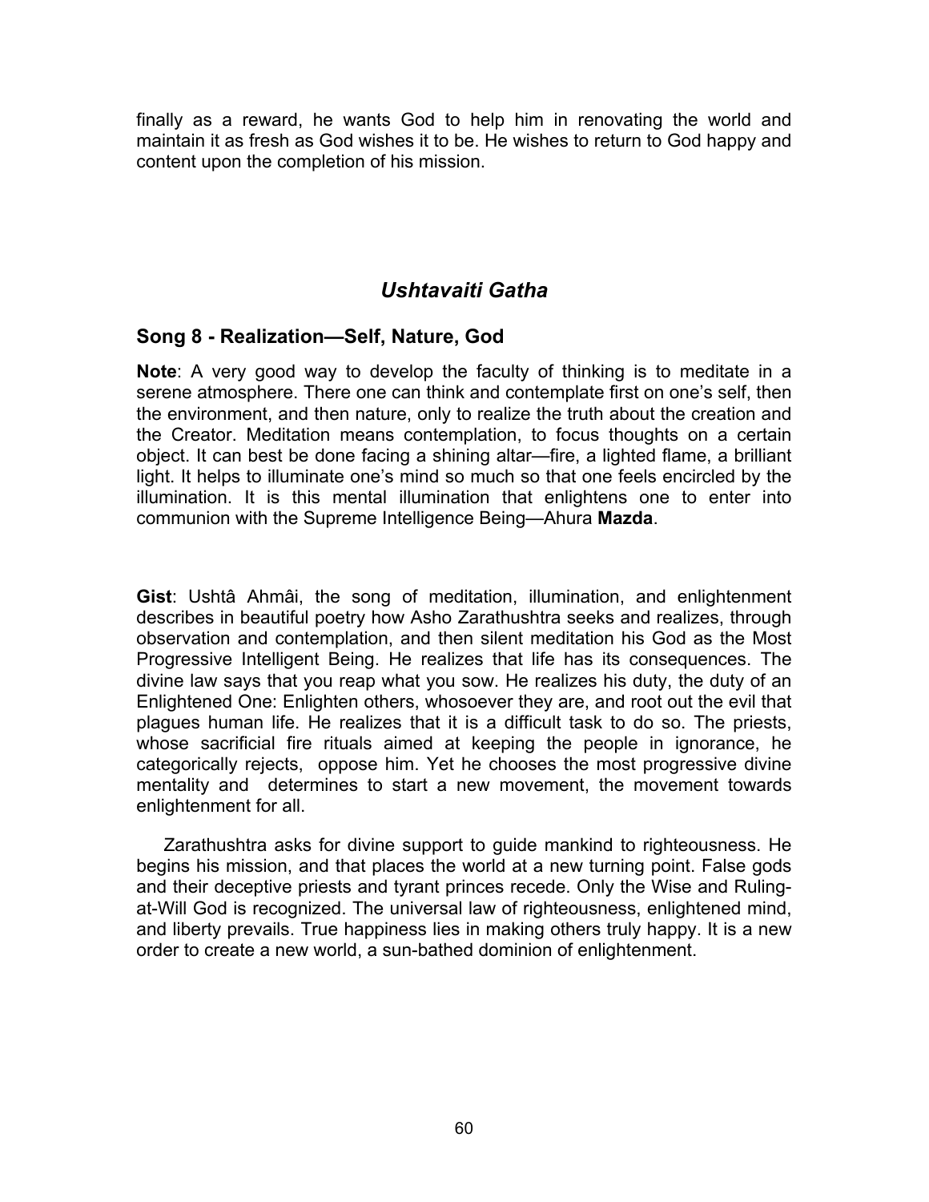finally as a reward, he wants God to help him in renovating the world and maintain it as fresh as God wishes it to be. He wishes to return to God happy and content upon the completion of his mission.

## *Ushtavaiti Gatha*

### Song 8 - Realization—Self, Nature, God

**Note**: A very good way to develop the faculty of thinking is to meditate in a serene atmosphere. There one can think and contemplate first on one's self, then the environment, and then nature, only to realize the truth about the creation and the Creator. Meditation means contemplation, to focus thoughts on a certain object. It can best be done facing a shining altar—fire, a lighted flame, a brilliant light. It helps to illuminate one's mind so much so that one feels encircled by the illumination. It is this mental illumination that enlightens one to enter into communion with the Supreme Intelligence Being—Ahura **Mazda**.

**Gist**: Ushtâ Ahmâi, the song of meditation, illumination, and enlightenment describes in beautiful poetry how Asho Zarathushtra seeks and realizes, through observation and contemplation, and then silent meditation his God as the Most Progressive Intelligent Being. He realizes that life has its consequences. The divine law says that you reap what you sow. He realizes his duty, the duty of an Enlightened One: Enlighten others, whosoever they are, and root out the evil that plagues human life. He realizes that it is a difficult task to do so. The priests, whose sacrificial fire rituals aimed at keeping the people in ignorance, he categorically rejects, oppose him. Yet he chooses the most progressive divine mentality and determines to start a new movement, the movement towards enlightenment for all.

Zarathushtra asks for divine support to guide mankind to righteousness. He begins his mission, and that places the world at a new turning point. False gods and their deceptive priests and tyrant princes recede. Only the Wise and Ruling-at-Will God is recognized. The universal law of righteousness, enlightened mind, and liberty prevails. True happiness lies in making others truly happy. It is a new order to create a new world, a sun-bathed dominion of enlightenment.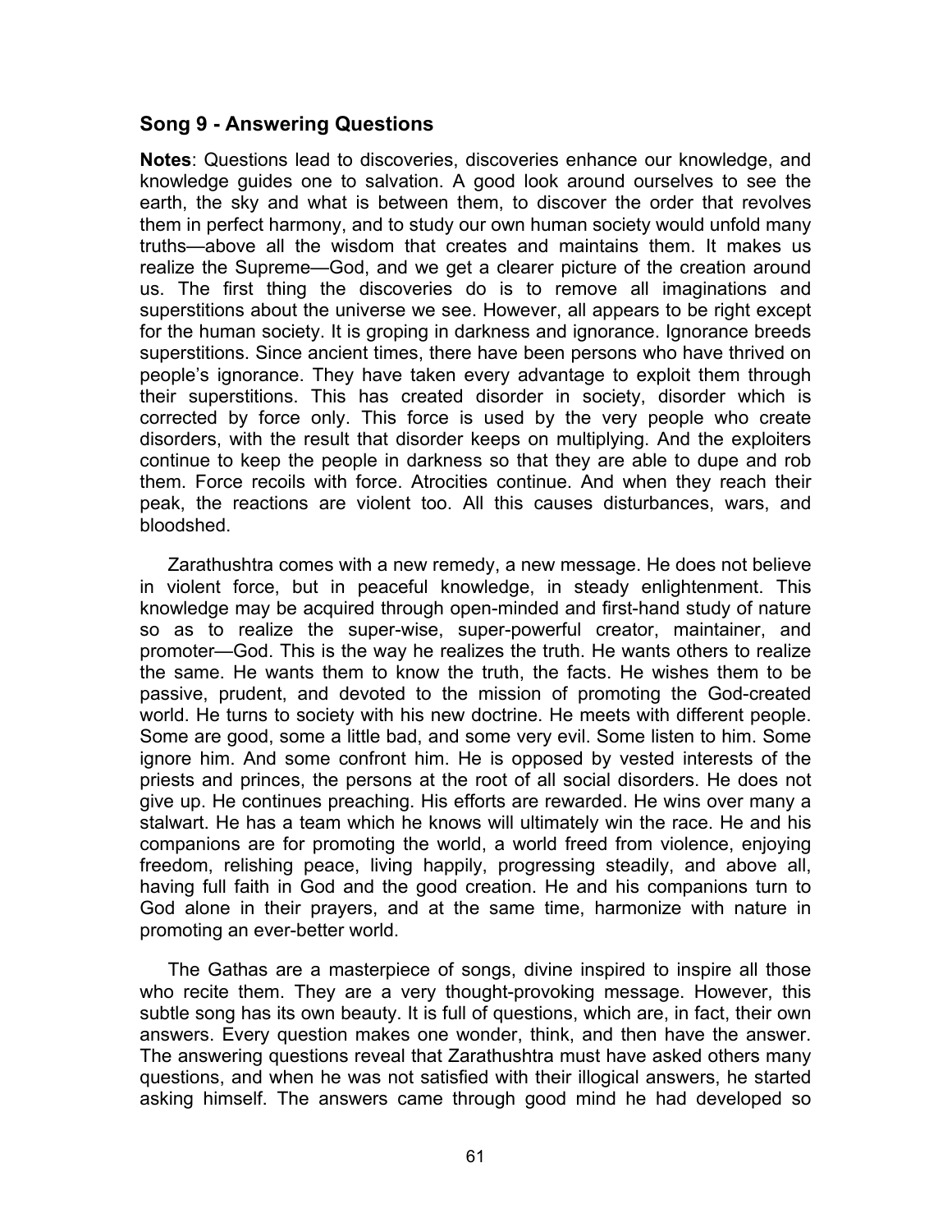## Song 9 - Answering Questions

**Notes**: Questions lead to discoveries, discoveries enhance our knowledge, and knowledge guides one to salvation. A good look around ourselves to see the earth, the sky and what is between them, to discover the order that revolves them in perfect harmony, and to study our own human society would unfold many truths—above all the wisdom that creates and maintains them. It makes us realize the Supreme—God, and we get a clearer picture of the creation around us. The first thing the discoveries do is to remove all imaginations and superstitions about the universe we see. However, all appears to be right except for the human society. It is groping in darkness and ignorance. Ignorance breeds superstitions. Since ancient times, there have been persons who have thrived on people's ignorance. They have taken every advantage to exploit them through their superstitions. This has created disorder in society, disorder which is corrected by force only. This force is used by the very people who create disorders, with the result that disorder keeps on multiplying. And the exploiters continue to keep the people in darkness so that they are able to dupe and rob them. Force recoils with force. Atrocities continue. And when they reach their peak, the reactions are violent too. All this causes disturbances, wars, and bloodshed.

Zarathushtra comes with a new remedy, a new message. He does not believe in violent force, but in peaceful knowledge, in steady enlightenment. This knowledge may be acquired through open-minded and first-hand study of nature so as to realize the super-wise, super-powerful creator, maintainer, and promoter—God. This is the way he realizes the truth. He wants others to realize the same. He wants them to know the truth, the facts. He wishes them to be passive, prudent, and devoted to the mission of promoting the God-created world. He turns to society with his new doctrine. He meets with different people. Some are good, some a little bad, and some very evil. Some listen to him. Some ignore him. And some confront him. He is opposed by vested interests of the priests and princes, the persons at the root of all social disorders. He does not give up. He continues preaching. His efforts are rewarded. He wins over many a stalwart. He has a team which he knows will ultimately win the race. He and his companions are for promoting the world, a world freed from violence, enjoying freedom, relishing peace, living happily, progressing steadily, and above all, having full faith in God and the good creation. He and his companions turn to God alone in their prayers, and at the same time, harmonize with nature in promoting an ever-better world.

The Gathas are a masterpiece of songs, divine inspired to inspire all those who recite them. They are a very thought-provoking message. However, this subtle song has its own beauty. It is full of questions, which are, in fact, their own answers. Every question makes one wonder, think, and then have the answer. The answering questions reveal that Zarathushtra must have asked others many questions, and when he was not satisfied with their illogical answers, he started asking himself. The answers came through good mind he had developed so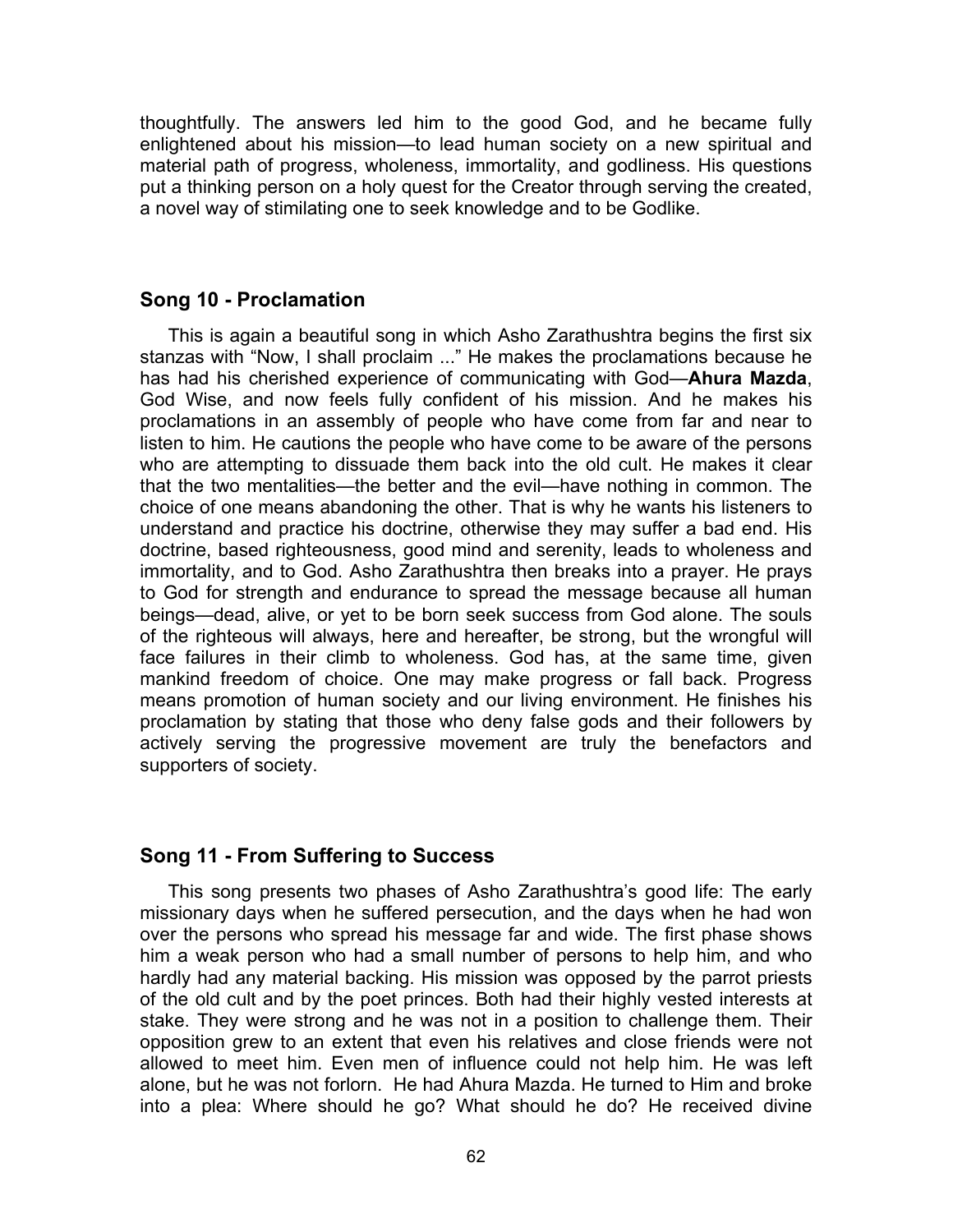thoughtfully. The answers led him to the good God, and he became fully enlightened about his mission—to lead human society on a new spiritual and material path of progress, wholeness, immortality, and godliness. His questions put a thinking person on a holy quest for the Creator through serving the created, a novel way of stimilating one to seek knowledge and to be Godlike.

## Song 10 - Proclamation

This is again a beautiful song in which Asho Zarathushtra begins the first six stanzas with "Now, I shall proclaim ..." He makes the proclamations because he has had his cherished experience of communicating with God—**Ahura Mazda**, God Wise, and now feels fully confident of his mission. And he makes his proclamations in an assembly of people who have come from far and near to listen to him. He cautions the people who have come to be aware of the persons who are attempting to dissuade them back into the old cult. He makes it clear that the two mentalities—the better and the evil—have nothing in common. The choice of one means abandoning the other. That is why he wants his listeners to understand and practice his doctrine, otherwise they may suffer a bad end. His doctrine, based righteousness, good mind and serenity, leads to wholeness and immortality, and to God. Asho Zarathushtra then breaks into a prayer. He prays to God for strength and endurance to spread the message because all human beings—dead, alive, or yet to be born seek success from God alone. The souls of the righteous will always, here and hereafter, be strong, but the wrongful will face failures in their climb to wholeness. God has, at the same time, given mankind freedom of choice. One may make progress or fall back. Progress means promotion of human society and our living environment. He finishes his proclamation by stating that those who deny false gods and their followers by actively serving the progressive movement are truly the benefactors and supporters of society.

## Song 11 - From Suffering to Success

This song presents two phases of Asho Zarathushtra's good life: The early missionary days when he suffered persecution, and the days when he had won over the persons who spread his message far and wide. The first phase shows him a weak person who had a small number of persons to help him, and who hardly had any material backing. His mission was opposed by the parrot priests of the old cult and by the poet princes. Both had their highly vested interests at stake. They were strong and he was not in a position to challenge them. Their opposition grew to an extent that even his relatives and close friends were not allowed to meet him. Even men of influence could not help him. He was left alone, but he was not forlorn. He had Ahura Mazda. He turned to Him and broke into a plea: Where should he go? What should he do? He received divine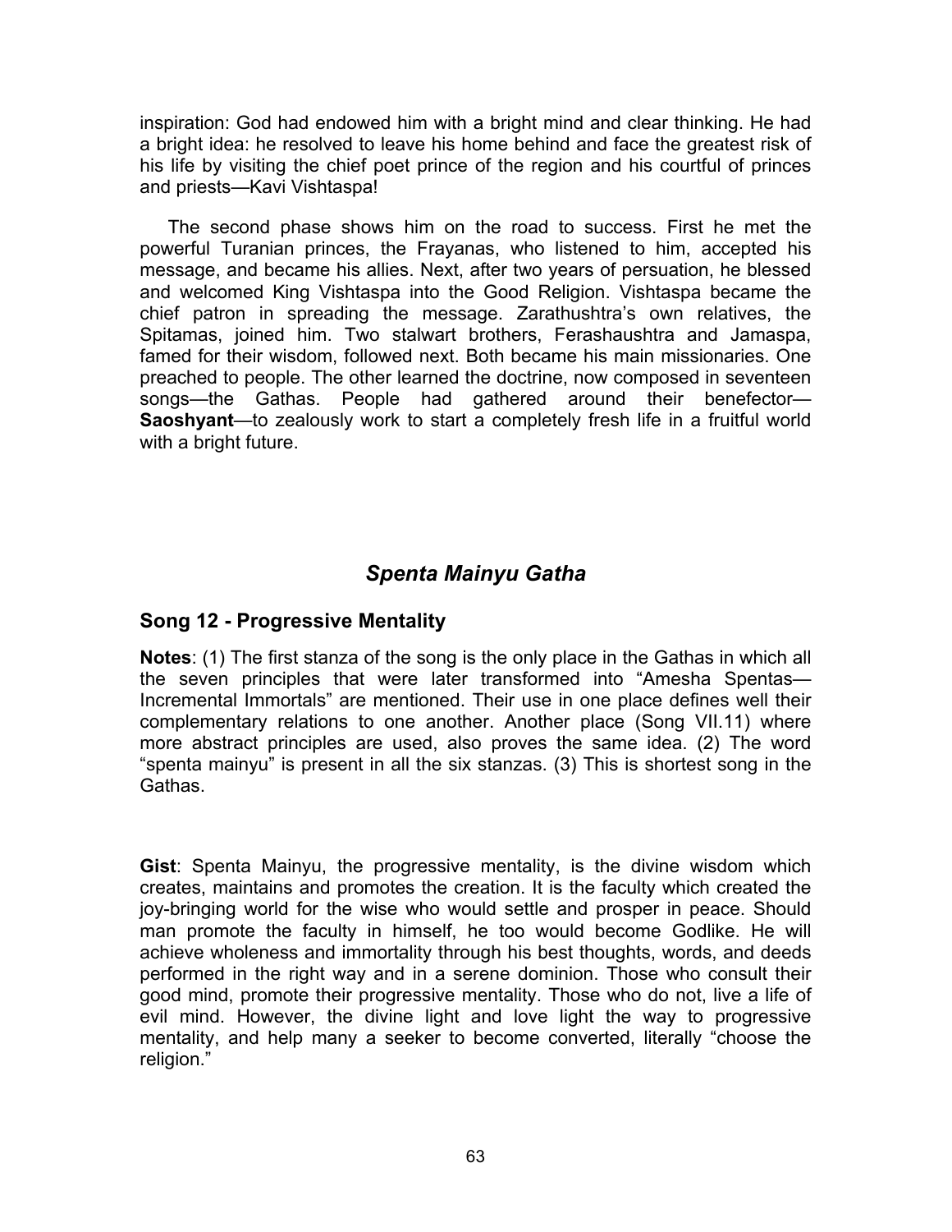inspiration: God had endowed him with a bright mind and clear thinking. He had a bright idea: he resolved to leave his home behind and face the greatest risk of his life by visiting the chief poet prince of the region and his courtful of princes and priests—Kavi Vishtaspa!

The second phase shows him on the road to success. First he met the powerful Turanian princes, the Frayanas, who listened to him, accepted his message, and became his allies. Next, after two years of persuation, he blessed and welcomed King Vishtaspa into the Good Religion. Vishtaspa became the chief patron in spreading the message. Zarathushtra's own relatives, the Spitamas, joined him. Two stalwart brothers, Ferashaushtra and Jamaspa, famed for their wisdom, followed next. Both became his main missionaries. One preached to people. The other learned the doctrine, now composed in seventeen songs—the Gathas. People had gathered around their benefector—**Saoshyant**—to zealously work to start a completely fresh life in a fruitful world with a bright future.

## *Spenta Mainyu Gatha*

### Song 12 - Progressive Mentality

**Notes**: (1) The first stanza of the song is the only place in the Gathas in which all the seven principles that were later transformed into "Amesha Spentas—Incremental Immortals" are mentioned. Their use in one place defines well their complementary relations to one another. Another place (Song VII.11) where more abstract principles are used, also proves the same idea. (2) The word "spenta mainyu" is present in all the six stanzas. (3) This is shortest song in the Gathas.

**Gist**: Spenta Mainyu, the progressive mentality, is the divine wisdom which creates, maintains and promotes the creation. It is the faculty which created the joy-bringing world for the wise who would settle and prosper in peace. Should man promote the faculty in himself, he too would become Godlike. He will achieve wholeness and immortality through his best thoughts, words, and deeds performed in the right way and in a serene dominion. Those who consult their good mind, promote their progressive mentality. Those who do not, live a life of evil mind. However, the divine light and love light the way to progressive mentality, and help many a seeker to become converted, literally "choose the religion."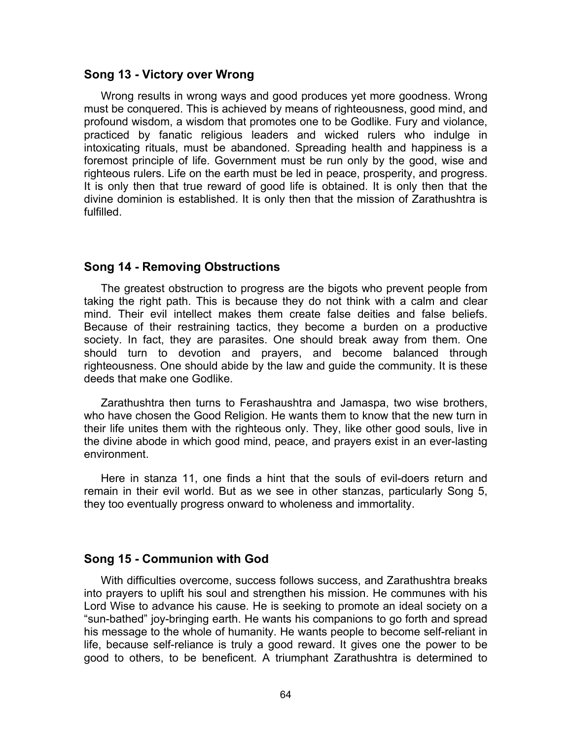### Song 13 - Victory over Wrong

Wrong results in wrong ways and good produces yet more goodness. Wrong must be conquered. This is achieved by means of righteousness, good mind, and profound wisdom, a wisdom that promotes one to be Godlike. Fury and violance, practiced by fanatic religious leaders and wicked rulers who indulge in intoxicating rituals, must be abandoned. Spreading health and happiness is a foremost principle of life. Government must be run only by the good, wise and righteous rulers. Life on the earth must be led in peace, prosperity, and progress. It is only then that true reward of good life is obtained. It is only then that the divine dominion is established. It is only then that the mission of Zarathushtra is fulfilled.

### Song 14 - Removing Obstructions

The greatest obstruction to progress are the bigots who prevent people from taking the right path. This is because they do not think with a calm and clear mind. Their evil intellect makes them create false deities and false beliefs. Because of their restraining tactics, they become a burden on a productive society. In fact, they are parasites. One should break away from them. One should turn to devotion and prayers, and become balanced through righteousness. One should abide by the law and guide the community. It is these deeds that make one Godlike.

Zarathushtra then turns to Ferashaushtra and Jamaspa, two wise brothers, who have chosen the Good Religion. He wants them to know that the new turn in their life unites them with the righteous only. They, like other good souls, live in the divine abode in which good mind, peace, and prayers exist in an ever-lasting environment.

Here in stanza 11, one finds a hint that the souls of evil-doers return and remain in their evil world. But as we see in other stanzas, particularly Song 5, they too eventually progress onward to wholeness and immortality.

### Song 15 - Communion with God

With difficulties overcome, success follows success, and Zarathushtra breaks into prayers to uplift his soul and strengthen his mission. He communes with his Lord Wise to advance his cause. He is seeking to promote an ideal society on a "sun-bathed" joy-bringing earth. He wants his companions to go forth and spread his message to the whole of humanity. He wants people to become self-reliant in life, because self-reliance is truly a good reward. It gives one the power to be good to others, to be beneficent. A triumphant Zarathushtra is determined to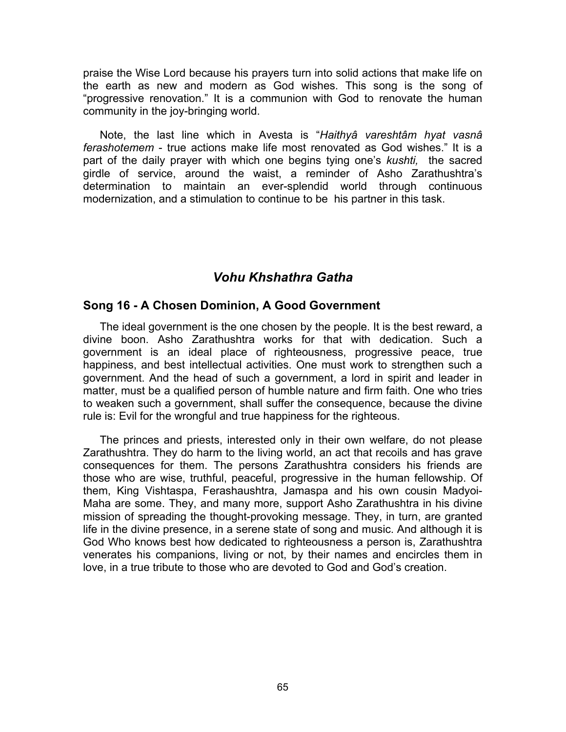praise the Wise Lord because his prayers turn into solid actions that make life on the earth as new and modern as God wishes. This song is the song of "progressive renovation." It is a communion with God to renovate the human community in the joy-bringing world.

Note, the last line which in Avesta is "*Haithyâ vareshtâm hyat vasnâ ferashotemem* - true actions make life most renovated as God wishes." It is a part of the daily prayer with which one begins tying one's *kushti,* the sacred girdle of service, around the waist, a reminder of Asho Zarathushtra's determination to maintain an ever-splendid world through continuous modernization, and a stimulation to continue to be his partner in this task.

## *Vohu Khshathra Gatha*

### Song 16 - A Chosen Dominion, A Good Government

The ideal government is the one chosen by the people. It is the best reward, a divine boon. Asho Zarathushtra works for that with dedication. Such a government is an ideal place of righteousness, progressive peace, true happiness, and best intellectual activities. One must work to strengthen such a government. And the head of such a government, a lord in spirit and leader in matter, must be a qualified person of humble nature and firm faith. One who tries to weaken such a government, shall suffer the consequence, because the divine rule is: Evil for the wrongful and true happiness for the righteous.

The princes and priests, interested only in their own welfare, do not please Zarathushtra. They do harm to the living world, an act that recoils and has grave consequences for them. The persons Zarathushtra considers his friends are those who are wise, truthful, peaceful, progressive in the human fellowship. Of them, King Vishtaspa, Ferashaushtra, Jamaspa and his own cousin Madyoi-Maha are some. They, and many more, support Asho Zarathushtra in his divine mission of spreading the thought-provoking message. They, in turn, are granted life in the divine presence, in a serene state of song and music. And although it is God Who knows best how dedicated to righteousness a person is, Zarathushtra venerates his companions, living or not, by their names and encircles them in love, in a true tribute to those who are devoted to God and God's creation.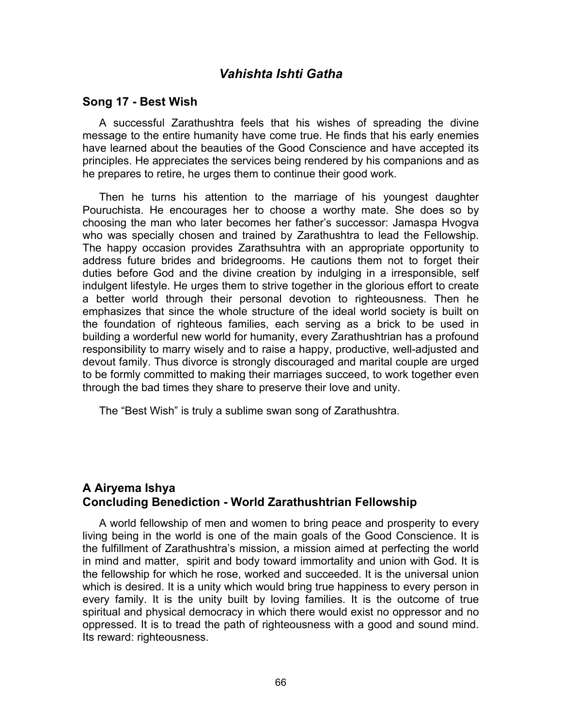## *Vahishta Ishti Gatha*

### Song 17 - Best Wish

A successful Zarathushtra feels that his wishes of spreading the divine message to the entire humanity have come true. He finds that his early enemies have learned about the beauties of the Good Conscience and have accepted its principles. He appreciates the services being rendered by his companions and as he prepares to retire, he urges them to continue their good work.

Then he turns his attention to the marriage of his youngest daughter Pouruchista. He encourages her to choose a worthy mate. She does so by choosing the man who later becomes her father's successor: Jamaspa Hvogva who was specially chosen and trained by Zarathushtra to lead the Fellowship. The happy occasion provides Zarathsuhtra with an appropriate opportunity to address future brides and bridegrooms. He cautions them not to forget their duties before God and the divine creation by indulging in a irresponsible, self indulgent lifestyle. He urges them to strive together in the glorious effort to create a better world through their personal devotion to righteousness. Then he emphasizes that since the whole structure of the ideal world society is built on the foundation of righteous families, each serving as a brick to be used in building a worderful new world for humanity, every Zarathushtrian has a profound responsibility to marry wisely and to raise a happy, productive, well-adjusted and devout family. Thus divorce is strongly discouraged and marital couple are urged to be formly committed to making their marriages succeed, to work together even through the bad times they share to preserve their love and unity.

The "Best Wish" is truly a sublime swan song of Zarathushtra.

### A Airyema Ishya
### Concluding Benediction - World Zarathushtrian Fellowship

A world fellowship of men and women to bring peace and prosperity to every living being in the world is one of the main goals of the Good Conscience. It is the fulfillment of Zarathushtra's mission, a mission aimed at perfecting the world in mind and matter, spirit and body toward immortality and union with God. It is the fellowship for which he rose, worked and succeeded. It is the universal union which is desired. It is a unity which would bring true happiness to every person in every family. It is the unity built by loving families. It is the outcome of true spiritual and physical democracy in which there would exist no oppressor and no oppressed. It is to tread the path of righteousness with a good and sound mind. Its reward: righteousness.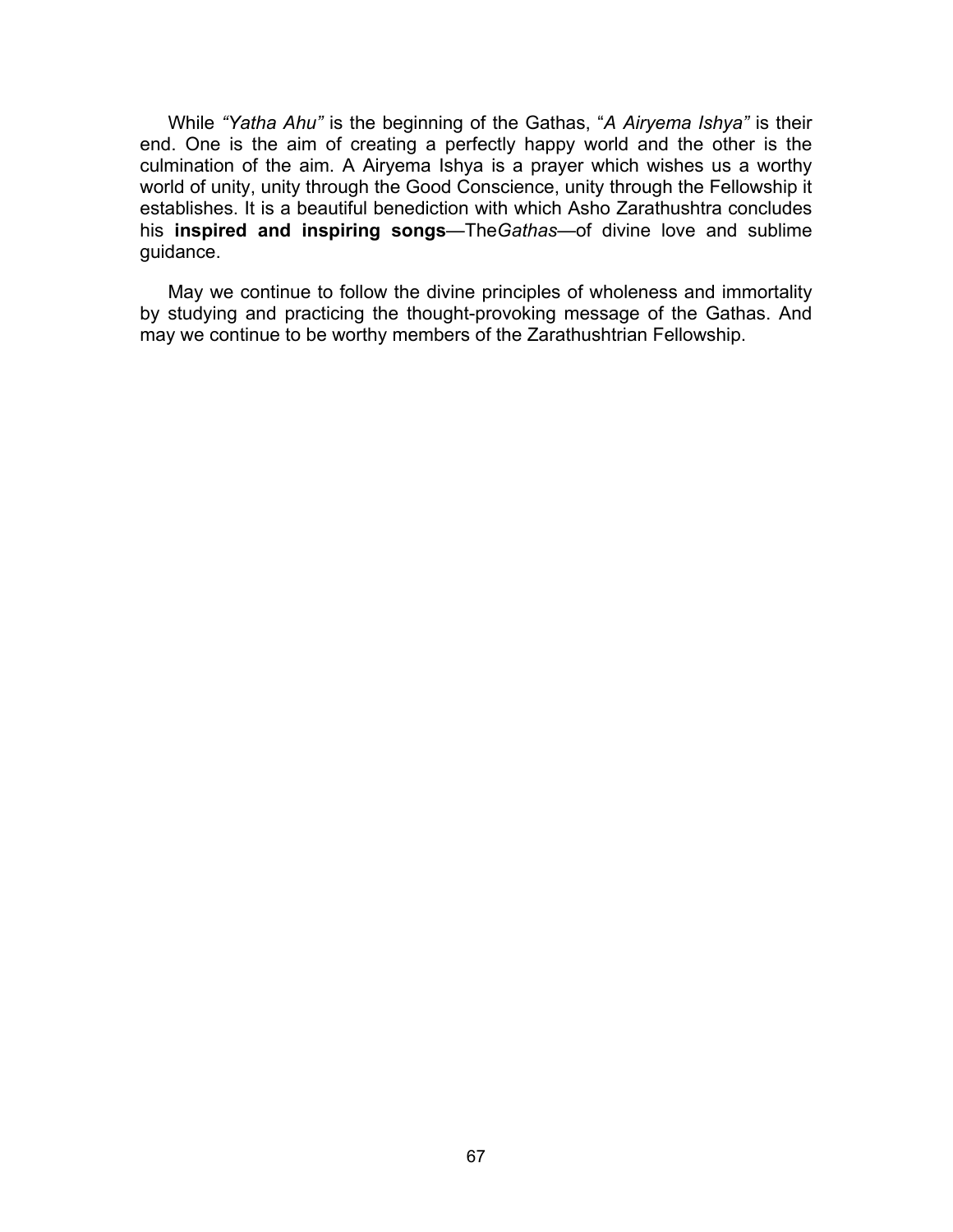While *"Yatha Ahu"* is the beginning of the Gathas, "*A Airyema Ishya"* is their end. One is the aim of creating a perfectly happy world and the other is the culmination of the aim. A Airyema Ishya is a prayer which wishes us a worthy world of unity, unity through the Good Conscience, unity through the Fellowship it establishes. It is a beautiful benediction with which Asho Zarathushtra concludes his **inspired and inspiring songs**—The*Gathas*—of divine love and sublime guidance.

May we continue to follow the divine principles of wholeness and immortality by studying and practicing the thought-provoking message of the Gathas. And may we continue to be worthy members of the Zarathushtrian Fellowship.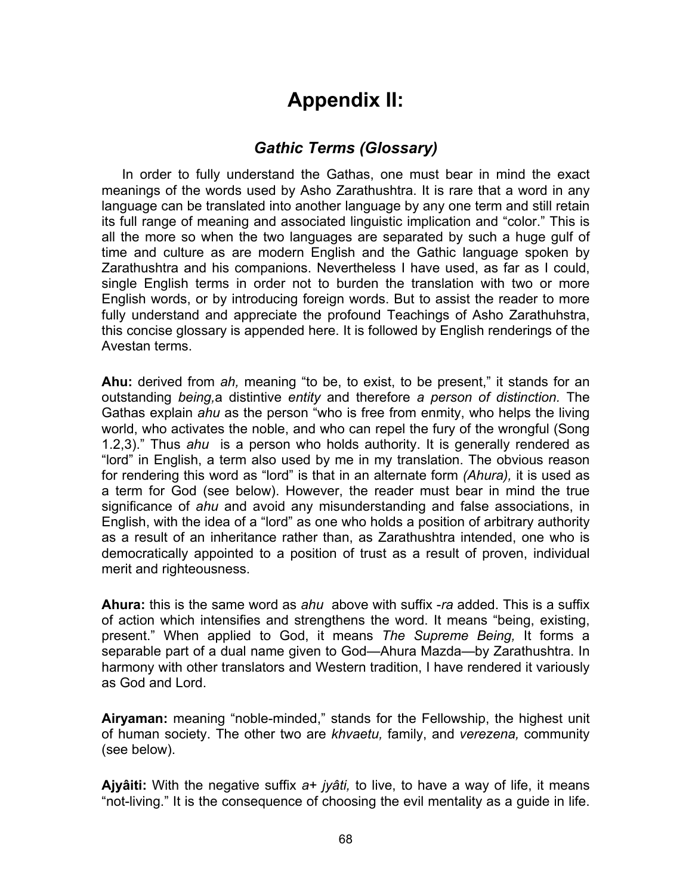# Appendix II:

## *Gathic Terms (Glossary)*

In order to fully understand the Gathas, one must bear in mind the exact meanings of the words used by Asho Zarathushtra. It is rare that a word in any language can be translated into another language by any one term and still retain its full range of meaning and associated linguistic implication and "color." This is all the more so when the two languages are separated by such a huge gulf of time and culture as are modern English and the Gathic language spoken by Zarathushtra and his companions. Nevertheless I have used, as far as I could, single English terms in order not to burden the translation with two or more English words, or by introducing foreign words. But to assist the reader to more fully understand and appreciate the profound Teachings of Asho Zarathuhstra, this concise glossary is appended here. It is followed by English renderings of the Avestan terms.

**Ahu:** derived from *ah,* meaning "to be, to exist, to be present," it stands for an outstanding *being,*a distintive *entity* and therefore *a person of distinction.* The Gathas explain *ahu* as the person "who is free from enmity, who helps the living world, who activates the noble, and who can repel the fury of the wrongful (Song 1.2,3)." Thus *ahu* is a person who holds authority. It is generally rendered as "lord" in English, a term also used by me in my translation. The obvious reason for rendering this word as "lord" is that in an alternate form *(Ahura),* it is used as a term for God (see below). However, the reader must bear in mind the true significance of *ahu* and avoid any misunderstanding and false associations, in English, with the idea of a "lord" as one who holds a position of arbitrary authority as a result of an inheritance rather than, as Zarathushtra intended, one who is democratically appointed to a position of trust as a result of proven, individual merit and righteousness.

**Ahura:** this is the same word as *ahu* above with suffix *-ra* added. This is a suffix of action which intensifies and strengthens the word. It means "being, existing, present." When applied to God, it means *The Supreme Being,* It forms a separable part of a dual name given to God—Ahura Mazda—by Zarathushtra. In harmony with other translators and Western tradition, I have rendered it variously as God and Lord.

**Airyaman:** meaning "noble-minded," stands for the Fellowship, the highest unit of human society. The other two are *khvaetu,* family, and *verezena,* community (see below).

**Ajyâiti:** With the negative suffix *a+ jyâti,* to live, to have a way of life, it means "not-living." It is the consequence of choosing the evil mentality as a guide in life.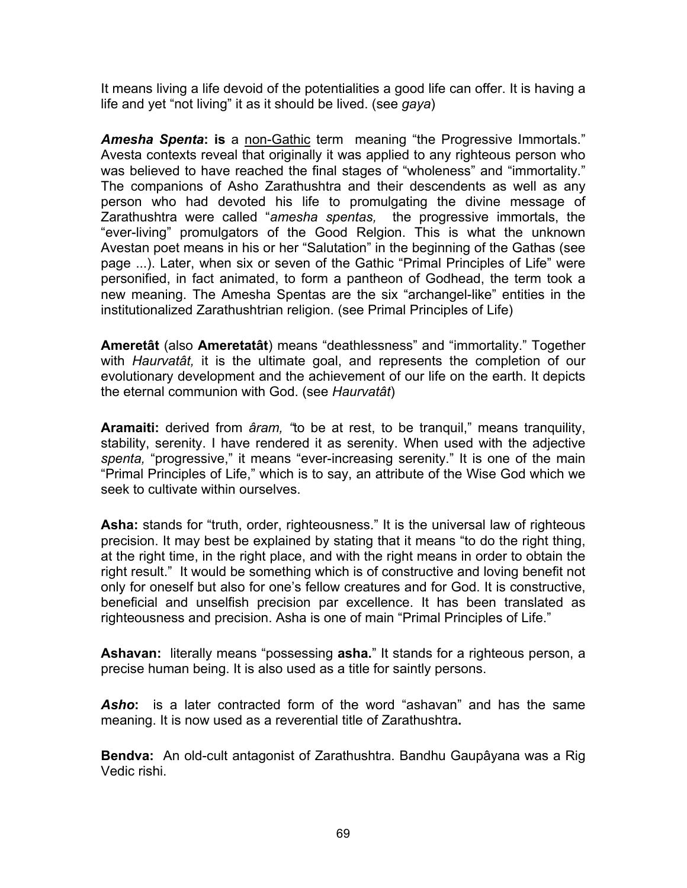It means living a life devoid of the potentialities a good life can offer. It is having a life and yet "not living" it as it should be lived. (see *gaya*)

***Amesha Spenta*: is** a non-Gathic term meaning "the Progressive Immortals." Avesta contexts reveal that originally it was applied to any righteous person who was believed to have reached the final stages of "wholeness" and "immortality." The companions of Asho Zarathushtra and their descendents as well as any person who had devoted his life to promulgating the divine message of Zarathushtra were called "*amesha spentas,* the progressive immortals, the "ever-living" promulgators of the Good Relgion. This is what the unknown Avestan poet means in his or her "Salutation" in the beginning of the Gathas (see page ...). Later, when six or seven of the Gathic "Primal Principles of Life" were personified, in fact animated, to form a pantheon of Godhead, the term took a new meaning. The Amesha Spentas are the six "archangel-like" entities in the institutionalized Zarathushtrian religion. (see Primal Principles of Life)

**Ameretât** (also **Ameretatât**) means "deathlessness" and "immortality." Together with *Haurvatât,* it is the ultimate goal, and represents the completion of our evolutionary development and the achievement of our life on the earth. It depicts the eternal communion with God. (see *Haurvatât*)

**Aramaiti:** derived from *âram, "*to be at rest, to be tranquil," means tranquility, stability, serenity. I have rendered it as serenity. When used with the adjective *spenta,* "progressive," it means "ever-increasing serenity." It is one of the main "Primal Principles of Life," which is to say, an attribute of the Wise God which we seek to cultivate within ourselves.

**Asha:** stands for "truth, order, righteousness." It is the universal law of righteous precision. It may best be explained by stating that it means "to do the right thing, at the right time, in the right place, and with the right means in order to obtain the right result." It would be something which is of constructive and loving benefit not only for oneself but also for one's fellow creatures and for God. It is constructive, beneficial and unselfish precision par excellence. It has been translated as righteousness and precision. Asha is one of main "Primal Principles of Life."

**Ashavan:** literally means "possessing **asha.**" It stands for a righteous person, a precise human being. It is also used as a title for saintly persons.

***Asho*:** is a later contracted form of the word "ashavan" and has the same meaning. It is now used as a reverential title of Zarathushtra**.**

**Bendva:** An old-cult antagonist of Zarathushtra. Bandhu Gaupâyana was a Rig Vedic rishi.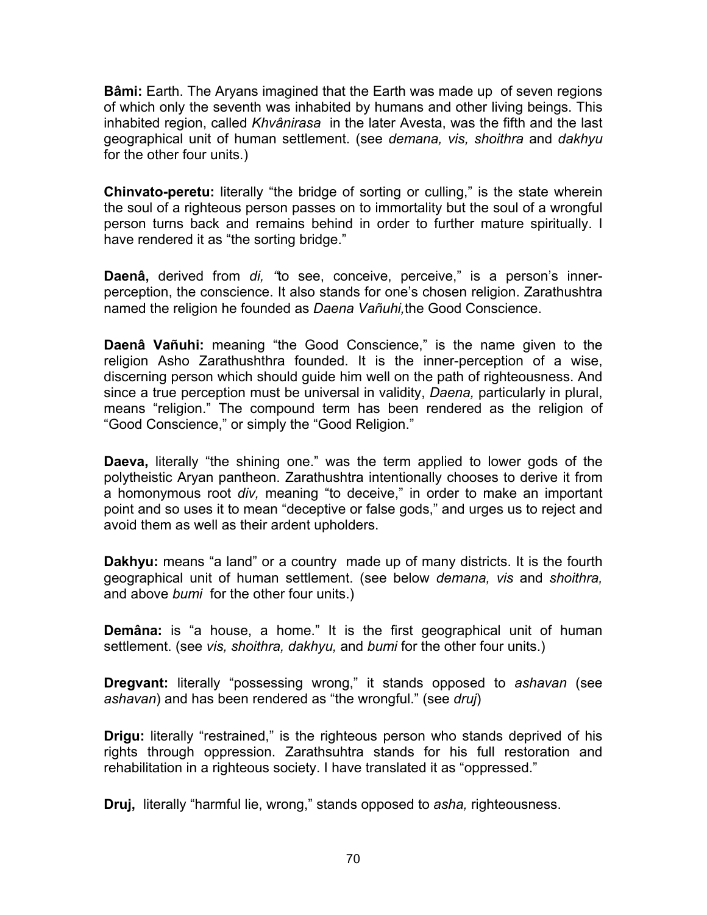**Bâmi:** Earth. The Aryans imagined that the Earth was made up of seven regions of which only the seventh was inhabited by humans and other living beings. This inhabited region, called *Khvânirasa* in the later Avesta, was the fifth and the last geographical unit of human settlement. (see *demana, vis, shoithra* and *dakhyu* for the other four units.)

**Chinvato-peretu:** literally "the bridge of sorting or culling," is the state wherein the soul of a righteous person passes on to immortality but the soul of a wrongful person turns back and remains behind in order to further mature spiritually. I have rendered it as "the sorting bridge."

**Daenâ,** derived from *di, "*to see, conceive, perceive," is a person's inner-perception, the conscience. It also stands for one's chosen religion. Zarathushtra named the religion he founded as *Daena Vañuhi,*the Good Conscience.

**Daenâ Vañuhi:** meaning "the Good Conscience," is the name given to the religion Asho Zarathushthra founded. It is the inner-perception of a wise, discerning person which should guide him well on the path of righteousness. And since a true perception must be universal in validity, *Daena,* particularly in plural, means "religion." The compound term has been rendered as the religion of "Good Conscience," or simply the "Good Religion."

**Daeva,** literally "the shining one." was the term applied to lower gods of the polytheistic Aryan pantheon. Zarathushtra intentionally chooses to derive it from a homonymous root *div,* meaning "to deceive," in order to make an important point and so uses it to mean "deceptive or false gods," and urges us to reject and avoid them as well as their ardent upholders.

**Dakhyu:** means "a land" or a country made up of many districts. It is the fourth geographical unit of human settlement. (see below *demana, vis* and *shoithra,* and above *bumi* for the other four units.)

**Demâna:** is "a house, a home." It is the first geographical unit of human settlement. (see *vis, shoithra, dakhyu,* and *bumi* for the other four units.)

**Dregvant:** literally "possessing wrong," it stands opposed to *ashavan* (see *ashavan*) and has been rendered as "the wrongful." (see *druj*)

**Drigu:** literally "restrained," is the righteous person who stands deprived of his rights through oppression. Zarathsuhtra stands for his full restoration and rehabilitation in a righteous society. I have translated it as "oppressed."

**Druj,** literally "harmful lie, wrong," stands opposed to *asha,* righteousness.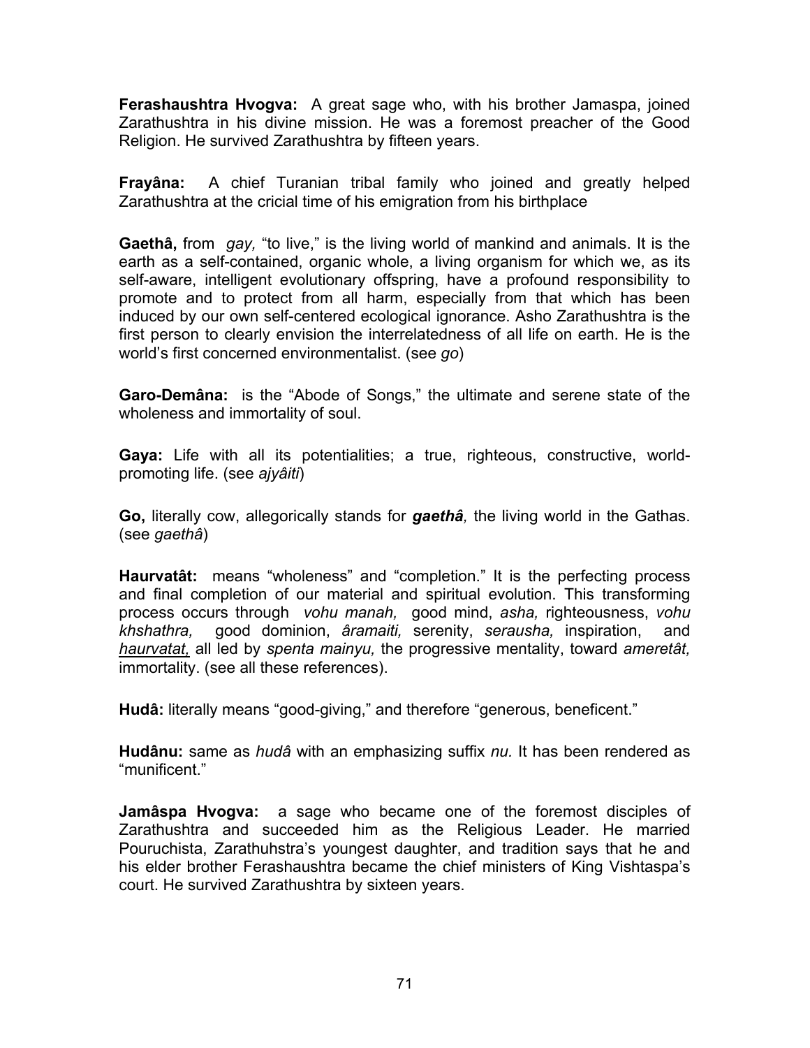**Ferashaushtra Hvogva:** A great sage who, with his brother Jamaspa, joined Zarathushtra in his divine mission. He was a foremost preacher of the Good Religion. He survived Zarathushtra by fifteen years.

**Frayâna:** A chief Turanian tribal family who joined and greatly helped Zarathushtra at the cricial time of his emigration from his birthplace

**Gaethâ,** from *gay,* "to live," is the living world of mankind and animals. It is the earth as a self-contained, organic whole, a living organism for which we, as its self-aware, intelligent evolutionary offspring, have a profound responsibility to promote and to protect from all harm, especially from that which has been induced by our own self-centered ecological ignorance. Asho Zarathushtra is the first person to clearly envision the interrelatedness of all life on earth. He is the world's first concerned environmentalist. (see *go*)

**Garo-Demâna:** is the "Abode of Songs," the ultimate and serene state of the wholeness and immortality of soul.

**Gaya:** Life with all its potentialities; a true, righteous, constructive, world-promoting life. (see *ajyâiti*)

**Go,** literally cow, allegorically stands for ***gaethâ,*** the living world in the Gathas. (see *gaethâ*)

**Haurvatât:** means "wholeness" and "completion." It is the perfecting process and final completion of our material and spiritual evolution. This transforming process occurs through *vohu manah,* good mind, *asha,* righteousness, *vohu khshathra,* good dominion, *âramaiti,* serenity, *serausha,* inspiration, and <u>*haurvatat,*</u> all led by *spenta mainyu,* the progressive mentality, toward *ameretât,* immortality. (see all these references).

**Hudâ:** literally means "good-giving," and therefore "generous, beneficent."

**Hudânu:** same as *hudâ* with an emphasizing suffix *nu.* It has been rendered as "munificent."

**Jamâspa Hvogva:** a sage who became one of the foremost disciples of Zarathushtra and succeeded him as the Religious Leader. He married Pouruchista, Zarathuhstra's youngest daughter, and tradition says that he and his elder brother Ferashaushtra became the chief ministers of King Vishtaspa's court. He survived Zarathushtra by sixteen years.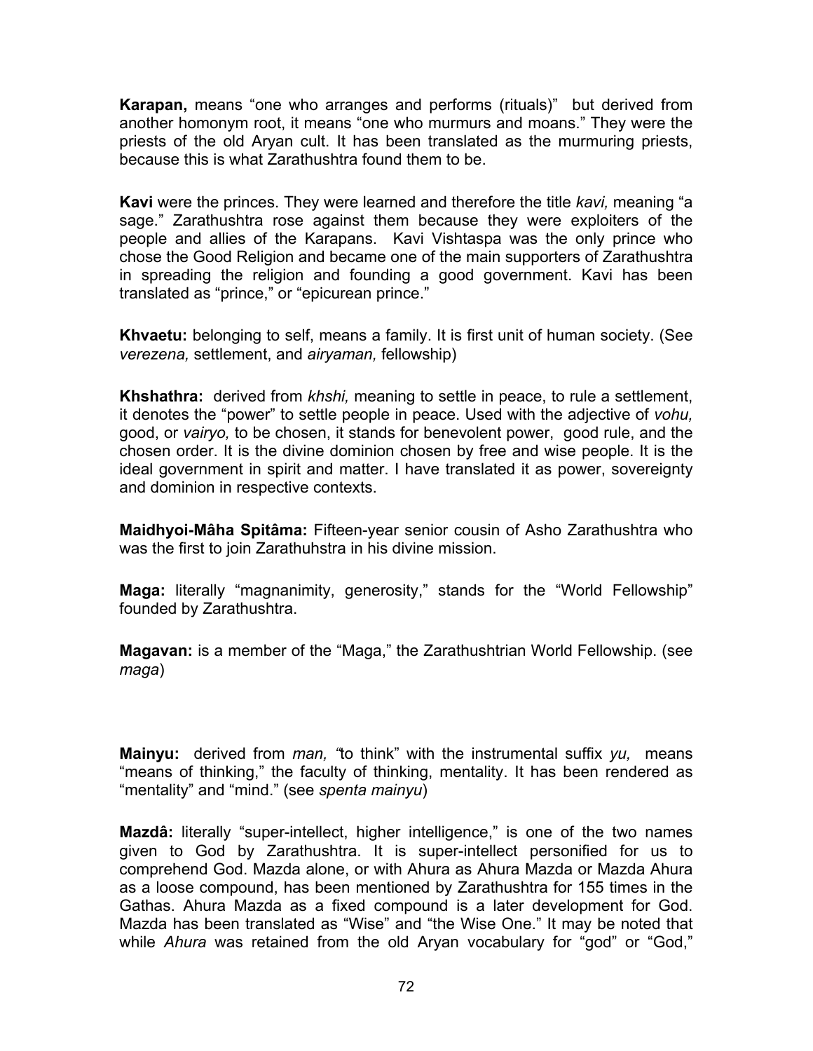**Karapan,** means "one who arranges and performs (rituals)" but derived from another homonym root, it means "one who murmurs and moans." They were the priests of the old Aryan cult. It has been translated as the murmuring priests, because this is what Zarathushtra found them to be.

**Kavi** were the princes. They were learned and therefore the title *kavi,* meaning "a sage." Zarathushtra rose against them because they were exploiters of the people and allies of the Karapans. Kavi Vishtaspa was the only prince who chose the Good Religion and became one of the main supporters of Zarathushtra in spreading the religion and founding a good government. Kavi has been translated as "prince," or "epicurean prince."

**Khvaetu:** belonging to self, means a family. It is first unit of human society. (See *verezena,* settlement, and *airyaman,* fellowship)

**Khshathra:** derived from *khshi,* meaning to settle in peace, to rule a settlement, it denotes the "power" to settle people in peace. Used with the adjective of *vohu,* good, or *vairyo,* to be chosen, it stands for benevolent power, good rule, and the chosen order. It is the divine dominion chosen by free and wise people. It is the ideal government in spirit and matter. I have translated it as power, sovereignty and dominion in respective contexts.

**Maidhyoi-Mâha Spitâma:** Fifteen-year senior cousin of Asho Zarathushtra who was the first to join Zarathuhstra in his divine mission.

**Maga:** literally "magnanimity, generosity," stands for the "World Fellowship" founded by Zarathushtra.

**Magavan:** is a member of the "Maga," the Zarathushtrian World Fellowship. (see *maga*)

**Mainyu:** derived from *man, "*to think" with the instrumental suffix *yu,* means "means of thinking," the faculty of thinking, mentality. It has been rendered as "mentality" and "mind." (see *spenta mainyu*)

**Mazdâ:** literally "super-intellect, higher intelligence," is one of the two names given to God by Zarathushtra. It is super-intellect personified for us to comprehend God. Mazda alone, or with Ahura as Ahura Mazda or Mazda Ahura as a loose compound, has been mentioned by Zarathushtra for 155 times in the Gathas. Ahura Mazda as a fixed compound is a later development for God. Mazda has been translated as "Wise" and "the Wise One." It may be noted that while *Ahura* was retained from the old Aryan vocabulary for "god" or "God,"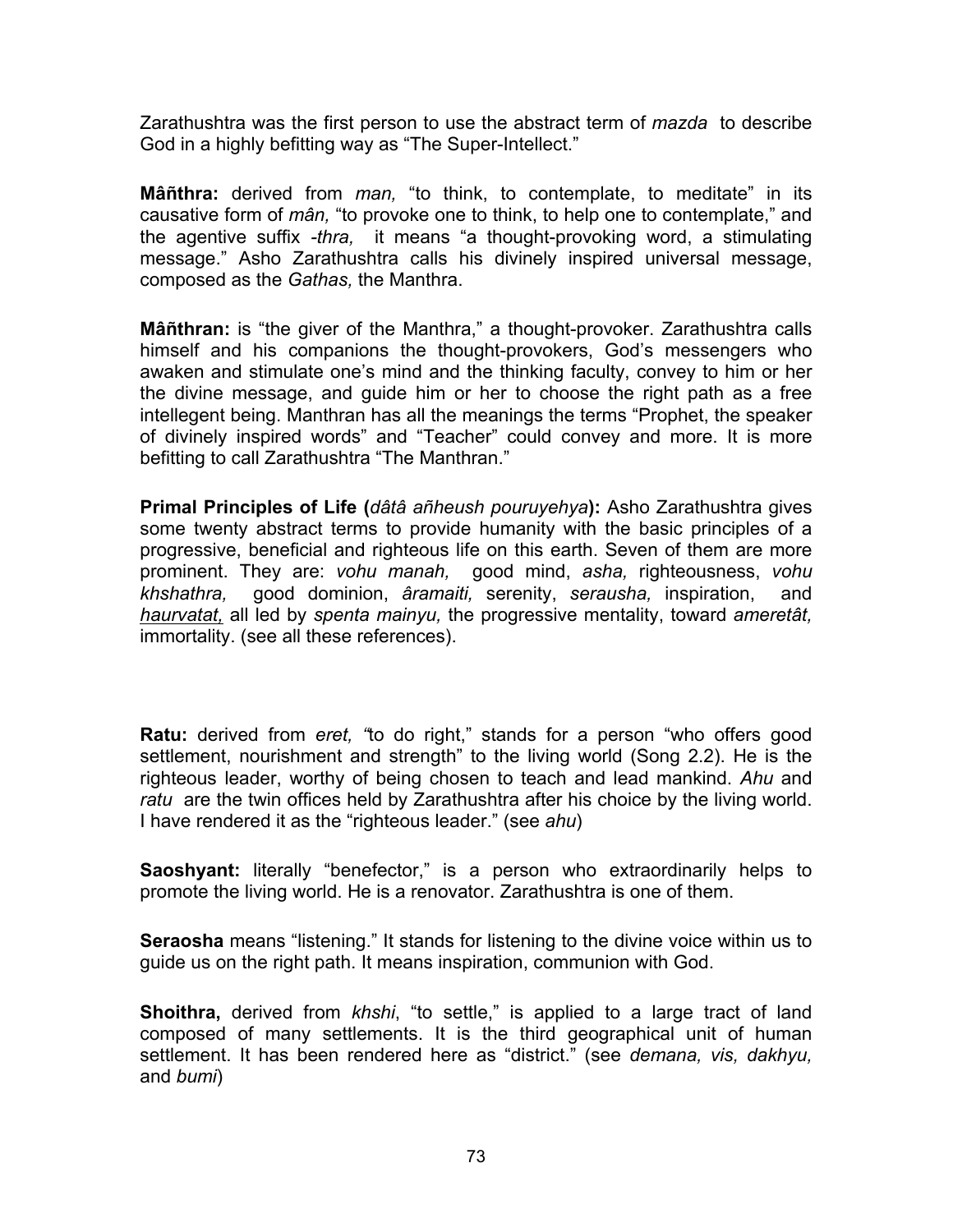Zarathushtra was the first person to use the abstract term of *mazda* to describe God in a highly befitting way as "The Super-Intellect."

**Mâñthra:** derived from *man,* "to think, to contemplate, to meditate" in its causative form of *mân,* "to provoke one to think, to help one to contemplate," and the agentive suffix *-thra,* it means "a thought-provoking word, a stimulating message." Asho Zarathushtra calls his divinely inspired universal message, composed as the *Gathas,* the Manthra.

**Mâñthran:** is "the giver of the Manthra," a thought-provoker. Zarathushtra calls himself and his companions the thought-provokers, God's messengers who awaken and stimulate one's mind and the thinking faculty, convey to him or her the divine message, and guide him or her to choose the right path as a free intellegent being. Manthran has all the meanings the terms "Prophet, the speaker of divinely inspired words" and "Teacher" could convey and more. It is more befitting to call Zarathushtra "The Manthran."

**Primal Principles of Life (***dâtâ añheush pouruyehya***):** Asho Zarathushtra gives some twenty abstract terms to provide humanity with the basic principles of a progressive, beneficial and righteous life on this earth. Seven of them are more prominent. They are: *vohu manah,* good mind, *asha,* righteousness, *vohu khshathra,* good dominion, *âramaiti,* serenity, *serausha,* inspiration, and <u>*haurvatat,*</u> all led by *spenta mainyu,* the progressive mentality, toward *ameretât,* immortality. (see all these references).

**Ratu:** derived from *eret,* "to do right," stands for a person "who offers good settlement, nourishment and strength" to the living world (Song 2.2). He is the righteous leader, worthy of being chosen to teach and lead mankind. *Ahu* and *ratu* are the twin offices held by Zarathushtra after his choice by the living world. I have rendered it as the "righteous leader." (see *ahu*)

**Saoshyant:** literally "benefector," is a person who extraordinarily helps to promote the living world. He is a renovator. Zarathushtra is one of them.

**Seraosha** means "listening." It stands for listening to the divine voice within us to guide us on the right path. It means inspiration, communion with God.

**Shoithra,** derived from *khshi*, "to settle," is applied to a large tract of land composed of many settlements. It is the third geographical unit of human settlement. It has been rendered here as "district." (see *demana, vis, dakhyu,* and *bumi*)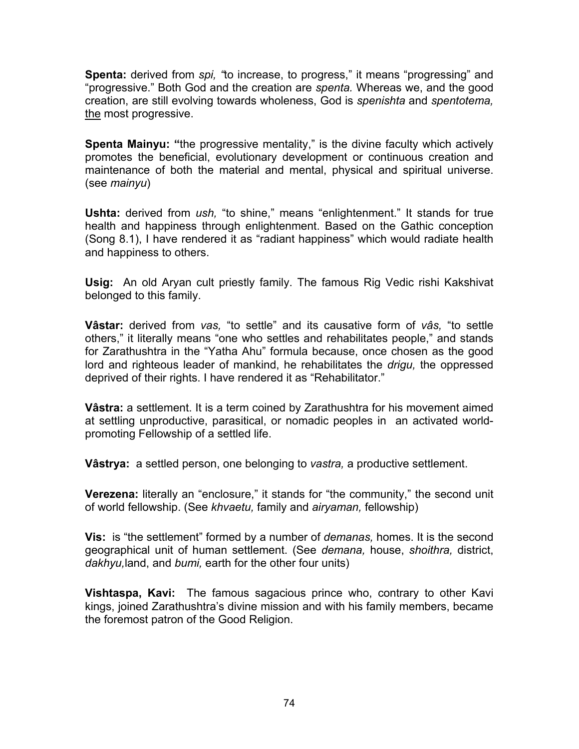**Spenta:** derived from *spi,* "to increase, to progress," it means "progressing" and "progressive." Both God and the creation are *spenta.* Whereas we, and the good creation, are still evolving towards wholeness, God is *spenishta* and *spentotema,* the most progressive.

**Spenta Mainyu:** "the progressive mentality," is the divine faculty which actively promotes the beneficial, evolutionary development or continuous creation and maintenance of both the material and mental, physical and spiritual universe. (see *mainyu*)

**Ushta:** derived from *ush,* "to shine," means "enlightenment." It stands for true health and happiness through enlightenment. Based on the Gathic conception (Song 8.1), I have rendered it as "radiant happiness" which would radiate health and happiness to others.

**Usig:** An old Aryan cult priestly family. The famous Rig Vedic rishi Kakshivat belonged to this family.

**Vâstar:** derived from *vas,* "to settle" and its causative form of *vâs,* "to settle others," it literally means "one who settles and rehabilitates people," and stands for Zarathushtra in the "Yatha Ahu" formula because, once chosen as the good lord and righteous leader of mankind, he rehabilitates the *drigu,* the oppressed deprived of their rights. I have rendered it as "Rehabilitator."

**Vâstra:** a settlement. It is a term coined by Zarathushtra for his movement aimed at settling unproductive, parasitical, or nomadic peoples in an activated world-promoting Fellowship of a settled life.

**Vâstrya:** a settled person, one belonging to *vastra,* a productive settlement.

**Verezena:** literally an "enclosure," it stands for "the community," the second unit of world fellowship. (See *khvaetu,* family and *airyaman,* fellowship)

**Vis:** is "the settlement" formed by a number of *demanas,* homes. It is the second geographical unit of human settlement. (See *demana,* house, *shoithra,* district, *dakhyu,*land, and *bumi,* earth for the other four units)

**Vishtaspa, Kavi:** The famous sagacious prince who, contrary to other Kavi kings, joined Zarathushtra's divine mission and with his family members, became the foremost patron of the Good Religion.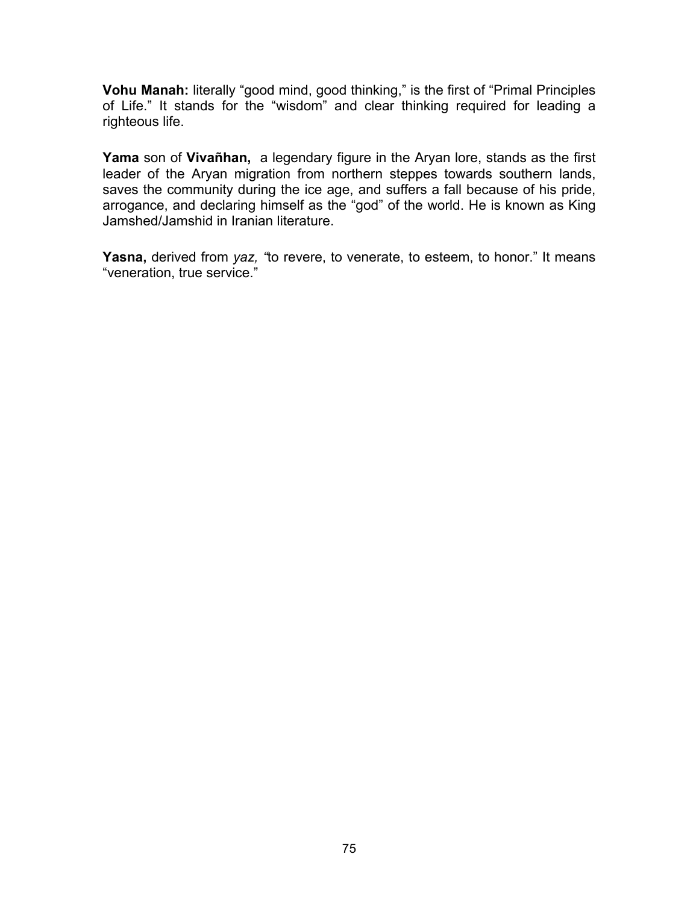**Vohu Manah:** literally "good mind, good thinking," is the first of "Primal Principles of Life." It stands for the "wisdom" and clear thinking required for leading a righteous life.

**Yama** son of **Vivañhan,** a legendary figure in the Aryan lore, stands as the first leader of the Aryan migration from northern steppes towards southern lands, saves the community during the ice age, and suffers a fall because of his pride, arrogance, and declaring himself as the "god" of the world. He is known as King Jamshed/Jamshid in Iranian literature.

**Yasna,** derived from *yaz, "*to revere, to venerate, to esteem, to honor." It means "veneration, true service."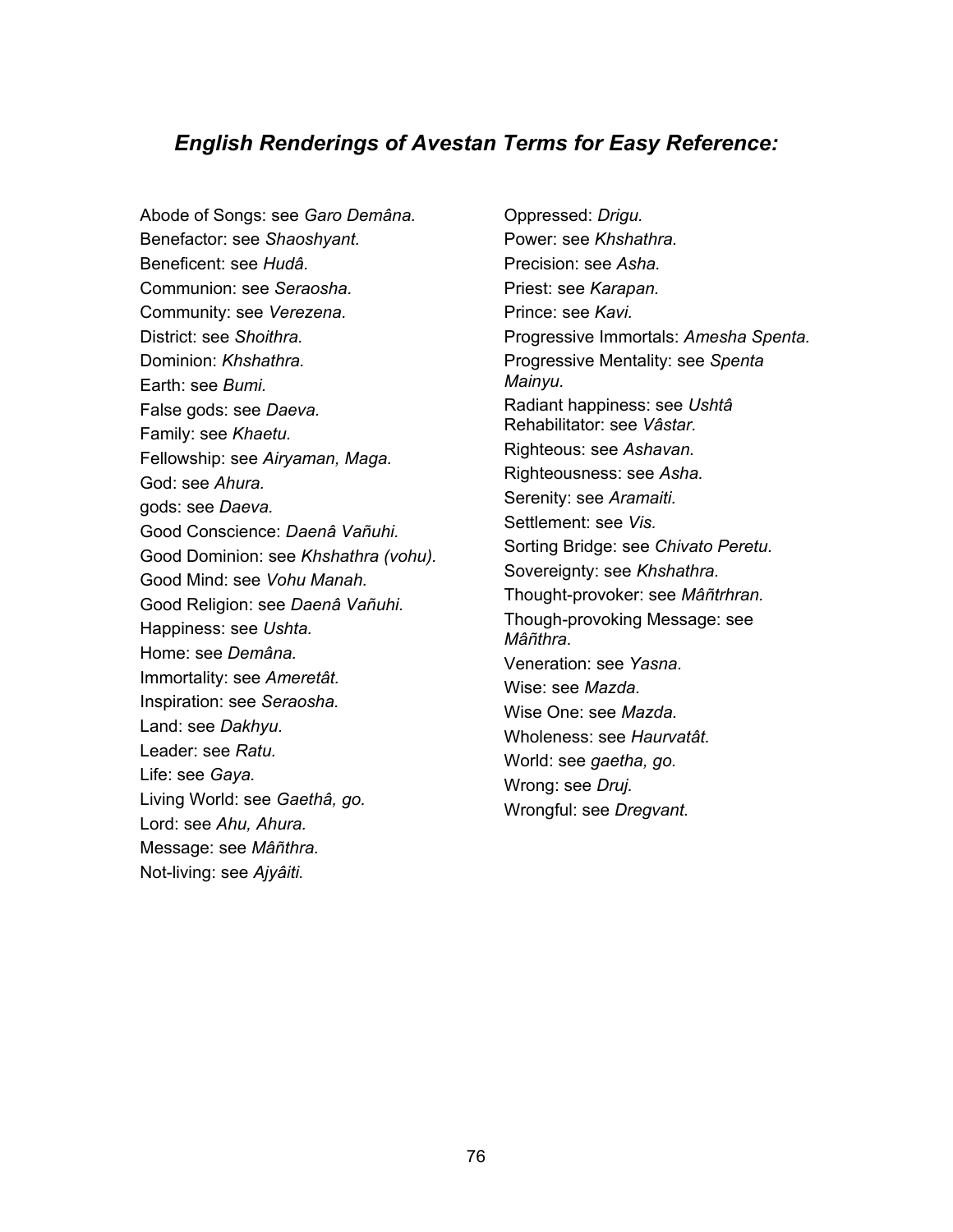## *English Renderings of Avestan Terms for Easy Reference:*

Abode of Songs: see *Garo Demâna.*
Benefactor: see *Shaoshyant.*
Beneficent: see *Hudâ.*
Communion: see *Seraosha.*
Community: see *Verezena.*
District: see *Shoithra.*
Dominion: *Khshathra.*
Earth: see *Bumi.*
False gods: see *Daeva.*
Family: see *Khaetu.*
Fellowship: see *Airyaman, Maga.*
God: see *Ahura.*
gods: see *Daeva.*
Good Conscience: *Daenâ Vañuhi.*
Good Dominion: see *Khshathra (vohu).*
Good Mind: see *Vohu Manah.*
Good Religion: see *Daenâ Vañuhi.*
Happiness: see *Ushta.*
Home: see *Demâna.*
Immortality: see *Ameretât.*
Inspiration: see *Seraosha.*
Land: see *Dakhyu.*
Leader: see *Ratu.*
Life: see *Gaya.*
Living World: see *Gaethâ, go.*
Lord: see *Ahu, Ahura.*
Message: see *Mâñthra.*
Not-living: see *Ajyâiti.*
Oppressed: *Drigu.*
Power: see *Khshathra.*
Precision: see *Asha.*
Priest: see *Karapan.*
Prince: see *Kavi.*
Progressive Immortals: *Amesha Spenta.*
Progressive Mentality: see *Spenta Mainyu.*
Radiant happiness: see *Ushtâ*
Rehabilitator: see *Vâstar.*
Righteous: see *Ashavan.*
Righteousness: see *Asha.*
Serenity: see *Aramaiti.*
Settlement: see *Vis.*
Sorting Bridge: see *Chivato Peretu.*
Sovereignty: see *Khshathra.*
Thought-provoker: see *Mâñtrhran.*
Though-provoking Message: see *Mâñthra.*
Veneration: see *Yasna.*
Wise: see *Mazda.*
Wise One: see *Mazda.*
Wholeness: see *Haurvatât.*
World: see *gaetha, go.*
Wrong: see *Druj.*
Wrongful: see *Dregvant.*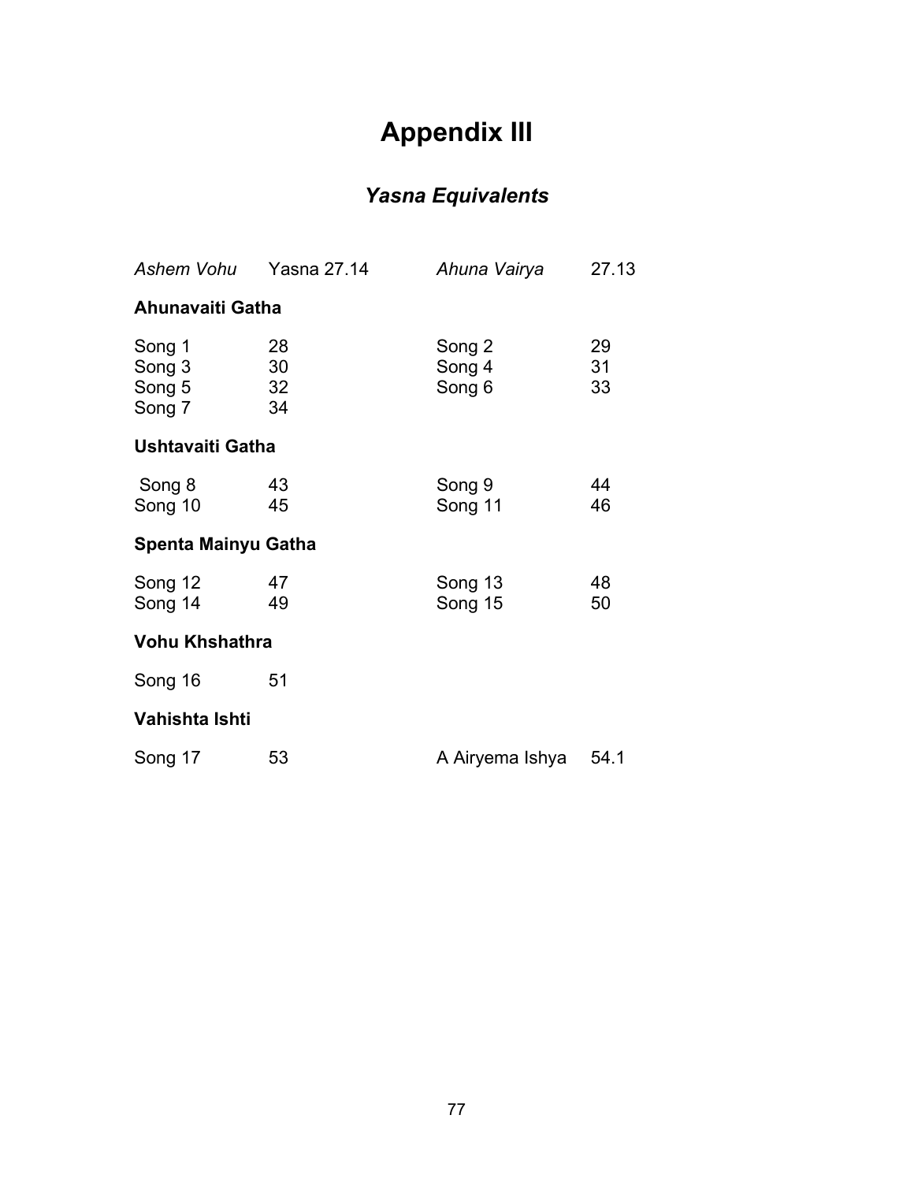# Appendix III

## *Yasna Equivalents*

| | | | |
|---|---|---|---|
| *Ashem Vohu* | Yasna 27.14 | *Ahuna Vairya* | 27.13 |

**Ahunavaiti Gatha**

| | | | |
|---|---|---|---|
| Song 1 | 28 | Song 2 | 29 |
| Song 3 | 30 | Song 4 | 31 |
| Song 5 | 32 | Song 6 | 33 |
| Song 7 | 34 | | |

**Ushtavaiti Gatha**

| | | | |
|---|---|---|---|
| Song 8 | 43 | Song 9 | 44 |
| Song 10 | 45 | Song 11 | 46 |

**Spenta Mainyu Gatha**

| | | | |
|---|---|---|---|
| Song 12 | 47 | Song 13 | 48 |
| Song 14 | 49 | Song 15 | 50 |

**Vohu Khshathra**

| | |
|---|---|
| Song 16 | 51 |

**Vahishta Ishti**

| | | | |
|---|---|---|---|
| Song 17 | 53 | A Airyema Ishya | 54.1 |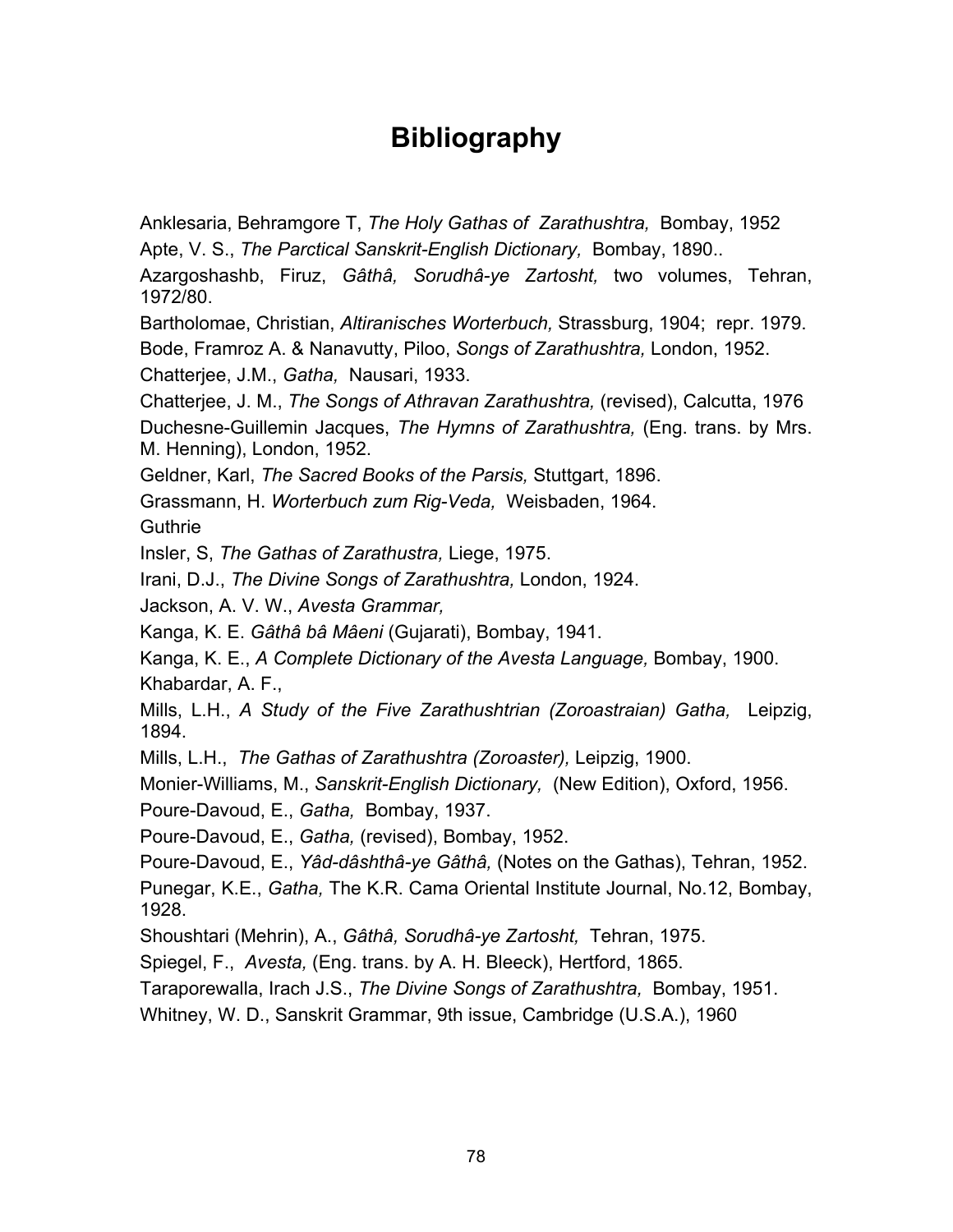# Bibliography

Anklesaria, Behramgore T, *The Holy Gathas of Zarathushtra,* Bombay, 1952

Apte, V. S., *The Parctical Sanskrit-English Dictionary,* Bombay, 1890..

Azargoshashb, Firuz, *Gâthâ, Sorudhâ-ye Zartosht,* two volumes, Tehran, 1972/80.

Bartholomae, Christian, *Altiranisches Worterbuch,* Strassburg, 1904; repr. 1979.

Bode, Framroz A. & Nanavutty, Piloo, *Songs of Zarathushtra,* London, 1952.

Chatterjee, J.M., *Gatha,* Nausari, 1933.

Chatterjee, J. M., *The Songs of Athravan Zarathushtra,* (revised), Calcutta, 1976

Duchesne-Guillemin Jacques, *The Hymns of Zarathushtra,* (Eng. trans. by Mrs. M. Henning), London, 1952.

Geldner, Karl, *The Sacred Books of the Parsis,* Stuttgart, 1896.

Grassmann, H. *Worterbuch zum Rig-Veda,* Weisbaden, 1964.

Guthrie

Insler, S, *The Gathas of Zarathustra,* Liege, 1975.

Irani, D.J., *The Divine Songs of Zarathushtra,* London, 1924.

Jackson, A. V. W., *Avesta Grammar,*

Kanga, K. E. *Gâthâ bâ Mâeni* (Gujarati), Bombay, 1941.

Kanga, K. E., *A Complete Dictionary of the Avesta Language,* Bombay, 1900.

Khabardar, A. F.,

Mills, L.H., *A Study of the Five Zarathushtrian (Zoroastraian) Gatha,* Leipzig, 1894.

Mills, L.H., *The Gathas of Zarathushtra (Zoroaster),* Leipzig, 1900.

Monier-Williams, M., *Sanskrit-English Dictionary,* (New Edition), Oxford, 1956.

Poure-Davoud, E., *Gatha,* Bombay, 1937.

Poure-Davoud, E., *Gatha,* (revised), Bombay, 1952.

Poure-Davoud, E., *Yâd-dâshthâ-ye Gâthâ,* (Notes on the Gathas), Tehran, 1952.

Punegar, K.E., *Gatha,* The K.R. Cama Oriental Institute Journal, No.12, Bombay, 1928.

Shoushtari (Mehrin), A., *Gâthâ, Sorudhâ-ye Zartosht,* Tehran, 1975.

Spiegel, F., *Avesta,* (Eng. trans. by A. H. Bleeck), Hertford, 1865.

Taraporewalla, Irach J.S., *The Divine Songs of Zarathushtra,* Bombay, 1951.

Whitney, W. D., Sanskrit Grammar, 9th issue, Cambridge (U.S.A.), 1960